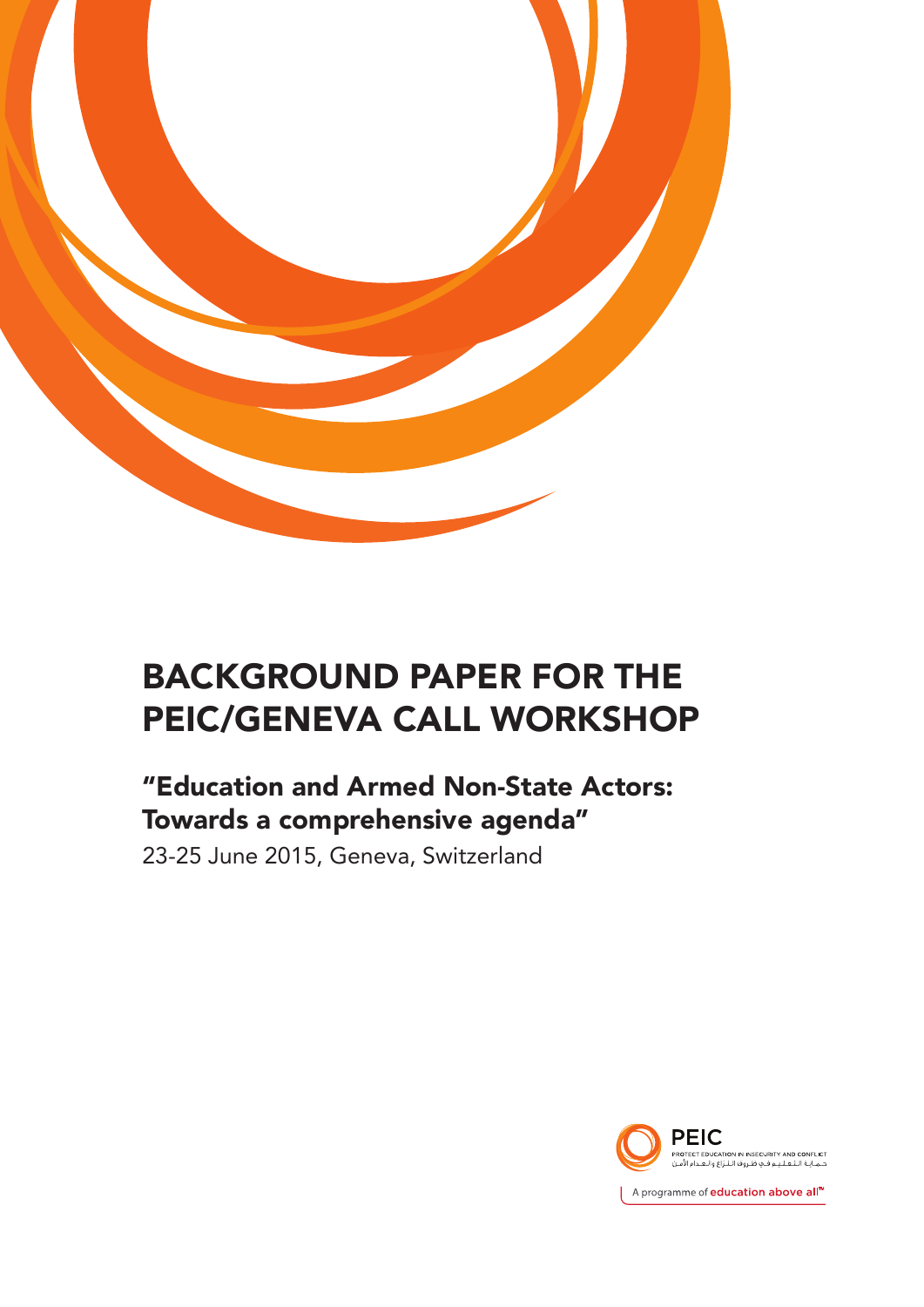# BACKGROUND PAPER FOR THE PEIC/GENEVA CALL WORKSHOP

## "Education and Armed Non-State Actors: Towards a comprehensive agenda"

23-25 June 2015, Geneva, Switzerland

PEIC
PROTECT EDUCATION IN INSECURITY AND CONFLICT
حماية التعليم في ظروف النزاع وانعدام الأمن

A programme of **education above all**™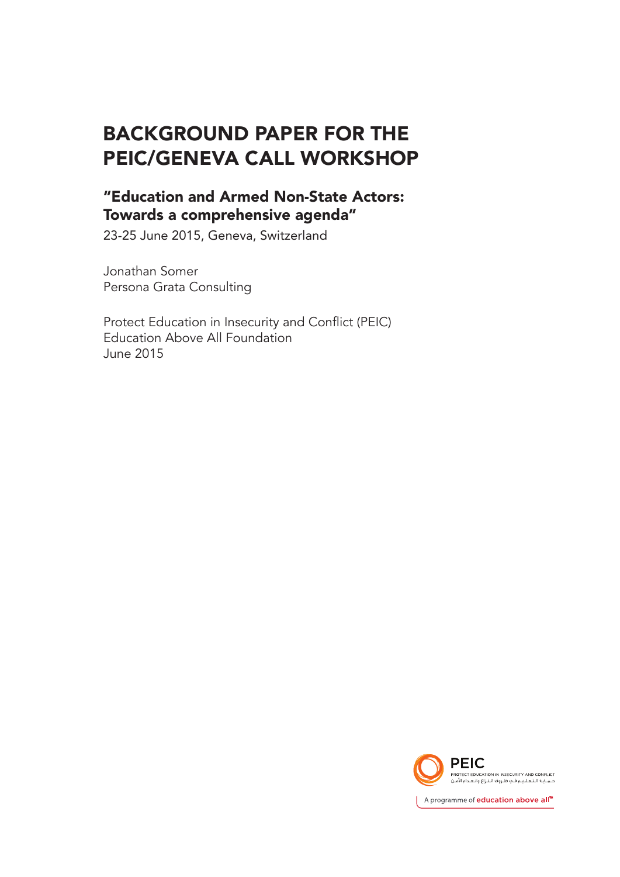# BACKGROUND PAPER FOR THE PEIC/GENEVA CALL WORKSHOP

## "Education and Armed Non-State Actors: Towards a comprehensive agenda"

23-25 June 2015, Geneva, Switzerland

Jonathan Somer
Persona Grata Consulting

Protect Education in Insecurity and Conflict (PEIC)
Education Above All Foundation
June 2015

PEIC
PROTECT EDUCATION IN INSECURITY AND CONFLICT
حماية التعليم في ظروف النزاع وانعدام الأمن

A programme of education above all™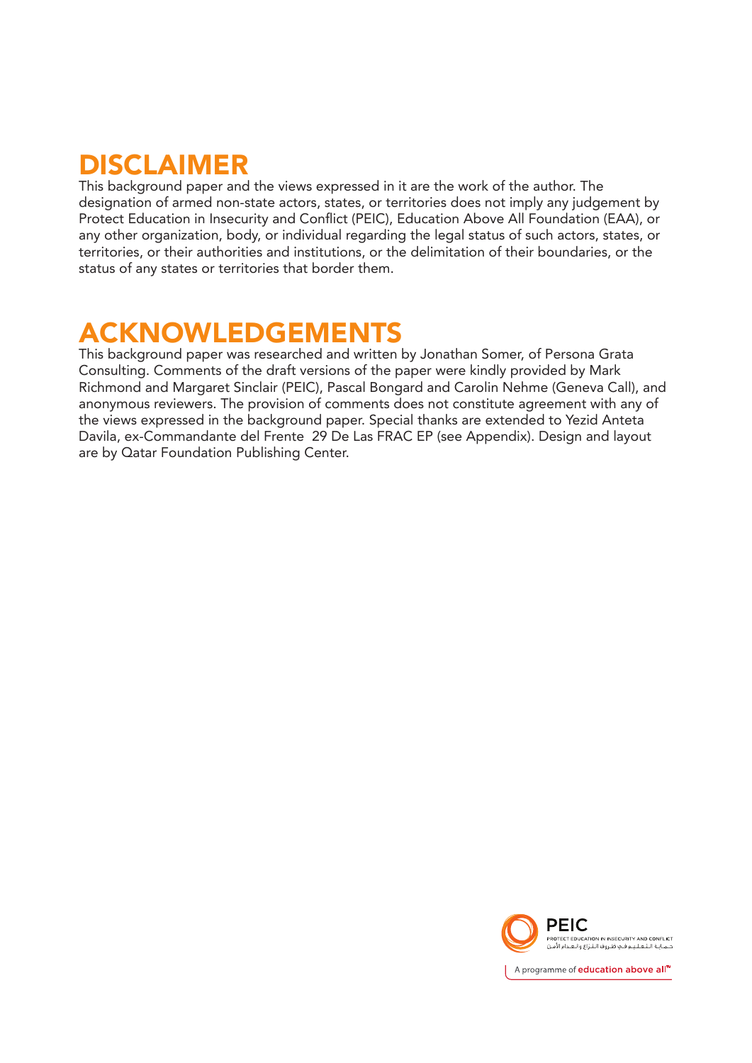# DISCLAIMER

This background paper and the views expressed in it are the work of the author. The designation of armed non-state actors, states, or territories does not imply any judgement by Protect Education in Insecurity and Conflict (PEIC), Education Above All Foundation (EAA), or any other organization, body, or individual regarding the legal status of such actors, states, or territories, or their authorities and institutions, or the delimitation of their boundaries, or the status of any states or territories that border them.

# ACKNOWLEDGEMENTS

This background paper was researched and written by Jonathan Somer, of Persona Grata Consulting. Comments of the draft versions of the paper were kindly provided by Mark Richmond and Margaret Sinclair (PEIC), Pascal Bongard and Carolin Nehme (Geneva Call), and anonymous reviewers. The provision of comments does not constitute agreement with any of the views expressed in the background paper. Special thanks are extended to Yezid Anteta Davila, ex-Commandante del Frente 29 De Las FRAC EP (see Appendix). Design and layout are by Qatar Foundation Publishing Center.

PEIC
PROTECT EDUCATION IN INSECURITY AND CONFLICT
حماية التعليم في ظروف النزاع وانعدام الأمن

A programme of education above all™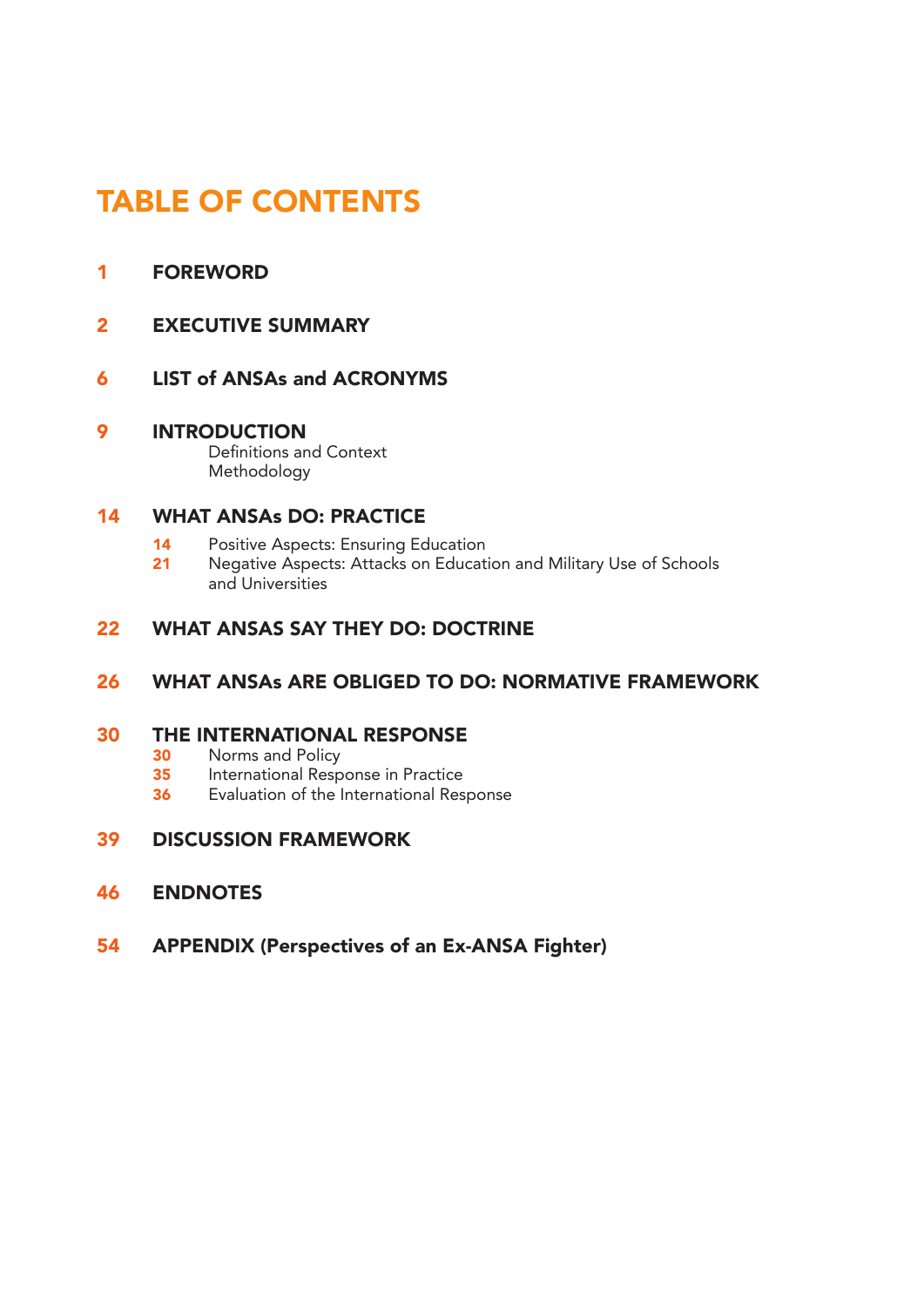# TABLE OF CONTENTS

**1** **FOREWORD**

**2** **EXECUTIVE SUMMARY**

**6** **LIST of ANSAs and ACRONYMS**

**9** **INTRODUCTION**
- Definitions and Context
- Methodology

**14** **WHAT ANSAs DO: PRACTICE**
- **14** Positive Aspects: Ensuring Education
- **21** Negative Aspects: Attacks on Education and Military Use of Schools and Universities

**22** **WHAT ANSAS SAY THEY DO: DOCTRINE**

**26** **WHAT ANSAs ARE OBLIGED TO DO: NORMATIVE FRAMEWORK**

**30** **THE INTERNATIONAL RESPONSE**
- **30** Norms and Policy
- **35** International Response in Practice
- **36** Evaluation of the International Response

**39** **DISCUSSION FRAMEWORK**

**46** **ENDNOTES**

**54** **APPENDIX (Perspectives of an Ex-ANSA Fighter)**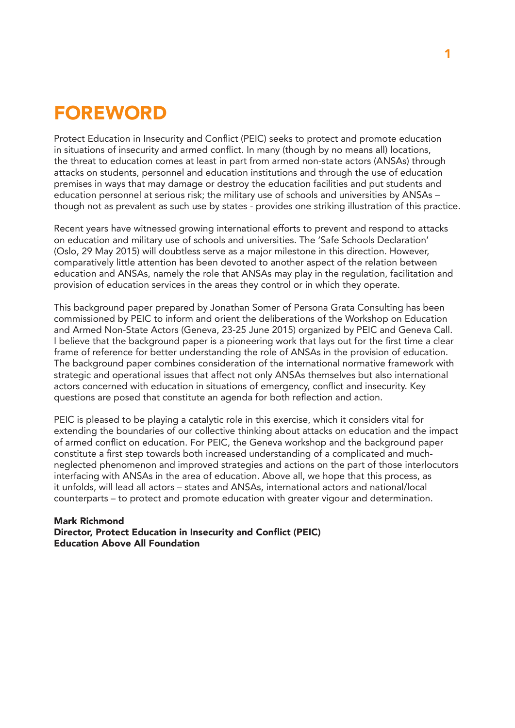# FOREWORD

Protect Education in Insecurity and Conflict (PEIC) seeks to protect and promote education in situations of insecurity and armed conflict. In many (though by no means all) locations, the threat to education comes at least in part from armed non-state actors (ANSAs) through attacks on students, personnel and education institutions and through the use of education premises in ways that may damage or destroy the education facilities and put students and education personnel at serious risk; the military use of schools and universities by ANSAs – though not as prevalent as such use by states - provides one striking illustration of this practice.

Recent years have witnessed growing international efforts to prevent and respond to attacks on education and military use of schools and universities. The 'Safe Schools Declaration' (Oslo, 29 May 2015) will doubtless serve as a major milestone in this direction. However, comparatively little attention has been devoted to another aspect of the relation between education and ANSAs, namely the role that ANSAs may play in the regulation, facilitation and provision of education services in the areas they control or in which they operate.

This background paper prepared by Jonathan Somer of Persona Grata Consulting has been commissioned by PEIC to inform and orient the deliberations of the Workshop on Education and Armed Non-State Actors (Geneva, 23-25 June 2015) organized by PEIC and Geneva Call. I believe that the background paper is a pioneering work that lays out for the first time a clear frame of reference for better understanding the role of ANSAs in the provision of education. The background paper combines consideration of the international normative framework with strategic and operational issues that affect not only ANSAs themselves but also international actors concerned with education in situations of emergency, conflict and insecurity. Key questions are posed that constitute an agenda for both reflection and action.

PEIC is pleased to be playing a catalytic role in this exercise, which it considers vital for extending the boundaries of our collective thinking about attacks on education and the impact of armed conflict on education. For PEIC, the Geneva workshop and the background paper constitute a first step towards both increased understanding of a complicated and much-neglected phenomenon and improved strategies and actions on the part of those interlocutors interfacing with ANSAs in the area of education. Above all, we hope that this process, as it unfolds, will lead all actors – states and ANSAs, international actors and national/local counterparts – to protect and promote education with greater vigour and determination.

**Mark Richmond**
**Director, Protect Education in Insecurity and Conflict (PEIC)**
**Education Above All Foundation**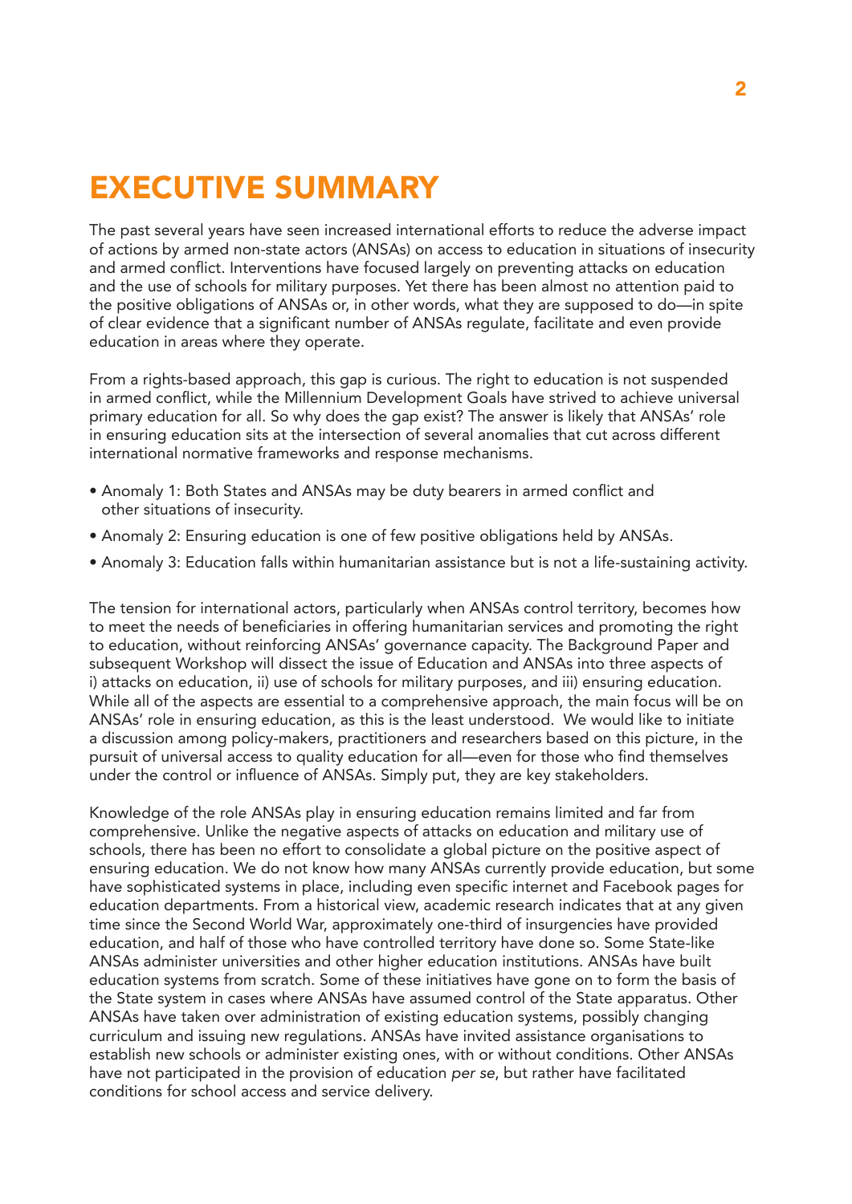# EXECUTIVE SUMMARY

The past several years have seen increased international efforts to reduce the adverse impact of actions by armed non-state actors (ANSAs) on access to education in situations of insecurity and armed conflict. Interventions have focused largely on preventing attacks on education and the use of schools for military purposes. Yet there has been almost no attention paid to the positive obligations of ANSAs or, in other words, what they are supposed to do—in spite of clear evidence that a significant number of ANSAs regulate, facilitate and even provide education in areas where they operate.

From a rights-based approach, this gap is curious. The right to education is not suspended in armed conflict, while the Millennium Development Goals have strived to achieve universal primary education for all. So why does the gap exist? The answer is likely that ANSAs' role in ensuring education sits at the intersection of several anomalies that cut across different international normative frameworks and response mechanisms.

- Anomaly 1: Both States and ANSAs may be duty bearers in armed conflict and other situations of insecurity.
- Anomaly 2: Ensuring education is one of few positive obligations held by ANSAs.
- Anomaly 3: Education falls within humanitarian assistance but is not a life-sustaining activity.

The tension for international actors, particularly when ANSAs control territory, becomes how to meet the needs of beneficiaries in offering humanitarian services and promoting the right to education, without reinforcing ANSAs' governance capacity. The Background Paper and subsequent Workshop will dissect the issue of Education and ANSAs into three aspects of i) attacks on education, ii) use of schools for military purposes, and iii) ensuring education. While all of the aspects are essential to a comprehensive approach, the main focus will be on ANSAs' role in ensuring education, as this is the least understood. We would like to initiate a discussion among policy-makers, practitioners and researchers based on this picture, in the pursuit of universal access to quality education for all—even for those who find themselves under the control or influence of ANSAs. Simply put, they are key stakeholders.

Knowledge of the role ANSAs play in ensuring education remains limited and far from comprehensive. Unlike the negative aspects of attacks on education and military use of schools, there has been no effort to consolidate a global picture on the positive aspect of ensuring education. We do not know how many ANSAs currently provide education, but some have sophisticated systems in place, including even specific internet and Facebook pages for education departments. From a historical view, academic research indicates that at any given time since the Second World War, approximately one-third of insurgencies have provided education, and half of those who have controlled territory have done so. Some State-like ANSAs administer universities and other higher education institutions. ANSAs have built education systems from scratch. Some of these initiatives have gone on to form the basis of the State system in cases where ANSAs have assumed control of the State apparatus. Other ANSAs have taken over administration of existing education systems, possibly changing curriculum and issuing new regulations. ANSAs have invited assistance organisations to establish new schools or administer existing ones, with or without conditions. Other ANSAs have not participated in the provision of education *per se*, but rather have facilitated conditions for school access and service delivery.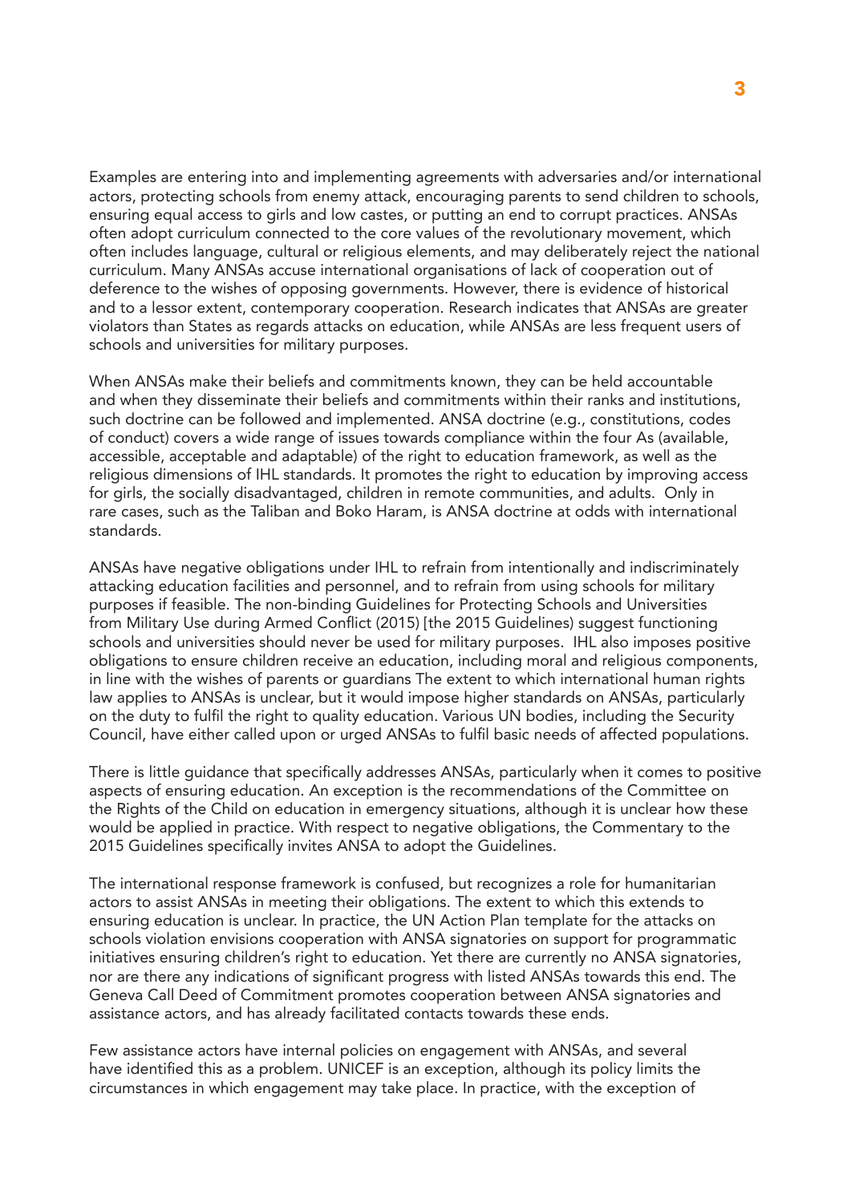Examples are entering into and implementing agreements with adversaries and/or international actors, protecting schools from enemy attack, encouraging parents to send children to schools, ensuring equal access to girls and low castes, or putting an end to corrupt practices. ANSAs often adopt curriculum connected to the core values of the revolutionary movement, which often includes language, cultural or religious elements, and may deliberately reject the national curriculum. Many ANSAs accuse international organisations of lack of cooperation out of deference to the wishes of opposing governments. However, there is evidence of historical and to a lessor extent, contemporary cooperation. Research indicates that ANSAs are greater violators than States as regards attacks on education, while ANSAs are less frequent users of schools and universities for military purposes.

When ANSAs make their beliefs and commitments known, they can be held accountable and when they disseminate their beliefs and commitments within their ranks and institutions, such doctrine can be followed and implemented. ANSA doctrine (e.g., constitutions, codes of conduct) covers a wide range of issues towards compliance within the four As (available, accessible, acceptable and adaptable) of the right to education framework, as well as the religious dimensions of IHL standards. It promotes the right to education by improving access for girls, the socially disadvantaged, children in remote communities, and adults. Only in rare cases, such as the Taliban and Boko Haram, is ANSA doctrine at odds with international standards.

ANSAs have negative obligations under IHL to refrain from intentionally and indiscriminately attacking education facilities and personnel, and to refrain from using schools for military purposes if feasible. The non-binding Guidelines for Protecting Schools and Universities from Military Use during Armed Conflict (2015) [the 2015 Guidelines) suggest functioning schools and universities should never be used for military purposes. IHL also imposes positive obligations to ensure children receive an education, including moral and religious components, in line with the wishes of parents or guardians The extent to which international human rights law applies to ANSAs is unclear, but it would impose higher standards on ANSAs, particularly on the duty to fulfil the right to quality education. Various UN bodies, including the Security Council, have either called upon or urged ANSAs to fulfil basic needs of affected populations.

There is little guidance that specifically addresses ANSAs, particularly when it comes to positive aspects of ensuring education. An exception is the recommendations of the Committee on the Rights of the Child on education in emergency situations, although it is unclear how these would be applied in practice. With respect to negative obligations, the Commentary to the 2015 Guidelines specifically invites ANSA to adopt the Guidelines.

The international response framework is confused, but recognizes a role for humanitarian actors to assist ANSAs in meeting their obligations. The extent to which this extends to ensuring education is unclear. In practice, the UN Action Plan template for the attacks on schools violation envisions cooperation with ANSA signatories on support for programmatic initiatives ensuring children's right to education. Yet there are currently no ANSA signatories, nor are there any indications of significant progress with listed ANSAs towards this end. The Geneva Call Deed of Commitment promotes cooperation between ANSA signatories and assistance actors, and has already facilitated contacts towards these ends.

Few assistance actors have internal policies on engagement with ANSAs, and several have identified this as a problem. UNICEF is an exception, although its policy limits the circumstances in which engagement may take place. In practice, with the exception of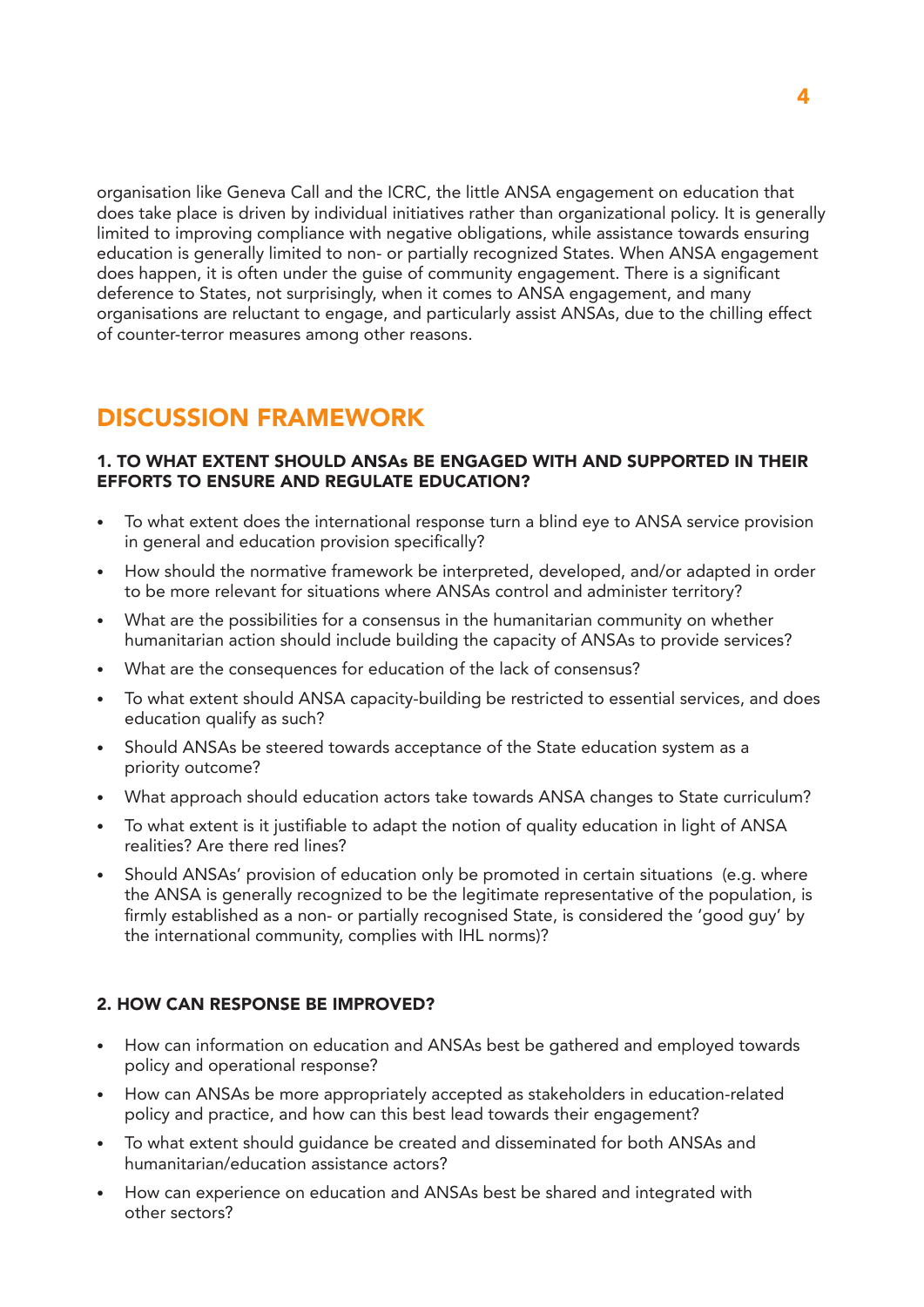organisation like Geneva Call and the ICRC, the little ANSA engagement on education that does take place is driven by individual initiatives rather than organizational policy. It is generally limited to improving compliance with negative obligations, while assistance towards ensuring education is generally limited to non- or partially recognized States. When ANSA engagement does happen, it is often under the guise of community engagement. There is a significant deference to States, not surprisingly, when it comes to ANSA engagement, and many organisations are reluctant to engage, and particularly assist ANSAs, due to the chilling effect of counter-terror measures among other reasons.

## DISCUSSION FRAMEWORK

### 1. TO WHAT EXTENT SHOULD ANSAs BE ENGAGED WITH AND SUPPORTED IN THEIR EFFORTS TO ENSURE AND REGULATE EDUCATION?

- To what extent does the international response turn a blind eye to ANSA service provision in general and education provision specifically?
- How should the normative framework be interpreted, developed, and/or adapted in order to be more relevant for situations where ANSAs control and administer territory?
- What are the possibilities for a consensus in the humanitarian community on whether humanitarian action should include building the capacity of ANSAs to provide services?
- What are the consequences for education of the lack of consensus?
- To what extent should ANSA capacity-building be restricted to essential services, and does education qualify as such?
- Should ANSAs be steered towards acceptance of the State education system as a priority outcome?
- What approach should education actors take towards ANSA changes to State curriculum?
- To what extent is it justifiable to adapt the notion of quality education in light of ANSA realities? Are there red lines?
- Should ANSAs' provision of education only be promoted in certain situations (e.g. where the ANSA is generally recognized to be the legitimate representative of the population, is firmly established as a non- or partially recognised State, is considered the 'good guy' by the international community, complies with IHL norms)?

### 2. HOW CAN RESPONSE BE IMPROVED?

- How can information on education and ANSAs best be gathered and employed towards policy and operational response?
- How can ANSAs be more appropriately accepted as stakeholders in education-related policy and practice, and how can this best lead towards their engagement?
- To what extent should guidance be created and disseminated for both ANSAs and humanitarian/education assistance actors?
- How can experience on education and ANSAs best be shared and integrated with other sectors?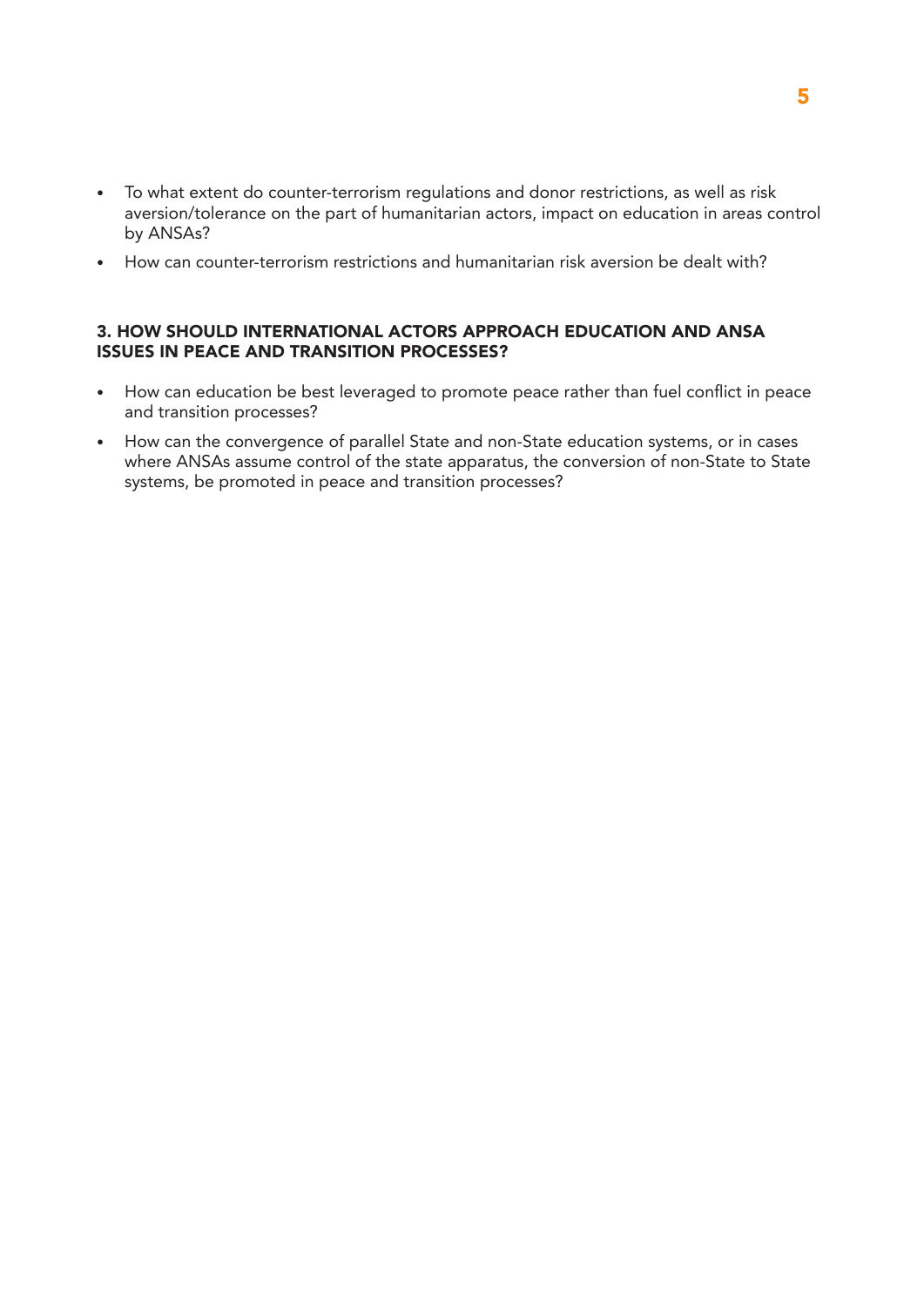- To what extent do counter-terrorism regulations and donor restrictions, as well as risk aversion/tolerance on the part of humanitarian actors, impact on education in areas control by ANSAs?
- How can counter-terrorism restrictions and humanitarian risk aversion be dealt with?

### 3. HOW SHOULD INTERNATIONAL ACTORS APPROACH EDUCATION AND ANSA ISSUES IN PEACE AND TRANSITION PROCESSES?

- How can education be best leveraged to promote peace rather than fuel conflict in peace and transition processes?
- How can the convergence of parallel State and non-State education systems, or in cases where ANSAs assume control of the state apparatus, the conversion of non-State to State systems, be promoted in peace and transition processes?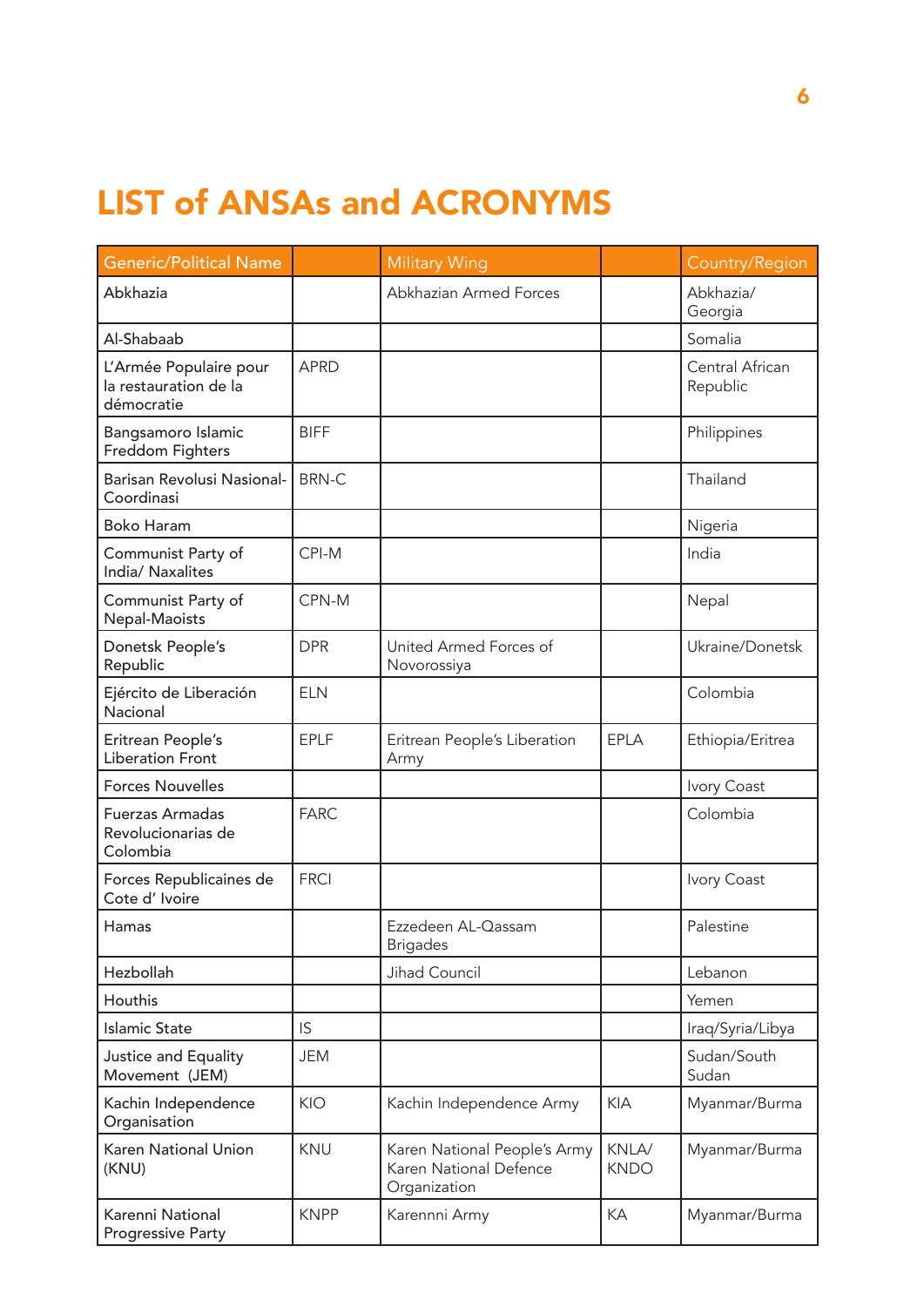# LIST of ANSAs and ACRONYMS

| Generic/Political Name | | Military Wing | | Country/Region |
|---|---|---|---|---|
| Abkhazia | | Abkhazian Armed Forces | | Abkhazia/ Georgia |
| Al-Shabaab | | | | Somalia |
| L'Armée Populaire pour la restauration de la démocratie | APRD | | | Central African Republic |
| Bangsamoro Islamic Freddom Fighters | BIFF | | | Philippines |
| Barisan Revolusi Nasional-Coordinasi | BRN-C | | | Thailand |
| Boko Haram | | | | Nigeria |
| Communist Party of India/ Naxalites | CPI-M | | | India |
| Communist Party of Nepal-Maoists | CPN-M | | | Nepal |
| Donetsk People's Republic | DPR | United Armed Forces of Novorossiya | | Ukraine/Donetsk |
| Ejército de Liberación Nacional | ELN | | | Colombia |
| Eritrean People's Liberation Front | EPLF | Eritrean People's Liberation Army | EPLA | Ethiopia/Eritrea |
| Forces Nouvelles | | | | Ivory Coast |
| Fuerzas Armadas Revolucionarias de Colombia | FARC | | | Colombia |
| Forces Republicaines de Cote d' Ivoire | FRCI | | | Ivory Coast |
| Hamas | | Ezzedeen AL-Qassam Brigades | | Palestine |
| Hezbollah | | Jihad Council | | Lebanon |
| Houthis | | | | Yemen |
| Islamic State | IS | | | Iraq/Syria/Libya |
| Justice and Equality Movement (JEM) | JEM | | | Sudan/South Sudan |
| Kachin Independence Organisation | KIO | Kachin Independence Army | KIA | Myanmar/Burma |
| Karen National Union (KNU) | KNU | Karen National People's Army Karen National Defence Organization | KNLA/ KNDO | Myanmar/Burma |
| Karenni National Progressive Party | KNPP | Karennni Army | KA | Myanmar/Burma |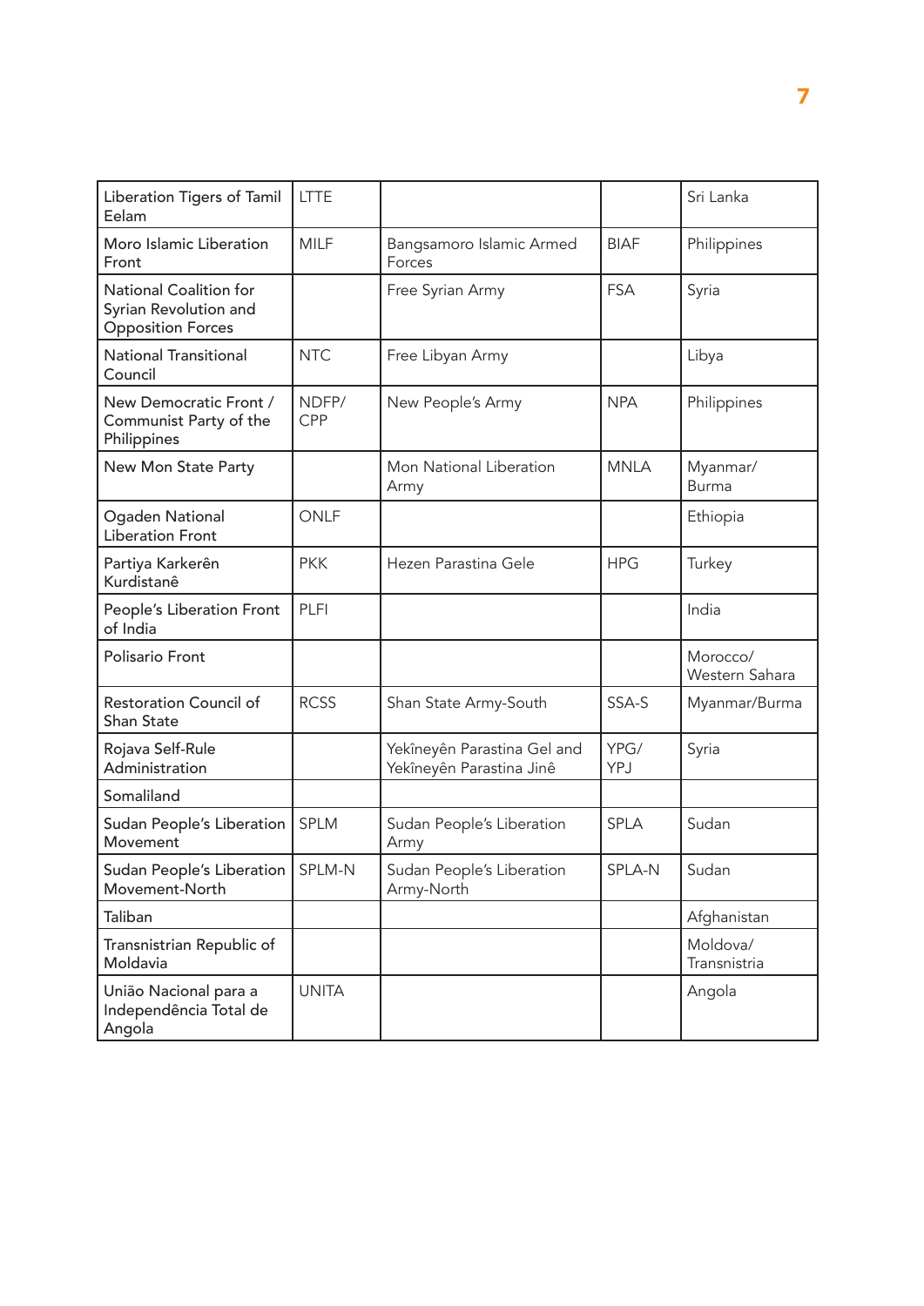| | | | | |
|---|---|---|---|---|
| Liberation Tigers of Tamil Eelam | LTTE | | | Sri Lanka |
| Moro Islamic Liberation Front | MILF | Bangsamoro Islamic Armed Forces | BIAF | Philippines |
| National Coalition for Syrian Revolution and Opposition Forces | | Free Syrian Army | FSA | Syria |
| National Transitional Council | NTC | Free Libyan Army | | Libya |
| New Democratic Front / Communist Party of the Philippines | NDFP/ CPP | New People's Army | NPA | Philippines |
| New Mon State Party | | Mon National Liberation Army | MNLA | Myanmar/ Burma |
| Ogaden National Liberation Front | ONLF | | | Ethiopia |
| Partiya Karkerên Kurdistanê | PKK | Hezen Parastina Gele | HPG | Turkey |
| People's Liberation Front of India | PLFI | | | India |
| Polisario Front | | | | Morocco/ Western Sahara |
| Restoration Council of Shan State | RCSS | Shan State Army-South | SSA-S | Myanmar/Burma |
| Rojava Self-Rule Administration | | Yekîneyên Parastina Gel and Yekîneyên Parastina Jinê | YPG/ YPJ | Syria |
| Somaliland | | | | |
| Sudan People's Liberation Movement | SPLM | Sudan People's Liberation Army | SPLA | Sudan |
| Sudan People's Liberation Movement-North | SPLM-N | Sudan People's Liberation Army-North | SPLA-N | Sudan |
| Taliban | | | | Afghanistan |
| Transnistrian Republic of Moldavia | | | | Moldova/ Transnistria |
| União Nacional para a Independência Total de Angola | UNITA | | | Angola |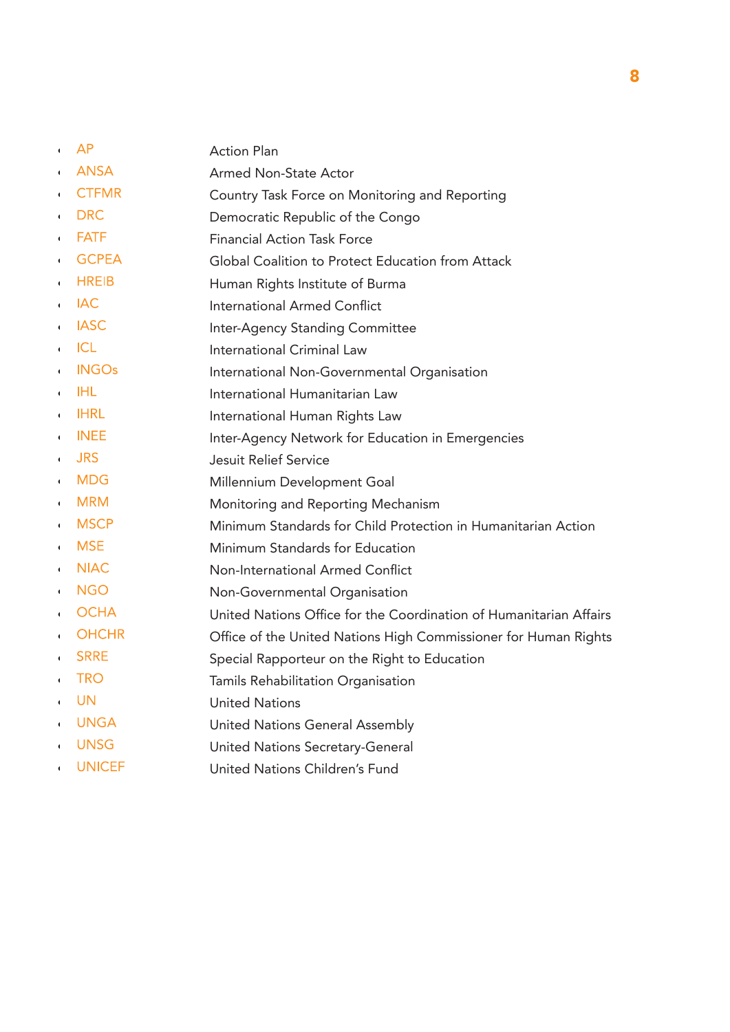- AP Action Plan
- ANSA Armed Non-State Actor
- CTFMR Country Task Force on Monitoring and Reporting
- DRC Democratic Republic of the Congo
- FATF Financial Action Task Force
- GCPEA Global Coalition to Protect Education from Attack
- HREIB Human Rights Institute of Burma
- IAC International Armed Conflict
- IASC Inter-Agency Standing Committee
- ICL International Criminal Law
- INGOs International Non-Governmental Organisation
- IHL International Humanitarian Law
- IHRL International Human Rights Law
- INEE Inter-Agency Network for Education in Emergencies
- JRS Jesuit Relief Service
- MDG Millennium Development Goal
- MRM Monitoring and Reporting Mechanism
- MSCP Minimum Standards for Child Protection in Humanitarian Action
- MSE Minimum Standards for Education
- NIAC Non-International Armed Conflict
- NGO Non-Governmental Organisation
- OCHA United Nations Office for the Coordination of Humanitarian Affairs
- OHCHR Office of the United Nations High Commissioner for Human Rights
- SRRE Special Rapporteur on the Right to Education
- TRO Tamils Rehabilitation Organisation
- UN United Nations
- UNGA United Nations General Assembly
- UNSG United Nations Secretary-General
- UNICEF United Nations Children's Fund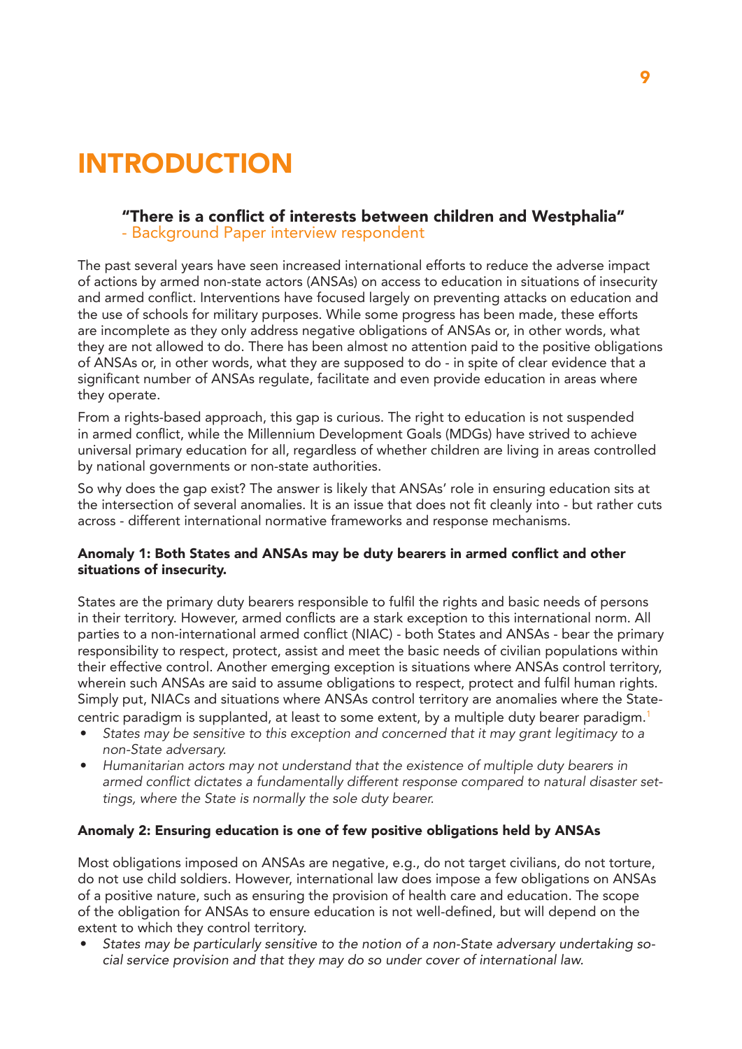# INTRODUCTION

**"There is a conflict of interests between children and Westphalia"**
- Background Paper interview respondent

The past several years have seen increased international efforts to reduce the adverse impact of actions by armed non-state actors (ANSAs) on access to education in situations of insecurity and armed conflict. Interventions have focused largely on preventing attacks on education and the use of schools for military purposes. While some progress has been made, these efforts are incomplete as they only address negative obligations of ANSAs or, in other words, what they are not allowed to do. There has been almost no attention paid to the positive obligations of ANSAs or, in other words, what they are supposed to do - in spite of clear evidence that a significant number of ANSAs regulate, facilitate and even provide education in areas where they operate.

From a rights-based approach, this gap is curious. The right to education is not suspended in armed conflict, while the Millennium Development Goals (MDGs) have strived to achieve universal primary education for all, regardless of whether children are living in areas controlled by national governments or non-state authorities.

So why does the gap exist? The answer is likely that ANSAs' role in ensuring education sits at the intersection of several anomalies. It is an issue that does not fit cleanly into - but rather cuts across - different international normative frameworks and response mechanisms.

#### Anomaly 1: Both States and ANSAs may be duty bearers in armed conflict and other situations of insecurity.

States are the primary duty bearers responsible to fulfil the rights and basic needs of persons in their territory. However, armed conflicts are a stark exception to this international norm. All parties to a non-international armed conflict (NIAC) - both States and ANSAs - bear the primary responsibility to respect, protect, assist and meet the basic needs of civilian populations within their effective control. Another emerging exception is situations where ANSAs control territory, wherein such ANSAs are said to assume obligations to respect, protect and fulfil human rights. Simply put, NIACs and situations where ANSAs control territory are anomalies where the State-centric paradigm is supplanted, at least to some extent, by a multiple duty bearer paradigm.[1]

- *States may be sensitive to this exception and concerned that it may grant legitimacy to a non-State adversary.*
- *Humanitarian actors may not understand that the existence of multiple duty bearers in armed conflict dictates a fundamentally different response compared to natural disaster settings, where the State is normally the sole duty bearer.*

#### Anomaly 2: Ensuring education is one of few positive obligations held by ANSAs

Most obligations imposed on ANSAs are negative, e.g., do not target civilians, do not torture, do not use child soldiers. However, international law does impose a few obligations on ANSAs of a positive nature, such as ensuring the provision of health care and education. The scope of the obligation for ANSAs to ensure education is not well-defined, but will depend on the extent to which they control territory.

- *States may be particularly sensitive to the notion of a non-State adversary undertaking social service provision and that they may do so under cover of international law.*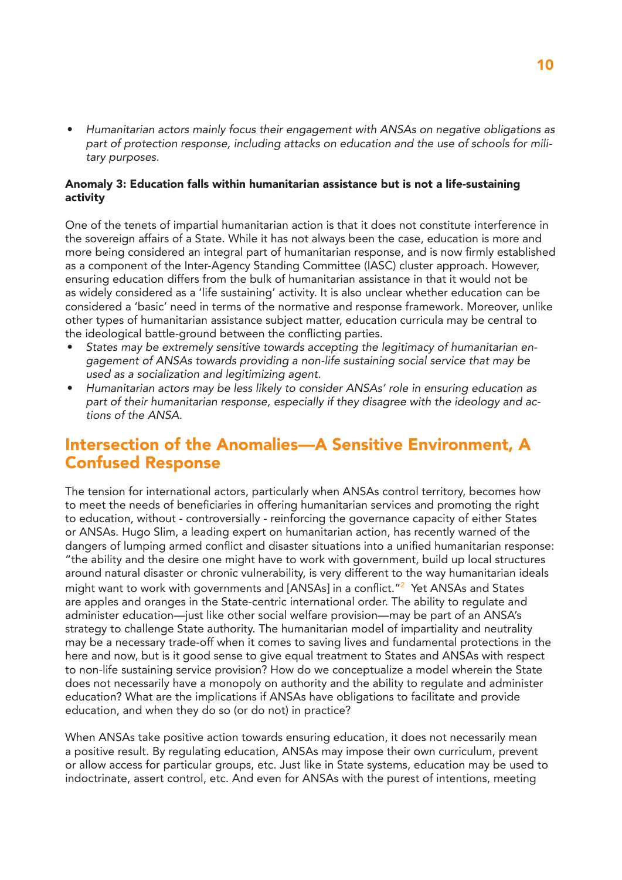- *Humanitarian actors mainly focus their engagement with ANSAs on negative obligations as part of protection response, including attacks on education and the use of schools for military purposes.*

**Anomaly 3: Education falls within humanitarian assistance but is not a life-sustaining activity**

One of the tenets of impartial humanitarian action is that it does not constitute interference in the sovereign affairs of a State. While it has not always been the case, education is more and more being considered an integral part of humanitarian response, and is now firmly established as a component of the Inter-Agency Standing Committee (IASC) cluster approach. However, ensuring education differs from the bulk of humanitarian assistance in that it would not be as widely considered as a 'life sustaining' activity. It is also unclear whether education can be considered a 'basic' need in terms of the normative and response framework. Moreover, unlike other types of humanitarian assistance subject matter, education curricula may be central to the ideological battle-ground between the conflicting parties.

- *States may be extremely sensitive towards accepting the legitimacy of humanitarian engagement of ANSAs towards providing a non-life sustaining social service that may be used as a socialization and legitimizing agent.*
- *Humanitarian actors may be less likely to consider ANSAs' role in ensuring education as part of their humanitarian response, especially if they disagree with the ideology and actions of the ANSA.*

## Intersection of the Anomalies—A Sensitive Environment, A Confused Response

The tension for international actors, particularly when ANSAs control territory, becomes how to meet the needs of beneficiaries in offering humanitarian services and promoting the right to education, without - controversially - reinforcing the governance capacity of either States or ANSAs. Hugo Slim, a leading expert on humanitarian action, has recently warned of the dangers of lumping armed conflict and disaster situations into a unified humanitarian response: "the ability and the desire one might have to work with government, build up local structures around natural disaster or chronic vulnerability, is very different to the way humanitarian ideals might want to work with governments and [ANSAs] in a conflict."[2] Yet ANSAs and States are apples and oranges in the State-centric international order. The ability to regulate and administer education—just like other social welfare provision—may be part of an ANSA's strategy to challenge State authority. The humanitarian model of impartiality and neutrality may be a necessary trade-off when it comes to saving lives and fundamental protections in the here and now, but is it good sense to give equal treatment to States and ANSAs with respect to non-life sustaining service provision? How do we conceptualize a model wherein the State does not necessarily have a monopoly on authority and the ability to regulate and administer education? What are the implications if ANSAs have obligations to facilitate and provide education, and when they do so (or do not) in practice?

When ANSAs take positive action towards ensuring education, it does not necessarily mean a positive result. By regulating education, ANSAs may impose their own curriculum, prevent or allow access for particular groups, etc. Just like in State systems, education may be used to indoctrinate, assert control, etc. And even for ANSAs with the purest of intentions, meeting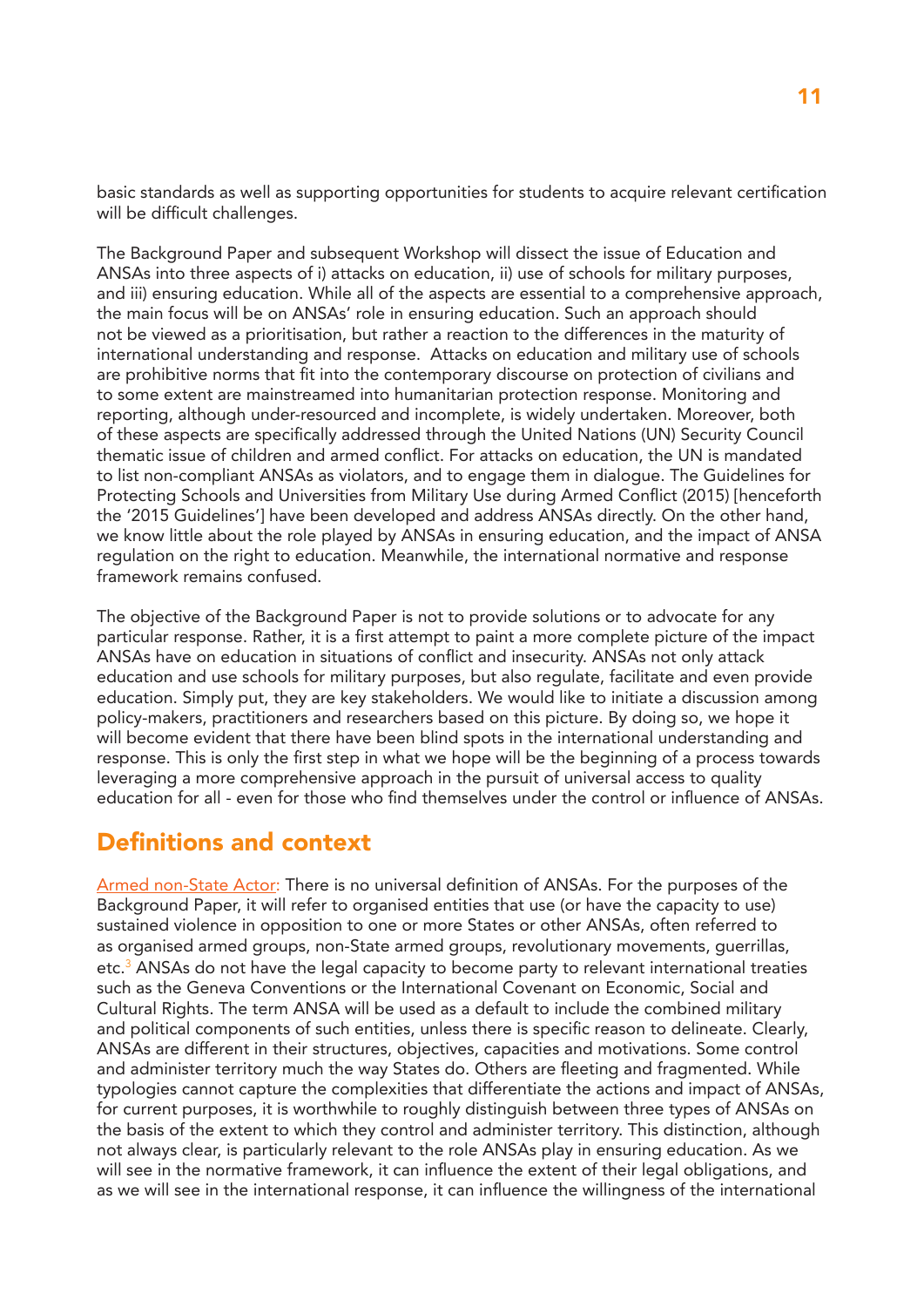basic standards as well as supporting opportunities for students to acquire relevant certification will be difficult challenges.

The Background Paper and subsequent Workshop will dissect the issue of Education and ANSAs into three aspects of i) attacks on education, ii) use of schools for military purposes, and iii) ensuring education. While all of the aspects are essential to a comprehensive approach, the main focus will be on ANSAs' role in ensuring education. Such an approach should not be viewed as a prioritisation, but rather a reaction to the differences in the maturity of international understanding and response. Attacks on education and military use of schools are prohibitive norms that fit into the contemporary discourse on protection of civilians and to some extent are mainstreamed into humanitarian protection response. Monitoring and reporting, although under-resourced and incomplete, is widely undertaken. Moreover, both of these aspects are specifically addressed through the United Nations (UN) Security Council thematic issue of children and armed conflict. For attacks on education, the UN is mandated to list non-compliant ANSAs as violators, and to engage them in dialogue. The Guidelines for Protecting Schools and Universities from Military Use during Armed Conflict (2015) [henceforth the '2015 Guidelines'] have been developed and address ANSAs directly. On the other hand, we know little about the role played by ANSAs in ensuring education, and the impact of ANSA regulation on the right to education. Meanwhile, the international normative and response framework remains confused.

The objective of the Background Paper is not to provide solutions or to advocate for any particular response. Rather, it is a first attempt to paint a more complete picture of the impact ANSAs have on education in situations of conflict and insecurity. ANSAs not only attack education and use schools for military purposes, but also regulate, facilitate and even provide education. Simply put, they are key stakeholders. We would like to initiate a discussion among policy-makers, practitioners and researchers based on this picture. By doing so, we hope it will become evident that there have been blind spots in the international understanding and response. This is only the first step in what we hope will be the beginning of a process towards leveraging a more comprehensive approach in the pursuit of universal access to quality education for all - even for those who find themselves under the control or influence of ANSAs.

## Definitions and context

Armed non-State Actor: There is no universal definition of ANSAs. For the purposes of the Background Paper, it will refer to organised entities that use (or have the capacity to use) sustained violence in opposition to one or more States or other ANSAs, often referred to as organised armed groups, non-State armed groups, revolutionary movements, guerrillas, etc.[3] ANSAs do not have the legal capacity to become party to relevant international treaties such as the Geneva Conventions or the International Covenant on Economic, Social and Cultural Rights. The term ANSA will be used as a default to include the combined military and political components of such entities, unless there is specific reason to delineate. Clearly, ANSAs are different in their structures, objectives, capacities and motivations. Some control and administer territory much the way States do. Others are fleeting and fragmented. While typologies cannot capture the complexities that differentiate the actions and impact of ANSAs, for current purposes, it is worthwhile to roughly distinguish between three types of ANSAs on the basis of the extent to which they control and administer territory. This distinction, although not always clear, is particularly relevant to the role ANSAs play in ensuring education. As we will see in the normative framework, it can influence the extent of their legal obligations, and as we will see in the international response, it can influence the willingness of the international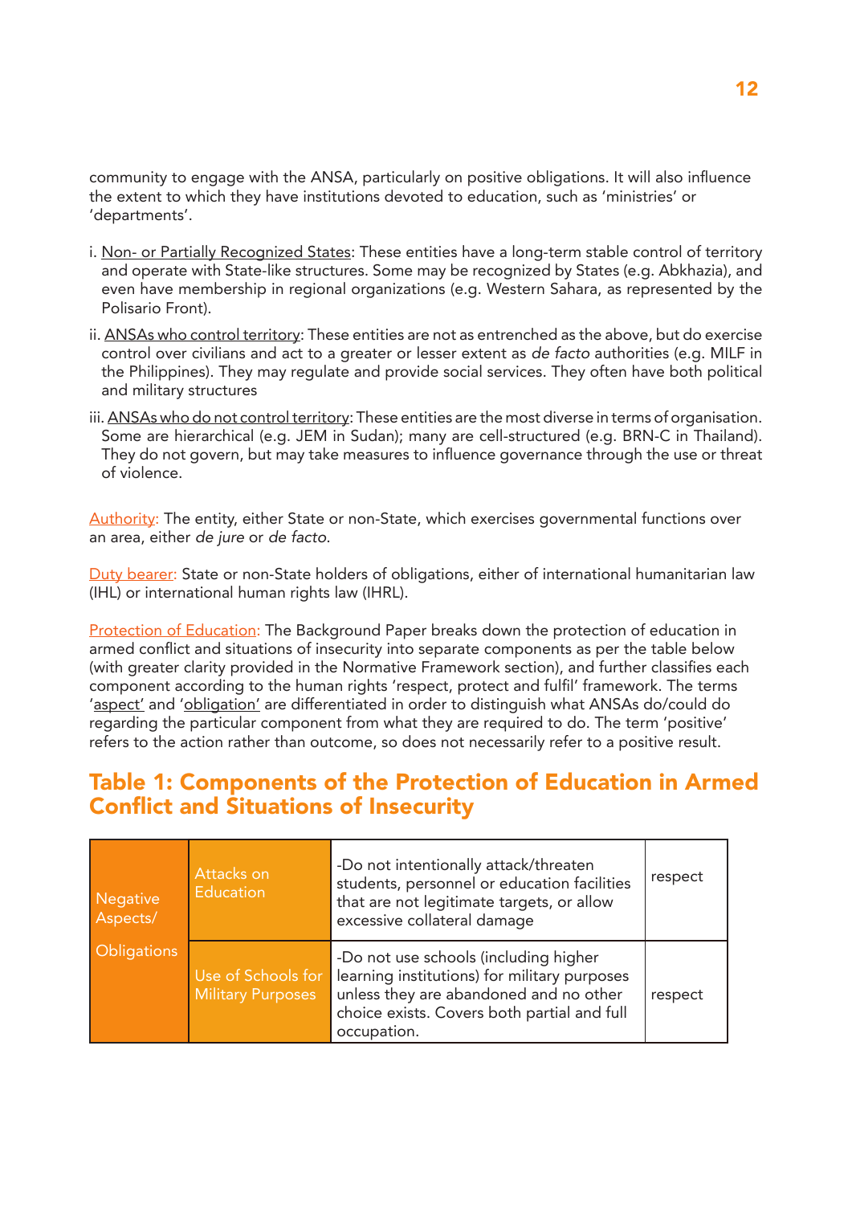community to engage with the ANSA, particularly on positive obligations. It will also influence the extent to which they have institutions devoted to education, such as 'ministries' or 'departments'.

i. Non- or Partially Recognized States: These entities have a long-term stable control of territory and operate with State-like structures. Some may be recognized by States (e.g. Abkhazia), and even have membership in regional organizations (e.g. Western Sahara, as represented by the Polisario Front).

ii. ANSAs who control territory: These entities are not as entrenched as the above, but do exercise control over civilians and act to a greater or lesser extent as *de facto* authorities (e.g. MILF in the Philippines). They may regulate and provide social services. They often have both political and military structures

iii. ANSAs who do not control territory: These entities are the most diverse in terms of organisation. Some are hierarchical (e.g. JEM in Sudan); many are cell-structured (e.g. BRN-C in Thailand). They do not govern, but may take measures to influence governance through the use or threat of violence.

Authority: The entity, either State or non-State, which exercises governmental functions over an area, either *de jure* or *de facto*.

Duty bearer: State or non-State holders of obligations, either of international humanitarian law (IHL) or international human rights law (IHRL).

Protection of Education: The Background Paper breaks down the protection of education in armed conflict and situations of insecurity into separate components as per the table below (with greater clarity provided in the Normative Framework section), and further classifies each component according to the human rights 'respect, protect and fulfil' framework. The terms 'aspect' and 'obligation' are differentiated in order to distinguish what ANSAs do/could do regarding the particular component from what they are required to do. The term 'positive' refers to the action rather than outcome, so does not necessarily refer to a positive result.

## Table 1: Components of the Protection of Education in Armed Conflict and Situations of Insecurity

| | | | |
|---|---|---|---|
| Negative Aspects/ Obligations | Attacks on Education | -Do not intentionally attack/threaten students, personnel or education facilities that are not legitimate targets, or allow excessive collateral damage | respect |
| | Use of Schools for Military Purposes | -Do not use schools (including higher learning institutions) for military purposes unless they are abandoned and no other choice exists. Covers both partial and full occupation. | respect |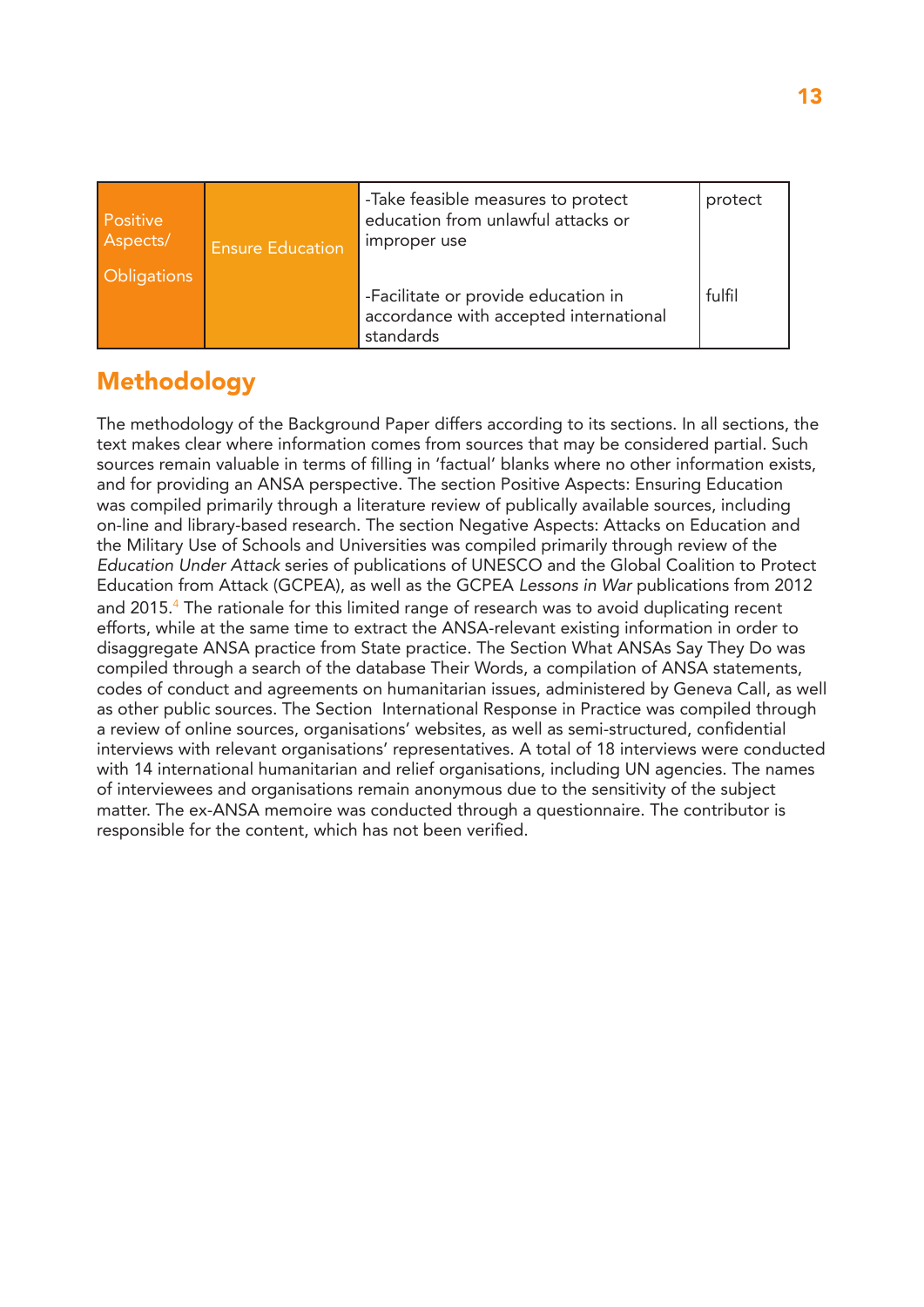| Positive Aspects/ Obligations | Ensure Education | -Take feasible measures to protect education from unlawful attacks or improper use | protect |
|---|---|---|---|
| | | -Facilitate or provide education in accordance with accepted international standards | fulfil |

## Methodology

The methodology of the Background Paper differs according to its sections. In all sections, the text makes clear where information comes from sources that may be considered partial. Such sources remain valuable in terms of filling in 'factual' blanks where no other information exists, and for providing an ANSA perspective. The section Positive Aspects: Ensuring Education was compiled primarily through a literature review of publically available sources, including on-line and library-based research. The section Negative Aspects: Attacks on Education and the Military Use of Schools and Universities was compiled primarily through review of the *Education Under Attack* series of publications of UNESCO and the Global Coalition to Protect Education from Attack (GCPEA), as well as the GCPEA *Lessons in War* publications from 2012 and 2015.[4] The rationale for this limited range of research was to avoid duplicating recent efforts, while at the same time to extract the ANSA-relevant existing information in order to disaggregate ANSA practice from State practice. The Section What ANSAs Say They Do was compiled through a search of the database Their Words, a compilation of ANSA statements, codes of conduct and agreements on humanitarian issues, administered by Geneva Call, as well as other public sources. The Section International Response in Practice was compiled through a review of online sources, organisations' websites, as well as semi-structured, confidential interviews with relevant organisations' representatives. A total of 18 interviews were conducted with 14 international humanitarian and relief organisations, including UN agencies. The names of interviewees and organisations remain anonymous due to the sensitivity of the subject matter. The ex-ANSA memoire was conducted through a questionnaire. The contributor is responsible for the content, which has not been verified.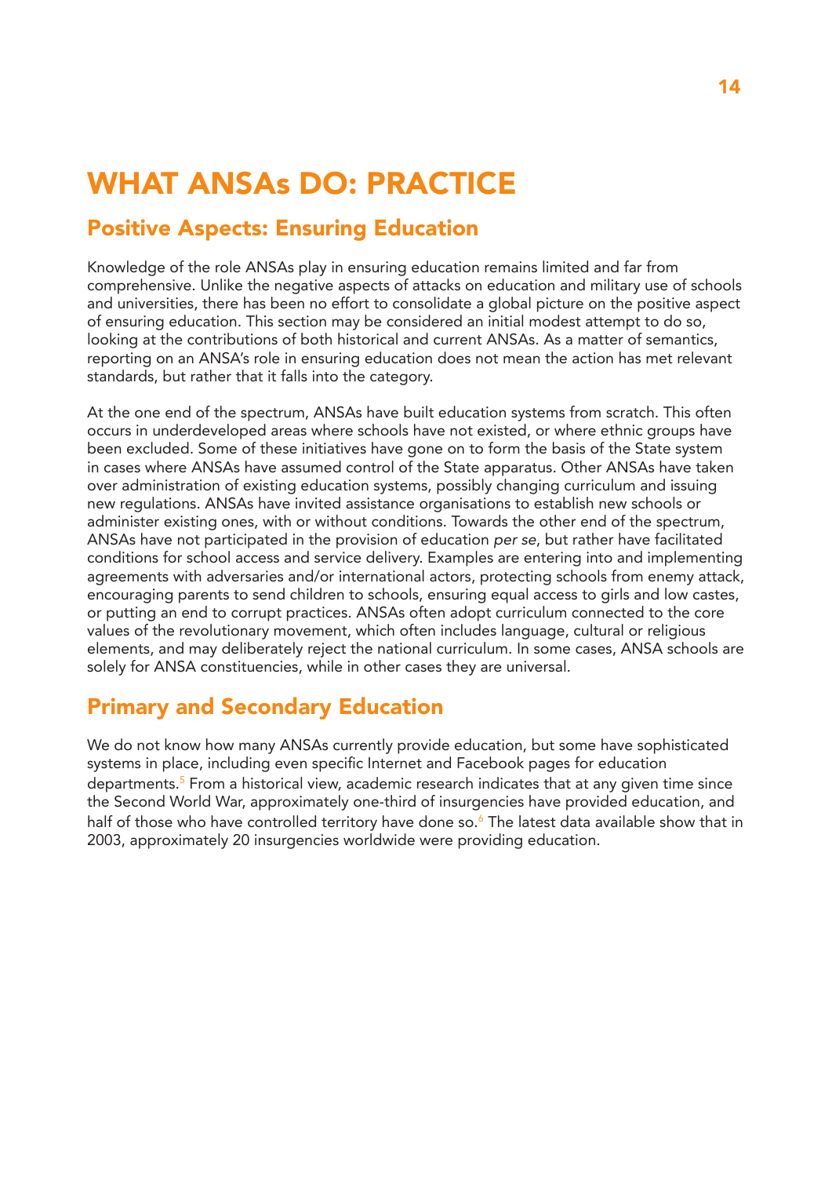# WHAT ANSAs DO: PRACTICE

## Positive Aspects: Ensuring Education

Knowledge of the role ANSAs play in ensuring education remains limited and far from comprehensive. Unlike the negative aspects of attacks on education and military use of schools and universities, there has been no effort to consolidate a global picture on the positive aspect of ensuring education. This section may be considered an initial modest attempt to do so, looking at the contributions of both historical and current ANSAs. As a matter of semantics, reporting on an ANSA's role in ensuring education does not mean the action has met relevant standards, but rather that it falls into the category.

At the one end of the spectrum, ANSAs have built education systems from scratch. This often occurs in underdeveloped areas where schools have not existed, or where ethnic groups have been excluded. Some of these initiatives have gone on to form the basis of the State system in cases where ANSAs have assumed control of the State apparatus. Other ANSAs have taken over administration of existing education systems, possibly changing curriculum and issuing new regulations. ANSAs have invited assistance organisations to establish new schools or administer existing ones, with or without conditions. Towards the other end of the spectrum, ANSAs have not participated in the provision of education *per se*, but rather have facilitated conditions for school access and service delivery. Examples are entering into and implementing agreements with adversaries and/or international actors, protecting schools from enemy attack, encouraging parents to send children to schools, ensuring equal access to girls and low castes, or putting an end to corrupt practices. ANSAs often adopt curriculum connected to the core values of the revolutionary movement, which often includes language, cultural or religious elements, and may deliberately reject the national curriculum. In some cases, ANSA schools are solely for ANSA constituencies, while in other cases they are universal.

## Primary and Secondary Education

We do not know how many ANSAs currently provide education, but some have sophisticated systems in place, including even specific Internet and Facebook pages for education departments.[5] From a historical view, academic research indicates that at any given time since the Second World War, approximately one-third of insurgencies have provided education, and half of those who have controlled territory have done so.[6] The latest data available show that in 2003, approximately 20 insurgencies worldwide were providing education.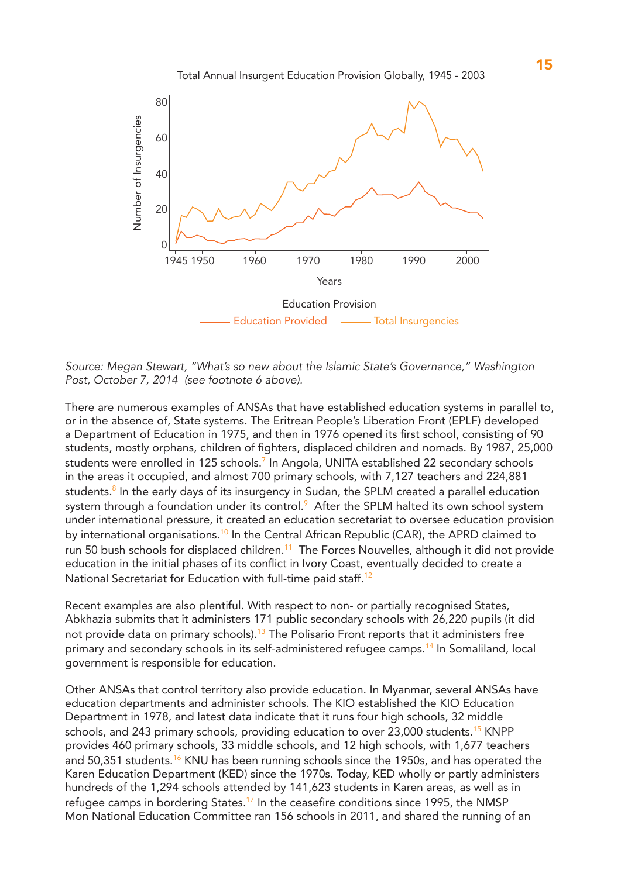Total Annual Insurgent Education Provision Globally, 1945 - 2003

Education Provision

Education Provided — Total Insurgencies

*Source: Megan Stewart, "What's so new about the Islamic State's Governance," Washington Post, October 7, 2014 (see footnote 6 above).*

There are numerous examples of ANSAs that have established education systems in parallel to, or in the absence of, State systems. The Eritrean People's Liberation Front (EPLF) developed a Department of Education in 1975, and then in 1976 opened its first school, consisting of 90 students, mostly orphans, children of fighters, displaced children and nomads. By 1987, 25,000 students were enrolled in 125 schools.[7] In Angola, UNITA established 22 secondary schools in the areas it occupied, and almost 700 primary schools, with 7,127 teachers and 224,881 students.[8] In the early days of its insurgency in Sudan, the SPLM created a parallel education system through a foundation under its control.[9] After the SPLM halted its own school system under international pressure, it created an education secretariat to oversee education provision by international organisations.[10] In the Central African Republic (CAR), the APRD claimed to run 50 bush schools for displaced children.[11] The Forces Nouvelles, although it did not provide education in the initial phases of its conflict in Ivory Coast, eventually decided to create a National Secretariat for Education with full-time paid staff.[12]

Recent examples are also plentiful. With respect to non- or partially recognised States, Abkhazia submits that it administers 171 public secondary schools with 26,220 pupils (it did not provide data on primary schools).[13] The Polisario Front reports that it administers free primary and secondary schools in its self-administered refugee camps.[14] In Somaliland, local government is responsible for education.

Other ANSAs that control territory also provide education. In Myanmar, several ANSAs have education departments and administer schools. The KIO established the KIO Education Department in 1978, and latest data indicate that it runs four high schools, 32 middle schools, and 243 primary schools, providing education to over 23,000 students.[15] KNPP provides 460 primary schools, 33 middle schools, and 12 high schools, with 1,677 teachers and 50,351 students.[16] KNU has been running schools since the 1950s, and has operated the Karen Education Department (KED) since the 1970s. Today, KED wholly or partly administers hundreds of the 1,294 schools attended by 141,623 students in Karen areas, as well as in refugee camps in bordering States.[17] In the ceasefire conditions since 1995, the NMSP Mon National Education Committee ran 156 schools in 2011, and shared the running of an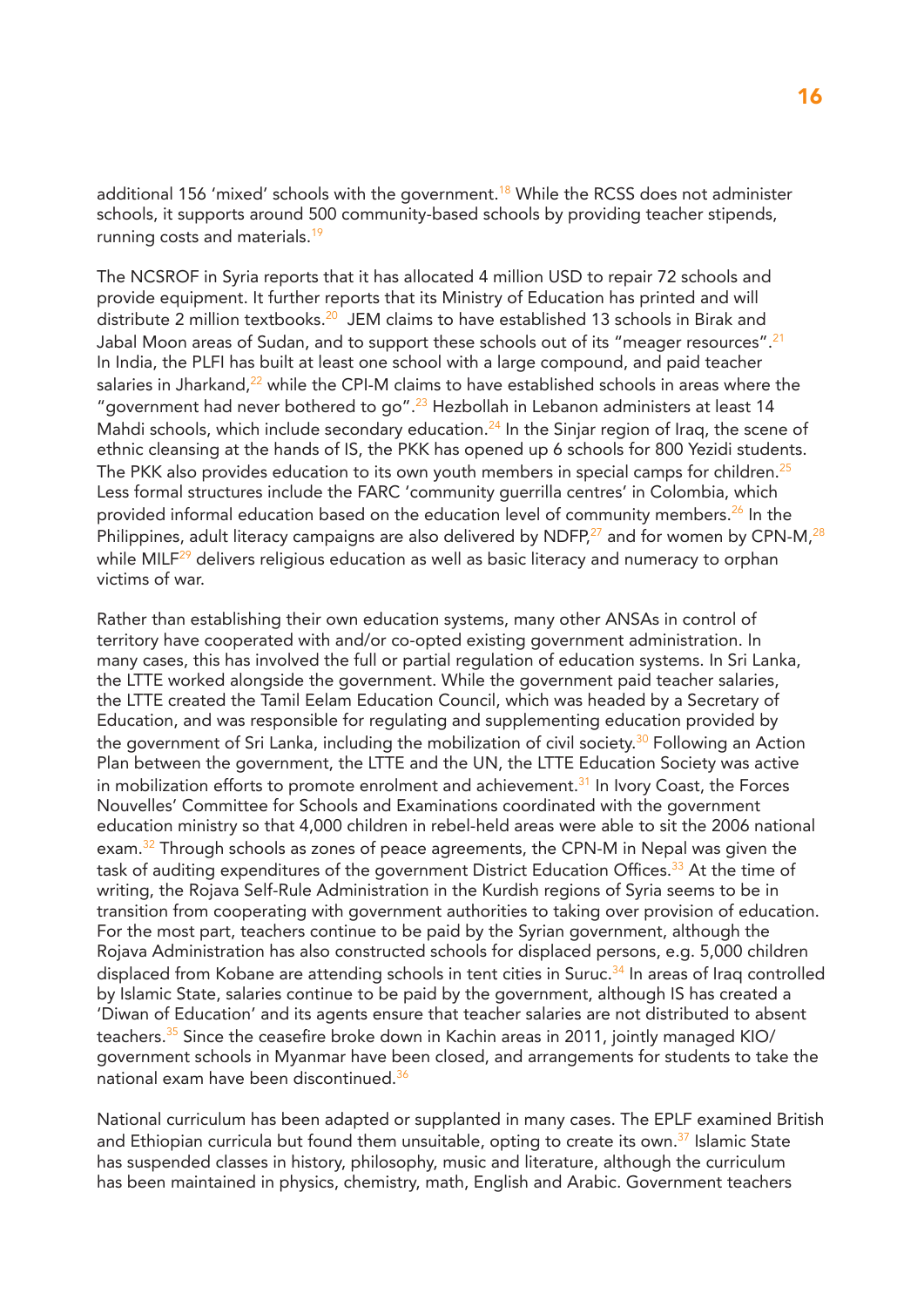additional 156 'mixed' schools with the government.[18] While the RCSS does not administer schools, it supports around 500 community-based schools by providing teacher stipends, running costs and materials.[19]

The NCSROF in Syria reports that it has allocated 4 million USD to repair 72 schools and provide equipment. It further reports that its Ministry of Education has printed and will distribute 2 million textbooks.[20] JEM claims to have established 13 schools in Birak and Jabal Moon areas of Sudan, and to support these schools out of its "meager resources".[21] In India, the PLFI has built at least one school with a large compound, and paid teacher salaries in Jharkand,[22] while the CPI-M claims to have established schools in areas where the "government had never bothered to go".[23] Hezbollah in Lebanon administers at least 14 Mahdi schools, which include secondary education.[24] In the Sinjar region of Iraq, the scene of ethnic cleansing at the hands of IS, the PKK has opened up 6 schools for 800 Yezidi students. The PKK also provides education to its own youth members in special camps for children.[25] Less formal structures include the FARC 'community guerrilla centres' in Colombia, which provided informal education based on the education level of community members.[26] In the Philippines, adult literacy campaigns are also delivered by NDFP,[27] and for women by CPN-M,[28] while MILF[29] delivers religious education as well as basic literacy and numeracy to orphan victims of war.

Rather than establishing their own education systems, many other ANSAs in control of territory have cooperated with and/or co-opted existing government administration. In many cases, this has involved the full or partial regulation of education systems. In Sri Lanka, the LTTE worked alongside the government. While the government paid teacher salaries, the LTTE created the Tamil Eelam Education Council, which was headed by a Secretary of Education, and was responsible for regulating and supplementing education provided by the government of Sri Lanka, including the mobilization of civil society.[30] Following an Action Plan between the government, the LTTE and the UN, the LTTE Education Society was active in mobilization efforts to promote enrolment and achievement.[31] In Ivory Coast, the Forces Nouvelles' Committee for Schools and Examinations coordinated with the government education ministry so that 4,000 children in rebel-held areas were able to sit the 2006 national exam.[32] Through schools as zones of peace agreements, the CPN-M in Nepal was given the task of auditing expenditures of the government District Education Offices.[33] At the time of writing, the Rojava Self-Rule Administration in the Kurdish regions of Syria seems to be in transition from cooperating with government authorities to taking over provision of education. For the most part, teachers continue to be paid by the Syrian government, although the Rojava Administration has also constructed schools for displaced persons, e.g. 5,000 children displaced from Kobane are attending schools in tent cities in Suruc.[34] In areas of Iraq controlled by Islamic State, salaries continue to be paid by the government, although IS has created a 'Diwan of Education' and its agents ensure that teacher salaries are not distributed to absent teachers.[35] Since the ceasefire broke down in Kachin areas in 2011, jointly managed KIO/ government schools in Myanmar have been closed, and arrangements for students to take the national exam have been discontinued.[36]

National curriculum has been adapted or supplanted in many cases. The EPLF examined British and Ethiopian curricula but found them unsuitable, opting to create its own.[37] Islamic State has suspended classes in history, philosophy, music and literature, although the curriculum has been maintained in physics, chemistry, math, English and Arabic. Government teachers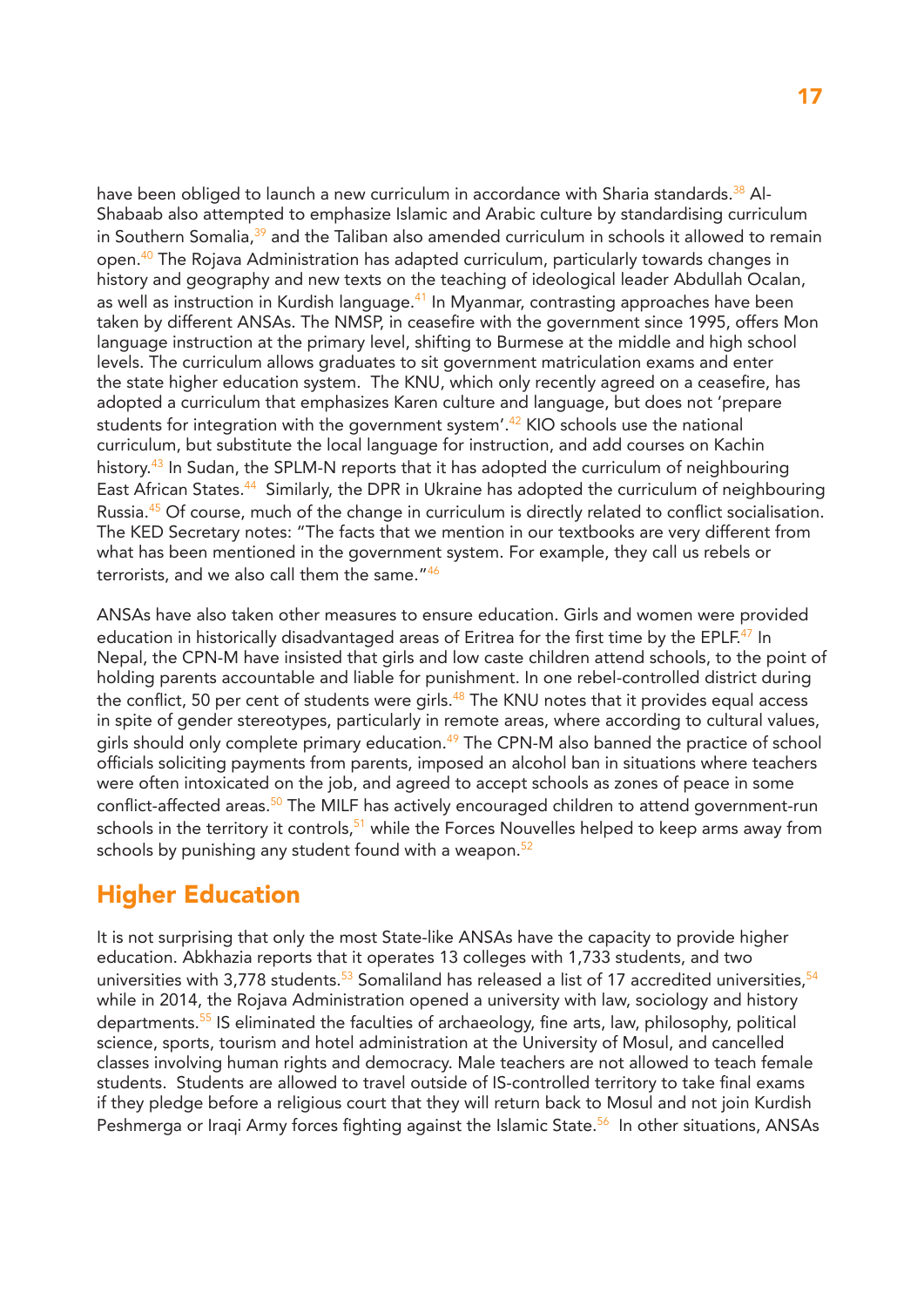have been obliged to launch a new curriculum in accordance with Sharia standards.[38] Al-Shabaab also attempted to emphasize Islamic and Arabic culture by standardising curriculum in Southern Somalia,[39] and the Taliban also amended curriculum in schools it allowed to remain open.[40] The Rojava Administration has adapted curriculum, particularly towards changes in history and geography and new texts on the teaching of ideological leader Abdullah Ocalan, as well as instruction in Kurdish language.[41] In Myanmar, contrasting approaches have been taken by different ANSAs. The NMSP, in ceasefire with the government since 1995, offers Mon language instruction at the primary level, shifting to Burmese at the middle and high school levels. The curriculum allows graduates to sit government matriculation exams and enter the state higher education system. The KNU, which only recently agreed on a ceasefire, has adopted a curriculum that emphasizes Karen culture and language, but does not 'prepare students for integration with the government system'.[42] KIO schools use the national curriculum, but substitute the local language for instruction, and add courses on Kachin history.[43] In Sudan, the SPLM-N reports that it has adopted the curriculum of neighbouring East African States.[44] Similarly, the DPR in Ukraine has adopted the curriculum of neighbouring Russia.[45] Of course, much of the change in curriculum is directly related to conflict socialisation. The KED Secretary notes: "The facts that we mention in our textbooks are very different from what has been mentioned in the government system. For example, they call us rebels or terrorists, and we also call them the same."[46]

ANSAs have also taken other measures to ensure education. Girls and women were provided education in historically disadvantaged areas of Eritrea for the first time by the EPLF.[47] In Nepal, the CPN-M have insisted that girls and low caste children attend schools, to the point of holding parents accountable and liable for punishment. In one rebel-controlled district during the conflict, 50 per cent of students were girls.[48] The KNU notes that it provides equal access in spite of gender stereotypes, particularly in remote areas, where according to cultural values, girls should only complete primary education.[49] The CPN-M also banned the practice of school officials soliciting payments from parents, imposed an alcohol ban in situations where teachers were often intoxicated on the job, and agreed to accept schools as zones of peace in some conflict-affected areas.[50] The MILF has actively encouraged children to attend government-run schools in the territory it controls,[51] while the Forces Nouvelles helped to keep arms away from schools by punishing any student found with a weapon.[52]

## Higher Education

It is not surprising that only the most State-like ANSAs have the capacity to provide higher education. Abkhazia reports that it operates 13 colleges with 1,733 students, and two universities with 3,778 students.[53] Somaliland has released a list of 17 accredited universities,[54] while in 2014, the Rojava Administration opened a university with law, sociology and history departments.[55] IS eliminated the faculties of archaeology, fine arts, law, philosophy, political science, sports, tourism and hotel administration at the University of Mosul, and cancelled classes involving human rights and democracy. Male teachers are not allowed to teach female students. Students are allowed to travel outside of IS-controlled territory to take final exams if they pledge before a religious court that they will return back to Mosul and not join Kurdish Peshmerga or Iraqi Army forces fighting against the Islamic State.[56] In other situations, ANSAs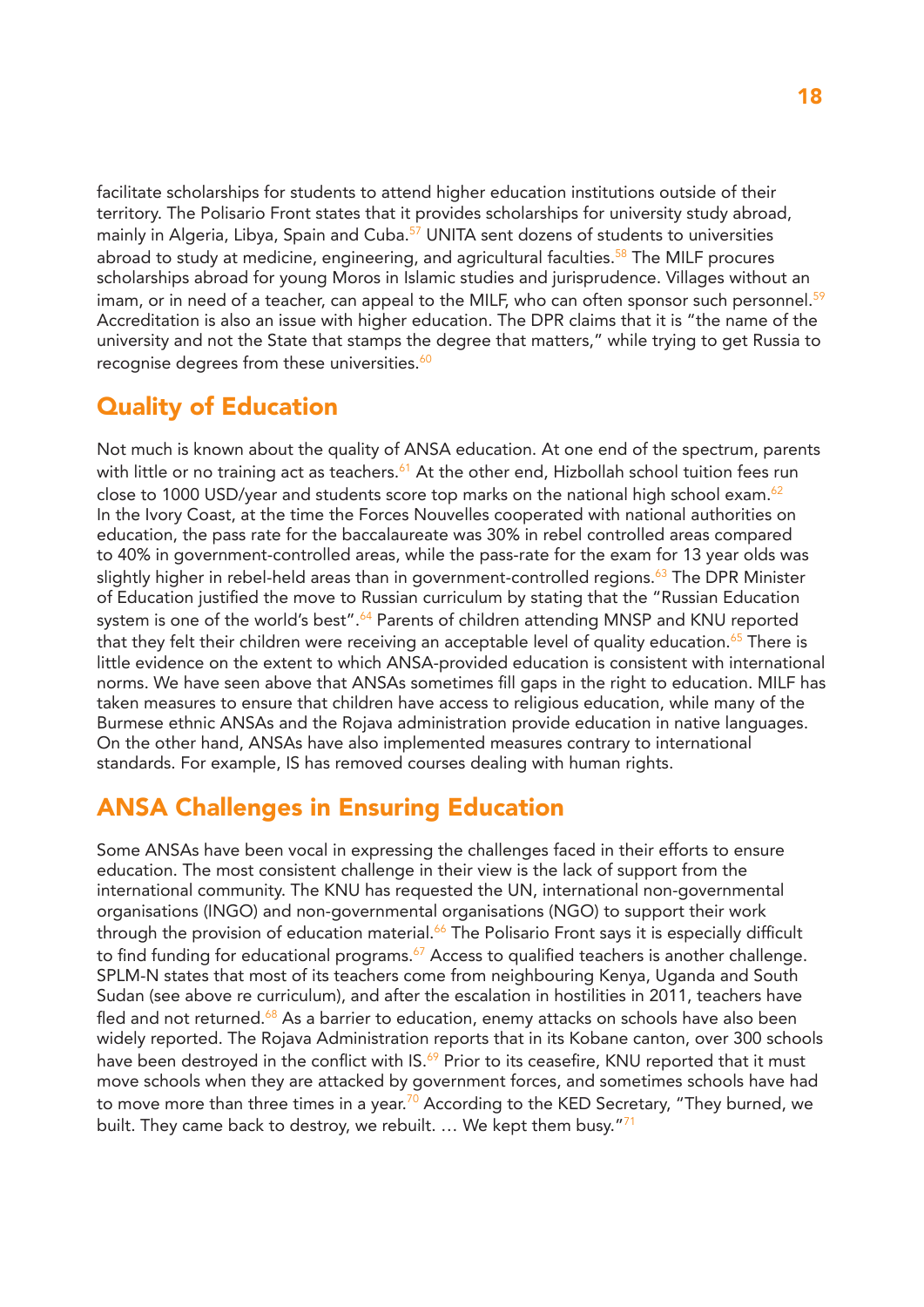facilitate scholarships for students to attend higher education institutions outside of their territory. The Polisario Front states that it provides scholarships for university study abroad, mainly in Algeria, Libya, Spain and Cuba.[57] UNITA sent dozens of students to universities abroad to study at medicine, engineering, and agricultural faculties.[58] The MILF procures scholarships abroad for young Moros in Islamic studies and jurisprudence. Villages without an imam, or in need of a teacher, can appeal to the MILF, who can often sponsor such personnel.[59] Accreditation is also an issue with higher education. The DPR claims that it is "the name of the university and not the State that stamps the degree that matters," while trying to get Russia to recognise degrees from these universities.[60]

## Quality of Education

Not much is known about the quality of ANSA education. At one end of the spectrum, parents with little or no training act as teachers.[61] At the other end, Hizbollah school tuition fees run close to 1000 USD/year and students score top marks on the national high school exam.[62] In the Ivory Coast, at the time the Forces Nouvelles cooperated with national authorities on education, the pass rate for the baccalaureate was 30% in rebel controlled areas compared to 40% in government-controlled areas, while the pass-rate for the exam for 13 year olds was slightly higher in rebel-held areas than in government-controlled regions.[63] The DPR Minister of Education justified the move to Russian curriculum by stating that the "Russian Education system is one of the world's best".[64] Parents of children attending MNSP and KNU reported that they felt their children were receiving an acceptable level of quality education.[65] There is little evidence on the extent to which ANSA-provided education is consistent with international norms. We have seen above that ANSAs sometimes fill gaps in the right to education. MILF has taken measures to ensure that children have access to religious education, while many of the Burmese ethnic ANSAs and the Rojava administration provide education in native languages. On the other hand, ANSAs have also implemented measures contrary to international standards. For example, IS has removed courses dealing with human rights.

## ANSA Challenges in Ensuring Education

Some ANSAs have been vocal in expressing the challenges faced in their efforts to ensure education. The most consistent challenge in their view is the lack of support from the international community. The KNU has requested the UN, international non-governmental organisations (INGO) and non-governmental organisations (NGO) to support their work through the provision of education material.[66] The Polisario Front says it is especially difficult to find funding for educational programs.[67] Access to qualified teachers is another challenge. SPLM-N states that most of its teachers come from neighbouring Kenya, Uganda and South Sudan (see above re curriculum), and after the escalation in hostilities in 2011, teachers have fled and not returned.[68] As a barrier to education, enemy attacks on schools have also been widely reported. The Rojava Administration reports that in its Kobane canton, over 300 schools have been destroyed in the conflict with IS.[69] Prior to its ceasefire, KNU reported that it must move schools when they are attacked by government forces, and sometimes schools have had to move more than three times in a year.[70] According to the KED Secretary, "They burned, we built. They came back to destroy, we rebuilt. … We kept them busy."[71]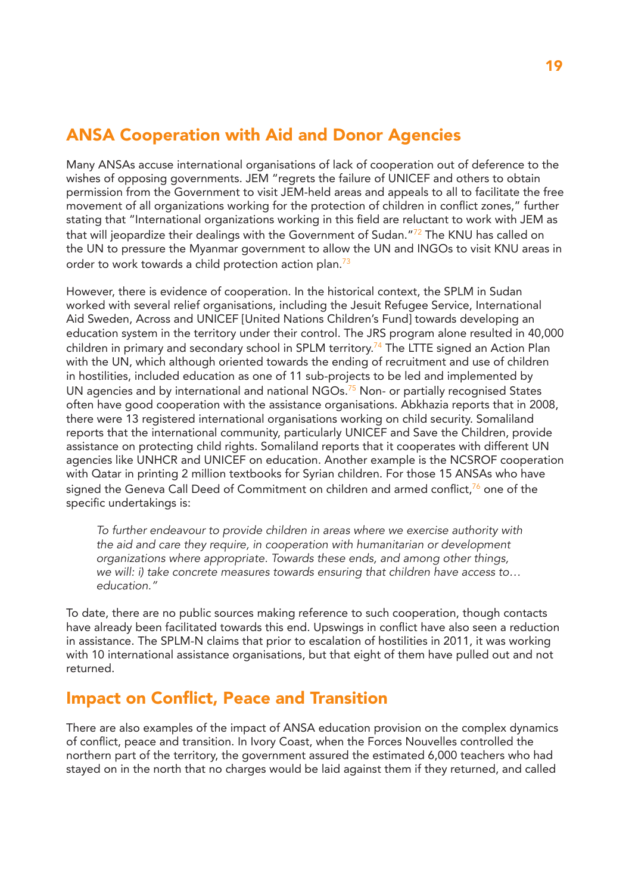## ANSA Cooperation with Aid and Donor Agencies

Many ANSAs accuse international organisations of lack of cooperation out of deference to the wishes of opposing governments. JEM "regrets the failure of UNICEF and others to obtain permission from the Government to visit JEM-held areas and appeals to all to facilitate the free movement of all organizations working for the protection of children in conflict zones," further stating that "International organizations working in this field are reluctant to work with JEM as that will jeopardize their dealings with the Government of Sudan."[72] The KNU has called on the UN to pressure the Myanmar government to allow the UN and INGOs to visit KNU areas in order to work towards a child protection action plan.[73]

However, there is evidence of cooperation. In the historical context, the SPLM in Sudan worked with several relief organisations, including the Jesuit Refugee Service, International Aid Sweden, Across and UNICEF [United Nations Children's Fund] towards developing an education system in the territory under their control. The JRS program alone resulted in 40,000 children in primary and secondary school in SPLM territory.[74] The LTTE signed an Action Plan with the UN, which although oriented towards the ending of recruitment and use of children in hostilities, included education as one of 11 sub-projects to be led and implemented by UN agencies and by international and national NGOs.[75] Non- or partially recognised States often have good cooperation with the assistance organisations. Abkhazia reports that in 2008, there were 13 registered international organisations working on child security. Somaliland reports that the international community, particularly UNICEF and Save the Children, provide assistance on protecting child rights. Somaliland reports that it cooperates with different UN agencies like UNHCR and UNICEF on education. Another example is the NCSROF cooperation with Qatar in printing 2 million textbooks for Syrian children. For those 15 ANSAs who have signed the Geneva Call Deed of Commitment on children and armed conflict,[76] one of the specific undertakings is:

> *To further endeavour to provide children in areas where we exercise authority with the aid and care they require, in cooperation with humanitarian or development organizations where appropriate. Towards these ends, and among other things, we will: i) take concrete measures towards ensuring that children have access to… education."*

To date, there are no public sources making reference to such cooperation, though contacts have already been facilitated towards this end. Upswings in conflict have also seen a reduction in assistance. The SPLM-N claims that prior to escalation of hostilities in 2011, it was working with 10 international assistance organisations, but that eight of them have pulled out and not returned.

## Impact on Conflict, Peace and Transition

There are also examples of the impact of ANSA education provision on the complex dynamics of conflict, peace and transition. In Ivory Coast, when the Forces Nouvelles controlled the northern part of the territory, the government assured the estimated 6,000 teachers who had stayed on in the north that no charges would be laid against them if they returned, and called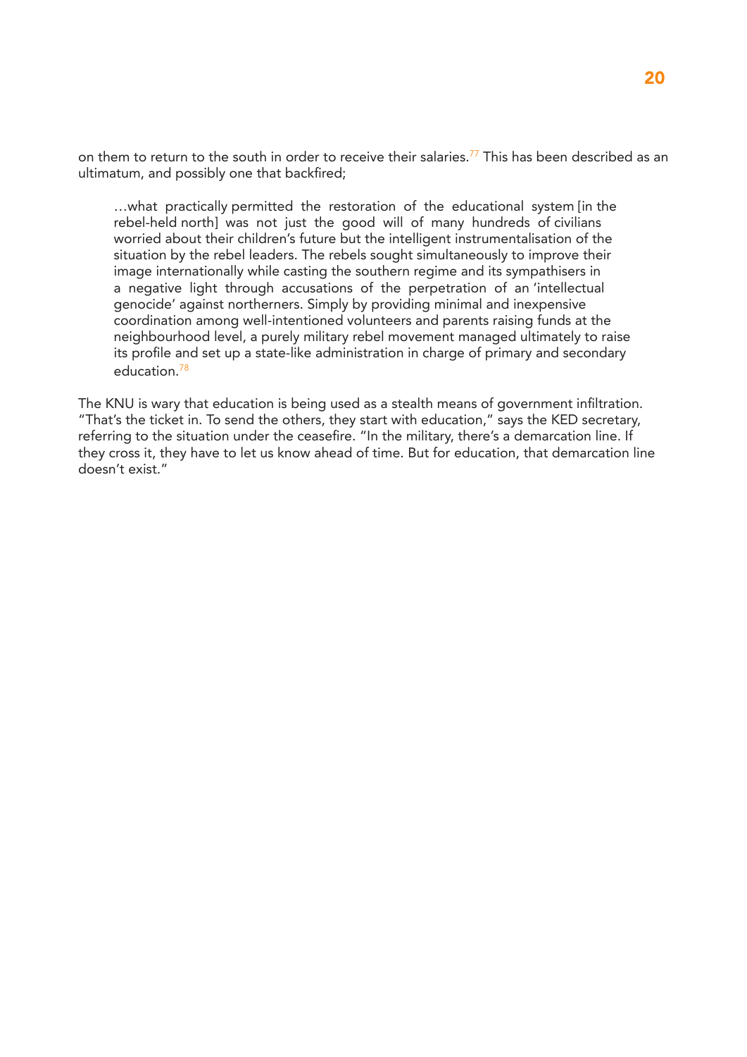on them to return to the south in order to receive their salaries.[77] This has been described as an ultimatum, and possibly one that backfired;

> …what practically permitted the restoration of the educational system [in the rebel-held north] was not just the good will of many hundreds of civilians worried about their children's future but the intelligent instrumentalisation of the situation by the rebel leaders. The rebels sought simultaneously to improve their image internationally while casting the southern regime and its sympathisers in a negative light through accusations of the perpetration of an 'intellectual genocide' against northerners. Simply by providing minimal and inexpensive coordination among well-intentioned volunteers and parents raising funds at the neighbourhood level, a purely military rebel movement managed ultimately to raise its profile and set up a state-like administration in charge of primary and secondary education.[78]

The KNU is wary that education is being used as a stealth means of government infiltration. "That's the ticket in. To send the others, they start with education," says the KED secretary, referring to the situation under the ceasefire. "In the military, there's a demarcation line. If they cross it, they have to let us know ahead of time. But for education, that demarcation line doesn't exist."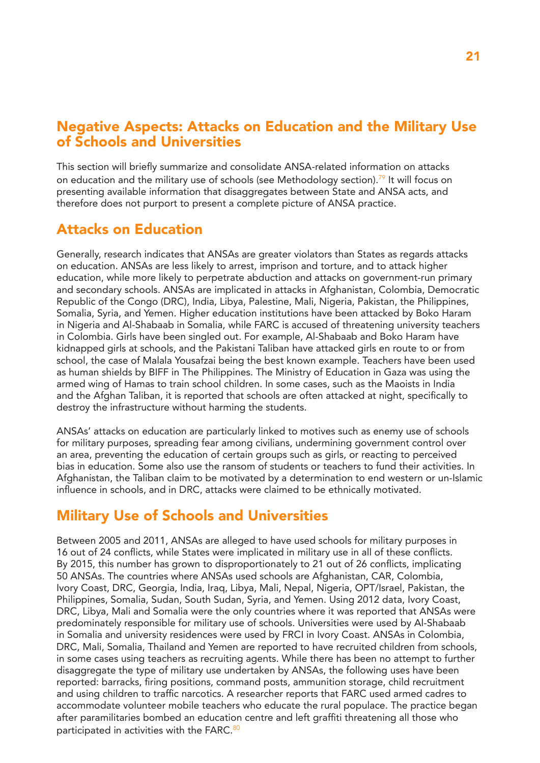## Negative Aspects: Attacks on Education and the Military Use of Schools and Universities

This section will briefly summarize and consolidate ANSA-related information on attacks on education and the military use of schools (see Methodology section).[79] It will focus on presenting available information that disaggregates between State and ANSA acts, and therefore does not purport to present a complete picture of ANSA practice.

## Attacks on Education

Generally, research indicates that ANSAs are greater violators than States as regards attacks on education. ANSAs are less likely to arrest, imprison and torture, and to attack higher education, while more likely to perpetrate abduction and attacks on government-run primary and secondary schools. ANSAs are implicated in attacks in Afghanistan, Colombia, Democratic Republic of the Congo (DRC), India, Libya, Palestine, Mali, Nigeria, Pakistan, the Philippines, Somalia, Syria, and Yemen. Higher education institutions have been attacked by Boko Haram in Nigeria and Al-Shabaab in Somalia, while FARC is accused of threatening university teachers in Colombia. Girls have been singled out. For example, Al-Shabaab and Boko Haram have kidnapped girls at schools, and the Pakistani Taliban have attacked girls en route to or from school, the case of Malala Yousafzai being the best known example. Teachers have been used as human shields by BIFF in The Philippines. The Ministry of Education in Gaza was using the armed wing of Hamas to train school children. In some cases, such as the Maoists in India and the Afghan Taliban, it is reported that schools are often attacked at night, specifically to destroy the infrastructure without harming the students.

ANSAs' attacks on education are particularly linked to motives such as enemy use of schools for military purposes, spreading fear among civilians, undermining government control over an area, preventing the education of certain groups such as girls, or reacting to perceived bias in education. Some also use the ransom of students or teachers to fund their activities. In Afghanistan, the Taliban claim to be motivated by a determination to end western or un-Islamic influence in schools, and in DRC, attacks were claimed to be ethnically motivated.

## Military Use of Schools and Universities

Between 2005 and 2011, ANSAs are alleged to have used schools for military purposes in 16 out of 24 conflicts, while States were implicated in military use in all of these conflicts. By 2015, this number has grown to disproportionately to 21 out of 26 conflicts, implicating 50 ANSAs. The countries where ANSAs used schools are Afghanistan, CAR, Colombia, Ivory Coast, DRC, Georgia, India, Iraq, Libya, Mali, Nepal, Nigeria, OPT/Israel, Pakistan, the Philippines, Somalia, Sudan, South Sudan, Syria, and Yemen. Using 2012 data, Ivory Coast, DRC, Libya, Mali and Somalia were the only countries where it was reported that ANSAs were predominately responsible for military use of schools. Universities were used by Al-Shabaab in Somalia and university residences were used by FRCI in Ivory Coast. ANSAs in Colombia, DRC, Mali, Somalia, Thailand and Yemen are reported to have recruited children from schools, in some cases using teachers as recruiting agents. While there has been no attempt to further disaggregate the type of military use undertaken by ANSAs, the following uses have been reported: barracks, firing positions, command posts, ammunition storage, child recruitment and using children to traffic narcotics. A researcher reports that FARC used armed cadres to accommodate volunteer mobile teachers who educate the rural populace. The practice began after paramilitaries bombed an education centre and left graffiti threatening all those who participated in activities with the FARC.[80]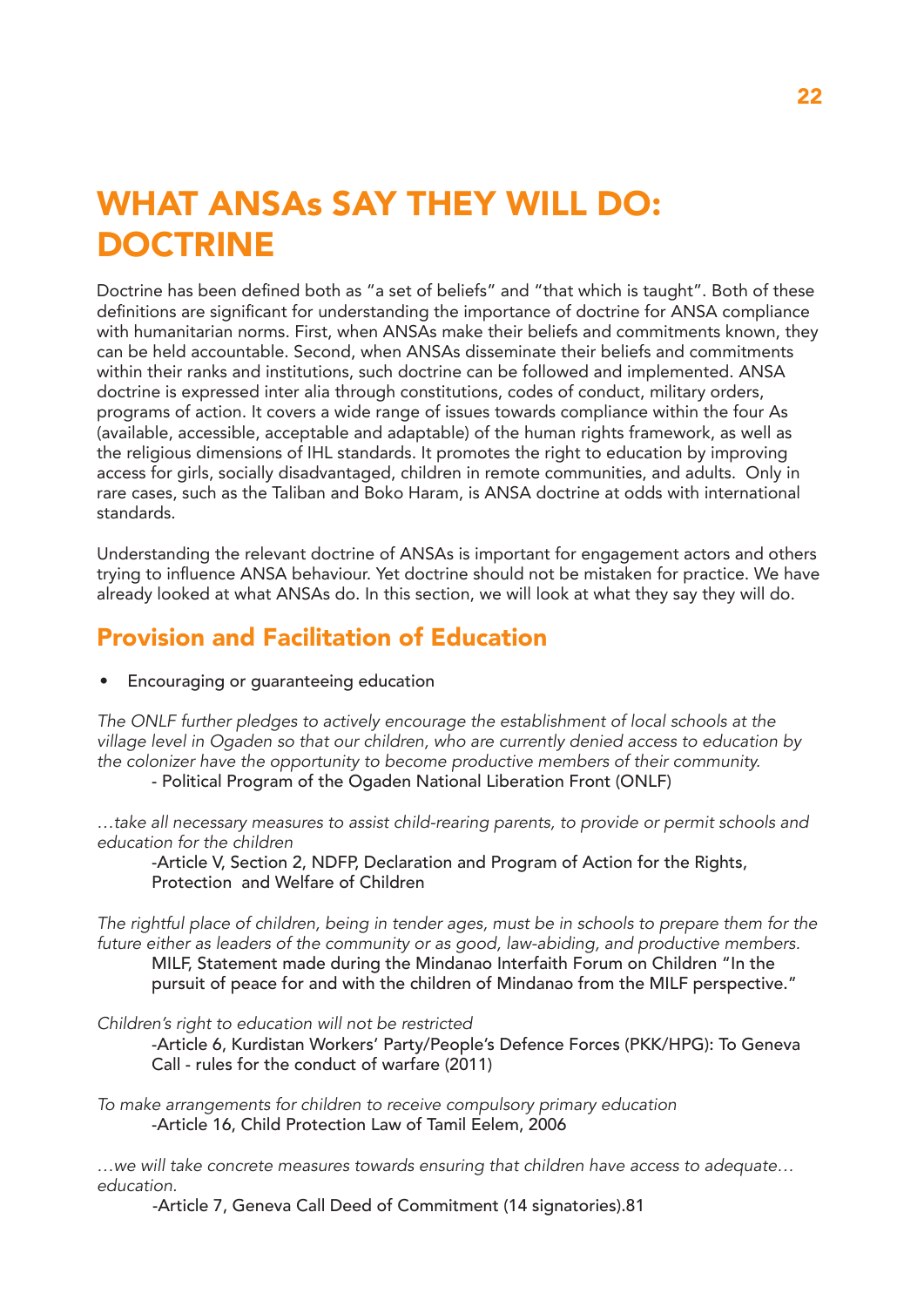# WHAT ANSAs SAY THEY WILL DO: DOCTRINE

Doctrine has been defined both as "a set of beliefs" and "that which is taught". Both of these definitions are significant for understanding the importance of doctrine for ANSA compliance with humanitarian norms. First, when ANSAs make their beliefs and commitments known, they can be held accountable. Second, when ANSAs disseminate their beliefs and commitments within their ranks and institutions, such doctrine can be followed and implemented. ANSA doctrine is expressed inter alia through constitutions, codes of conduct, military orders, programs of action. It covers a wide range of issues towards compliance within the four As (available, accessible, acceptable and adaptable) of the human rights framework, as well as the religious dimensions of IHL standards. It promotes the right to education by improving access for girls, socially disadvantaged, children in remote communities, and adults. Only in rare cases, such as the Taliban and Boko Haram, is ANSA doctrine at odds with international standards.

Understanding the relevant doctrine of ANSAs is important for engagement actors and others trying to influence ANSA behaviour. Yet doctrine should not be mistaken for practice. We have already looked at what ANSAs do. In this section, we will look at what they say they will do.

## Provision and Facilitation of Education

- Encouraging or guaranteeing education

*The ONLF further pledges to actively encourage the establishment of local schools at the village level in Ogaden so that our children, who are currently denied access to education by the colonizer have the opportunity to become productive members of their community.*

- Political Program of the Ogaden National Liberation Front (ONLF)

*…take all necessary measures to assist child-rearing parents, to provide or permit schools and education for the children*

-Article V, Section 2, NDFP, Declaration and Program of Action for the Rights, Protection and Welfare of Children

*The rightful place of children, being in tender ages, must be in schools to prepare them for the future either as leaders of the community or as good, law-abiding, and productive members.*

MILF, Statement made during the Mindanao Interfaith Forum on Children "In the pursuit of peace for and with the children of Mindanao from the MILF perspective."

*Children's right to education will not be restricted*

-Article 6, Kurdistan Workers' Party/People's Defence Forces (PKK/HPG): To Geneva Call - rules for the conduct of warfare (2011)

*To make arrangements for children to receive compulsory primary education*

-Article 16, Child Protection Law of Tamil Eelem, 2006

*…we will take concrete measures towards ensuring that children have access to adequate… education.*

-Article 7, Geneva Call Deed of Commitment (14 signatories).81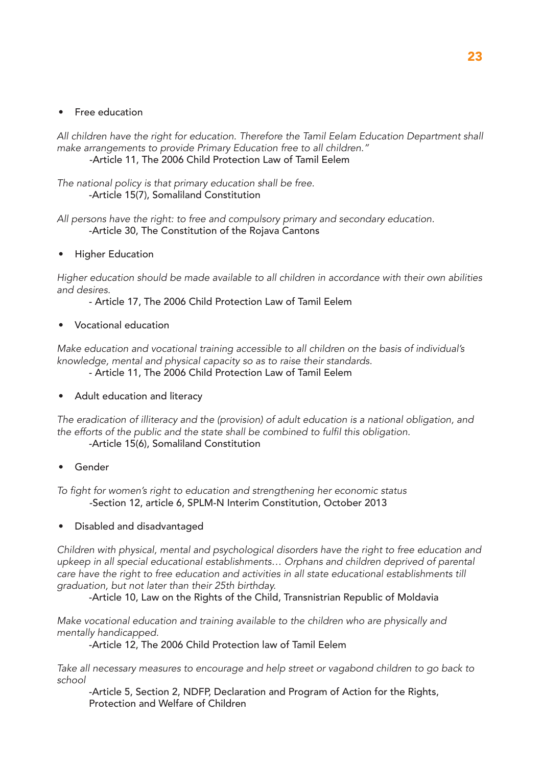- Free education

*All children have the right for education. Therefore the Tamil Eelam Education Department shall make arrangements to provide Primary Education free to all children."*

-Article 11, The 2006 Child Protection Law of Tamil Eelem

*The national policy is that primary education shall be free.*

-Article 15(7), Somaliland Constitution

*All persons have the right: to free and compulsory primary and secondary education.*

-Article 30, The Constitution of the Rojava Cantons

- Higher Education

*Higher education should be made available to all children in accordance with their own abilities and desires.*

- Article 17, The 2006 Child Protection Law of Tamil Eelem

- Vocational education

*Make education and vocational training accessible to all children on the basis of individual's knowledge, mental and physical capacity so as to raise their standards.*

- Article 11, The 2006 Child Protection Law of Tamil Eelem

- Adult education and literacy

*The eradication of illiteracy and the (provision) of adult education is a national obligation, and the efforts of the public and the state shall be combined to fulfil this obligation.*

-Article 15(6), Somaliland Constitution

- Gender

*To fight for women's right to education and strengthening her economic status*

-Section 12, article 6, SPLM-N Interim Constitution, October 2013

- Disabled and disadvantaged

*Children with physical, mental and psychological disorders have the right to free education and upkeep in all special educational establishments… Orphans and children deprived of parental care have the right to free education and activities in all state educational establishments till graduation, but not later than their 25th birthday.*

-Article 10, Law on the Rights of the Child, Transnistrian Republic of Moldavia

*Make vocational education and training available to the children who are physically and mentally handicapped.*

-Article 12, The 2006 Child Protection law of Tamil Eelem

*Take all necessary measures to encourage and help street or vagabond children to go back to school*

-Article 5, Section 2, NDFP, Declaration and Program of Action for the Rights, Protection and Welfare of Children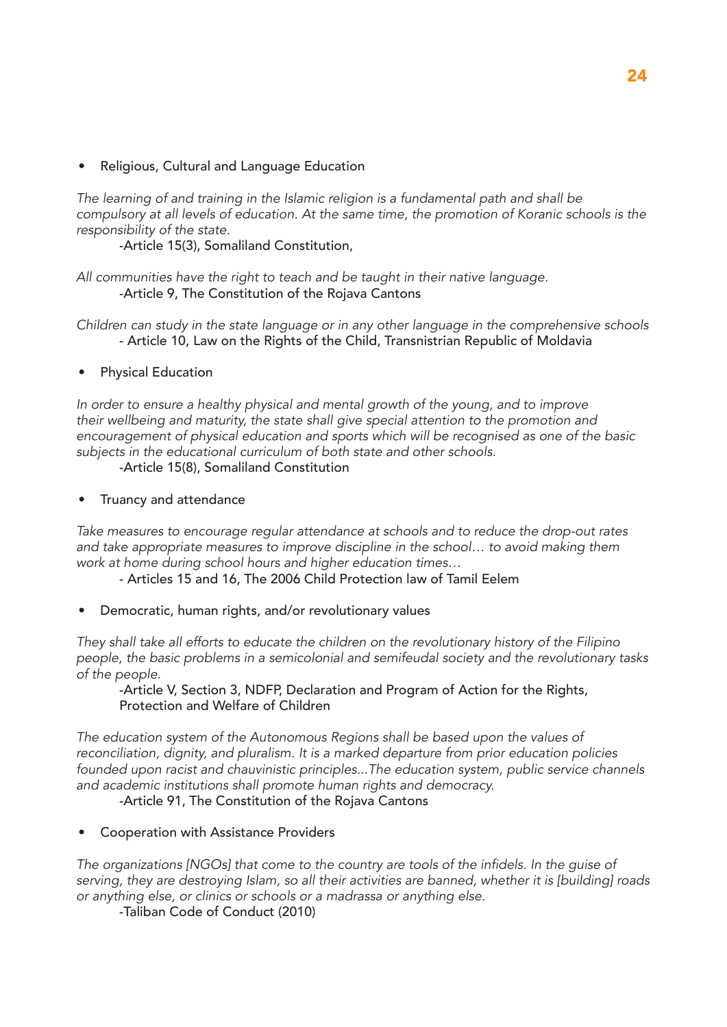- Religious, Cultural and Language Education

*The learning of and training in the Islamic religion is a fundamental path and shall be compulsory at all levels of education. At the same time, the promotion of Koranic schools is the responsibility of the state.*

-Article 15(3), Somaliland Constitution,

*All communities have the right to teach and be taught in their native language.*

-Article 9, The Constitution of the Rojava Cantons

*Children can study in the state language or in any other language in the comprehensive schools*

- Article 10, Law on the Rights of the Child, Transnistrian Republic of Moldavia

- Physical Education

*In order to ensure a healthy physical and mental growth of the young, and to improve their wellbeing and maturity, the state shall give special attention to the promotion and encouragement of physical education and sports which will be recognised as one of the basic subjects in the educational curriculum of both state and other schools.*

-Article 15(8), Somaliland Constitution

- Truancy and attendance

*Take measures to encourage regular attendance at schools and to reduce the drop-out rates and take appropriate measures to improve discipline in the school… to avoid making them work at home during school hours and higher education times…*

- Articles 15 and 16, The 2006 Child Protection law of Tamil Eelem

- Democratic, human rights, and/or revolutionary values

*They shall take all efforts to educate the children on the revolutionary history of the Filipino people, the basic problems in a semicolonial and semifeudal society and the revolutionary tasks of the people.*

-Article V, Section 3, NDFP, Declaration and Program of Action for the Rights, Protection and Welfare of Children

*The education system of the Autonomous Regions shall be based upon the values of reconciliation, dignity, and pluralism. It is a marked departure from prior education policies founded upon racist and chauvinistic principles...The education system, public service channels and academic institutions shall promote human rights and democracy.*

-Article 91, The Constitution of the Rojava Cantons

- Cooperation with Assistance Providers

*The organizations [NGOs] that come to the country are tools of the infidels. In the guise of serving, they are destroying Islam, so all their activities are banned, whether it is [building] roads or anything else, or clinics or schools or a madrassa or anything else.*

-Taliban Code of Conduct (2010)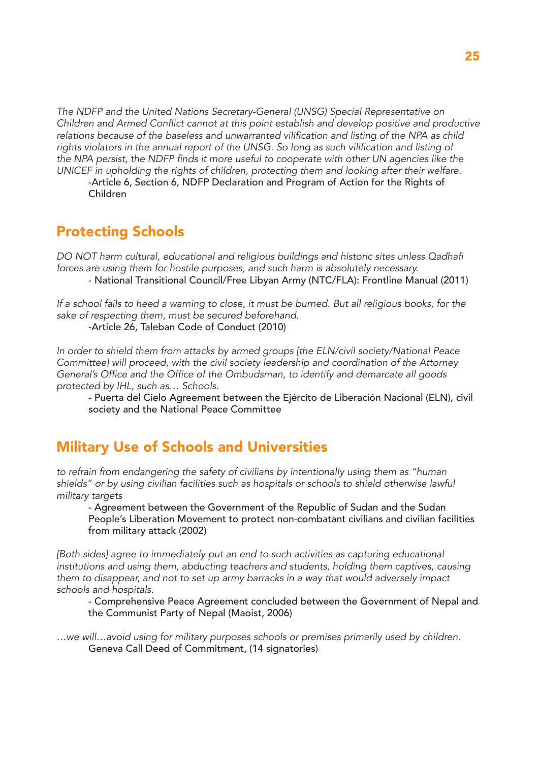*The NDFP and the United Nations Secretary-General (UNSG) Special Representative on Children and Armed Conflict cannot at this point establish and develop positive and productive relations because of the baseless and unwarranted vilification and listing of the NPA as child rights violators in the annual report of the UNSG. So long as such vilification and listing of the NPA persist, the NDFP finds it more useful to cooperate with other UN agencies like the UNICEF in upholding the rights of children, protecting them and looking after their welfare.*

-Article 6, Section 6, NDFP Declaration and Program of Action for the Rights of Children

## Protecting Schools

*DO NOT harm cultural, educational and religious buildings and historic sites unless Qadhafi forces are using them for hostile purposes, and such harm is absolutely necessary.*

- National Transitional Council/Free Libyan Army (NTC/FLA): Frontline Manual (2011)

*If a school fails to heed a warning to close, it must be burned. But all religious books, for the sake of respecting them, must be secured beforehand.*

-Article 26, Taleban Code of Conduct (2010)

*In order to shield them from attacks by armed groups [the ELN/civil society/National Peace Committee] will proceed, with the civil society leadership and coordination of the Attorney General's Office and the Office of the Ombudsman, to identify and demarcate all goods protected by IHL, such as… Schools.*

- Puerta del Cielo Agreement between the Ejército de Liberación Nacional (ELN), civil society and the National Peace Committee

## Military Use of Schools and Universities

*to refrain from endangering the safety of civilians by intentionally using them as "human shields" or by using civilian facilities such as hospitals or schools to shield otherwise lawful military targets*

- Agreement between the Government of the Republic of Sudan and the Sudan People's Liberation Movement to protect non-combatant civilians and civilian facilities from military attack (2002)

*[Both sides] agree to immediately put an end to such activities as capturing educational institutions and using them, abducting teachers and students, holding them captives, causing them to disappear, and not to set up army barracks in a way that would adversely impact schools and hospitals.*

- Comprehensive Peace Agreement concluded between the Government of Nepal and the Communist Party of Nepal (Maoist, 2006)

*…we will…avoid using for military purposes schools or premises primarily used by children.*

Geneva Call Deed of Commitment, (14 signatories)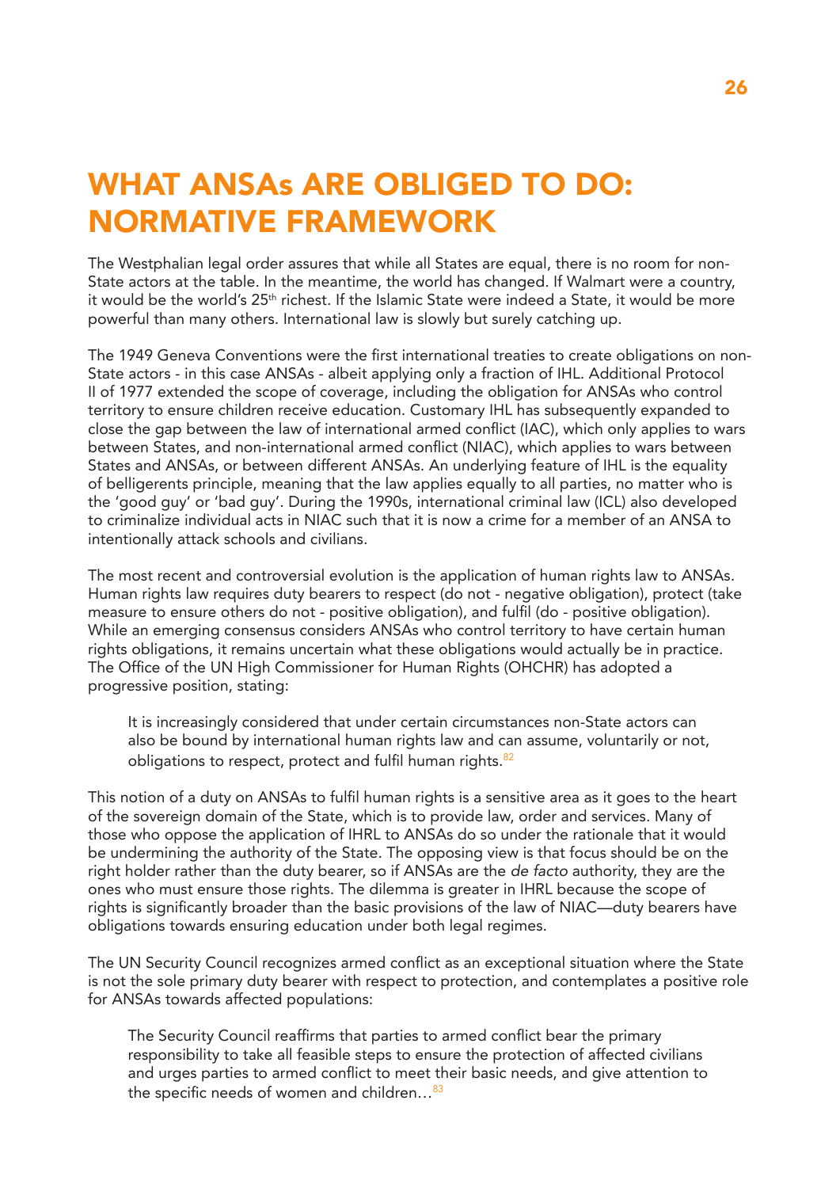# WHAT ANSAs ARE OBLIGED TO DO: NORMATIVE FRAMEWORK

The Westphalian legal order assures that while all States are equal, there is no room for non-State actors at the table. In the meantime, the world has changed. If Walmart were a country, it would be the world's 25th richest. If the Islamic State were indeed a State, it would be more powerful than many others. International law is slowly but surely catching up.

The 1949 Geneva Conventions were the first international treaties to create obligations on non-State actors - in this case ANSAs - albeit applying only a fraction of IHL. Additional Protocol II of 1977 extended the scope of coverage, including the obligation for ANSAs who control territory to ensure children receive education. Customary IHL has subsequently expanded to close the gap between the law of international armed conflict (IAC), which only applies to wars between States, and non-international armed conflict (NIAC), which applies to wars between States and ANSAs, or between different ANSAs. An underlying feature of IHL is the equality of belligerents principle, meaning that the law applies equally to all parties, no matter who is the 'good guy' or 'bad guy'. During the 1990s, international criminal law (ICL) also developed to criminalize individual acts in NIAC such that it is now a crime for a member of an ANSA to intentionally attack schools and civilians.

The most recent and controversial evolution is the application of human rights law to ANSAs. Human rights law requires duty bearers to respect (do not - negative obligation), protect (take measure to ensure others do not - positive obligation), and fulfil (do - positive obligation). While an emerging consensus considers ANSAs who control territory to have certain human rights obligations, it remains uncertain what these obligations would actually be in practice. The Office of the UN High Commissioner for Human Rights (OHCHR) has adopted a progressive position, stating:

> It is increasingly considered that under certain circumstances non-State actors can also be bound by international human rights law and can assume, voluntarily or not, obligations to respect, protect and fulfil human rights.[82]

This notion of a duty on ANSAs to fulfil human rights is a sensitive area as it goes to the heart of the sovereign domain of the State, which is to provide law, order and services. Many of those who oppose the application of IHRL to ANSAs do so under the rationale that it would be undermining the authority of the State. The opposing view is that focus should be on the right holder rather than the duty bearer, so if ANSAs are the *de facto* authority, they are the ones who must ensure those rights. The dilemma is greater in IHRL because the scope of rights is significantly broader than the basic provisions of the law of NIAC—duty bearers have obligations towards ensuring education under both legal regimes.

The UN Security Council recognizes armed conflict as an exceptional situation where the State is not the sole primary duty bearer with respect to protection, and contemplates a positive role for ANSAs towards affected populations:

> The Security Council reaffirms that parties to armed conflict bear the primary responsibility to take all feasible steps to ensure the protection of affected civilians and urges parties to armed conflict to meet their basic needs, and give attention to the specific needs of women and children…[83]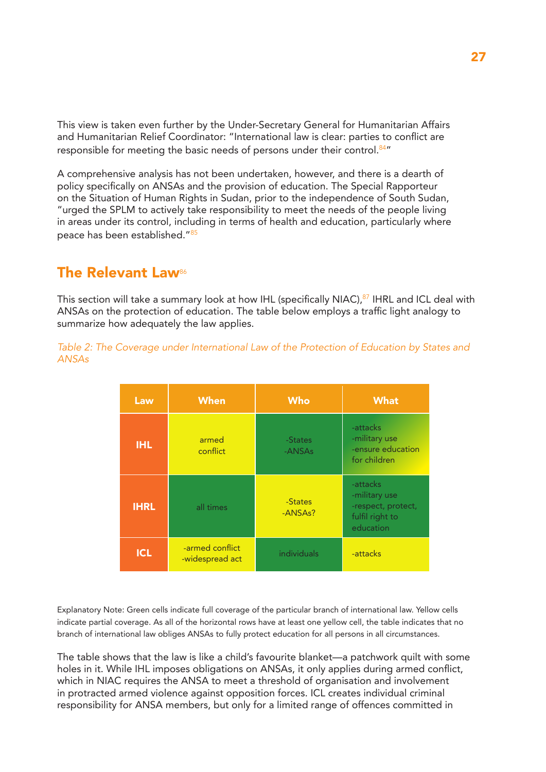This view is taken even further by the Under-Secretary General for Humanitarian Affairs and Humanitarian Relief Coordinator: "International law is clear: parties to conflict are responsible for meeting the basic needs of persons under their control.[84]"

A comprehensive analysis has not been undertaken, however, and there is a dearth of policy specifically on ANSAs and the provision of education. The Special Rapporteur on the Situation of Human Rights in Sudan, prior to the independence of South Sudan, "urged the SPLM to actively take responsibility to meet the needs of the people living in areas under its control, including in terms of health and education, particularly where peace has been established."[85]

## The Relevant Law[86]

This section will take a summary look at how IHL (specifically NIAC),[87] IHRL and ICL deal with ANSAs on the protection of education. The table below employs a traffic light analogy to summarize how adequately the law applies.

*Table 2: The Coverage under International Law of the Protection of Education by States and ANSAs*

| Law | When | Who | What |
|---|---|---|---|
| IHL | armed conflict | -States<br>-ANSAs | -attacks<br>-military use<br>-ensure education for children |
| IHRL | all times | -States<br>-ANSAs? | -attacks<br>-military use<br>-respect, protect, fulfil right to education |
| ICL | -armed conflict<br>-widespread act | individuals | -attacks |

Explanatory Note: Green cells indicate full coverage of the particular branch of international law. Yellow cells indicate partial coverage. As all of the horizontal rows have at least one yellow cell, the table indicates that no branch of international law obliges ANSAs to fully protect education for all persons in all circumstances.

The table shows that the law is like a child's favourite blanket—a patchwork quilt with some holes in it. While IHL imposes obligations on ANSAs, it only applies during armed conflict, which in NIAC requires the ANSA to meet a threshold of organisation and involvement in protracted armed violence against opposition forces. ICL creates individual criminal responsibility for ANSA members, but only for a limited range of offences committed in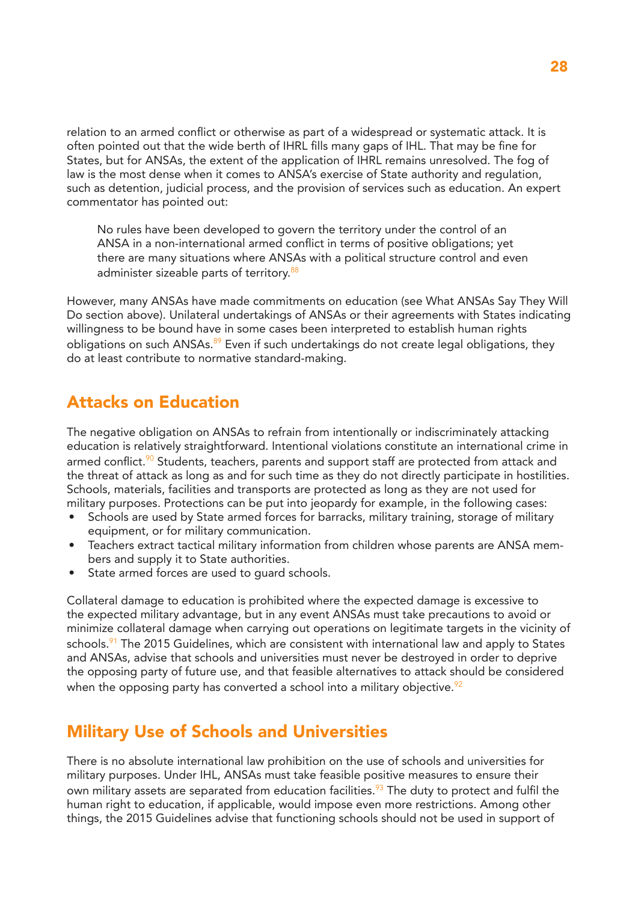relation to an armed conflict or otherwise as part of a widespread or systematic attack. It is often pointed out that the wide berth of IHRL fills many gaps of IHL. That may be fine for States, but for ANSAs, the extent of the application of IHRL remains unresolved. The fog of law is the most dense when it comes to ANSA's exercise of State authority and regulation, such as detention, judicial process, and the provision of services such as education. An expert commentator has pointed out:

> No rules have been developed to govern the territory under the control of an ANSA in a non-international armed conflict in terms of positive obligations; yet there are many situations where ANSAs with a political structure control and even administer sizeable parts of territory.[88]

However, many ANSAs have made commitments on education (see What ANSAs Say They Will Do section above). Unilateral undertakings of ANSAs or their agreements with States indicating willingness to be bound have in some cases been interpreted to establish human rights obligations on such ANSAs.[89] Even if such undertakings do not create legal obligations, they do at least contribute to normative standard-making.

## Attacks on Education

The negative obligation on ANSAs to refrain from intentionally or indiscriminately attacking education is relatively straightforward. Intentional violations constitute an international crime in armed conflict.[90] Students, teachers, parents and support staff are protected from attack and the threat of attack as long as and for such time as they do not directly participate in hostilities. Schools, materials, facilities and transports are protected as long as they are not used for military purposes. Protections can be put into jeopardy for example, in the following cases:

- Schools are used by State armed forces for barracks, military training, storage of military equipment, or for military communication.
- Teachers extract tactical military information from children whose parents are ANSA members and supply it to State authorities.
- State armed forces are used to guard schools.

Collateral damage to education is prohibited where the expected damage is excessive to the expected military advantage, but in any event ANSAs must take precautions to avoid or minimize collateral damage when carrying out operations on legitimate targets in the vicinity of schools.[91] The 2015 Guidelines, which are consistent with international law and apply to States and ANSAs, advise that schools and universities must never be destroyed in order to deprive the opposing party of future use, and that feasible alternatives to attack should be considered when the opposing party has converted a school into a military objective.[92]

## Military Use of Schools and Universities

There is no absolute international law prohibition on the use of schools and universities for military purposes. Under IHL, ANSAs must take feasible positive measures to ensure their own military assets are separated from education facilities.[93] The duty to protect and fulfil the human right to education, if applicable, would impose even more restrictions. Among other things, the 2015 Guidelines advise that functioning schools should not be used in support of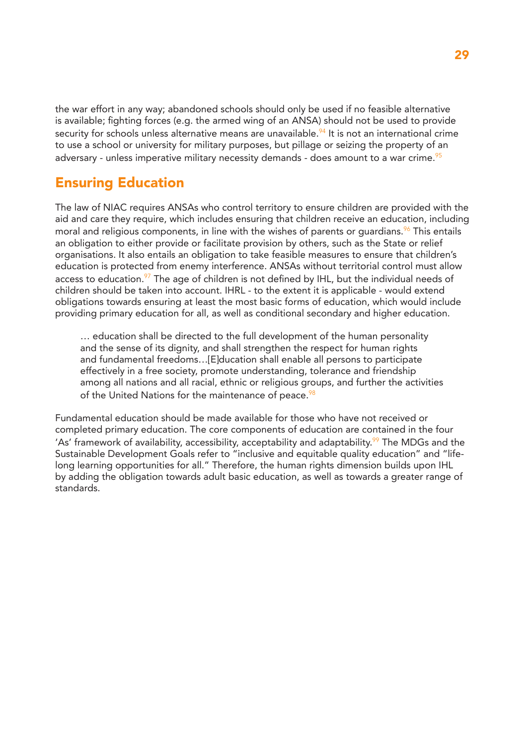the war effort in any way; abandoned schools should only be used if no feasible alternative is available; fighting forces (e.g. the armed wing of an ANSA) should not be used to provide security for schools unless alternative means are unavailable.[94] It is not an international crime to use a school or university for military purposes, but pillage or seizing the property of an adversary - unless imperative military necessity demands - does amount to a war crime.[95]

## Ensuring Education

The law of NIAC requires ANSAs who control territory to ensure children are provided with the aid and care they require, which includes ensuring that children receive an education, including moral and religious components, in line with the wishes of parents or guardians.[96] This entails an obligation to either provide or facilitate provision by others, such as the State or relief organisations. It also entails an obligation to take feasible measures to ensure that children's education is protected from enemy interference. ANSAs without territorial control must allow access to education.[97] The age of children is not defined by IHL, but the individual needs of children should be taken into account. IHRL - to the extent it is applicable - would extend obligations towards ensuring at least the most basic forms of education, which would include providing primary education for all, as well as conditional secondary and higher education.

> … education shall be directed to the full development of the human personality and the sense of its dignity, and shall strengthen the respect for human rights and fundamental freedoms…[E]ducation shall enable all persons to participate effectively in a free society, promote understanding, tolerance and friendship among all nations and all racial, ethnic or religious groups, and further the activities of the United Nations for the maintenance of peace.[98]

Fundamental education should be made available for those who have not received or completed primary education. The core components of education are contained in the four 'As' framework of availability, accessibility, acceptability and adaptability.[99] The MDGs and the Sustainable Development Goals refer to "inclusive and equitable quality education" and "life-long learning opportunities for all." Therefore, the human rights dimension builds upon IHL by adding the obligation towards adult basic education, as well as towards a greater range of standards.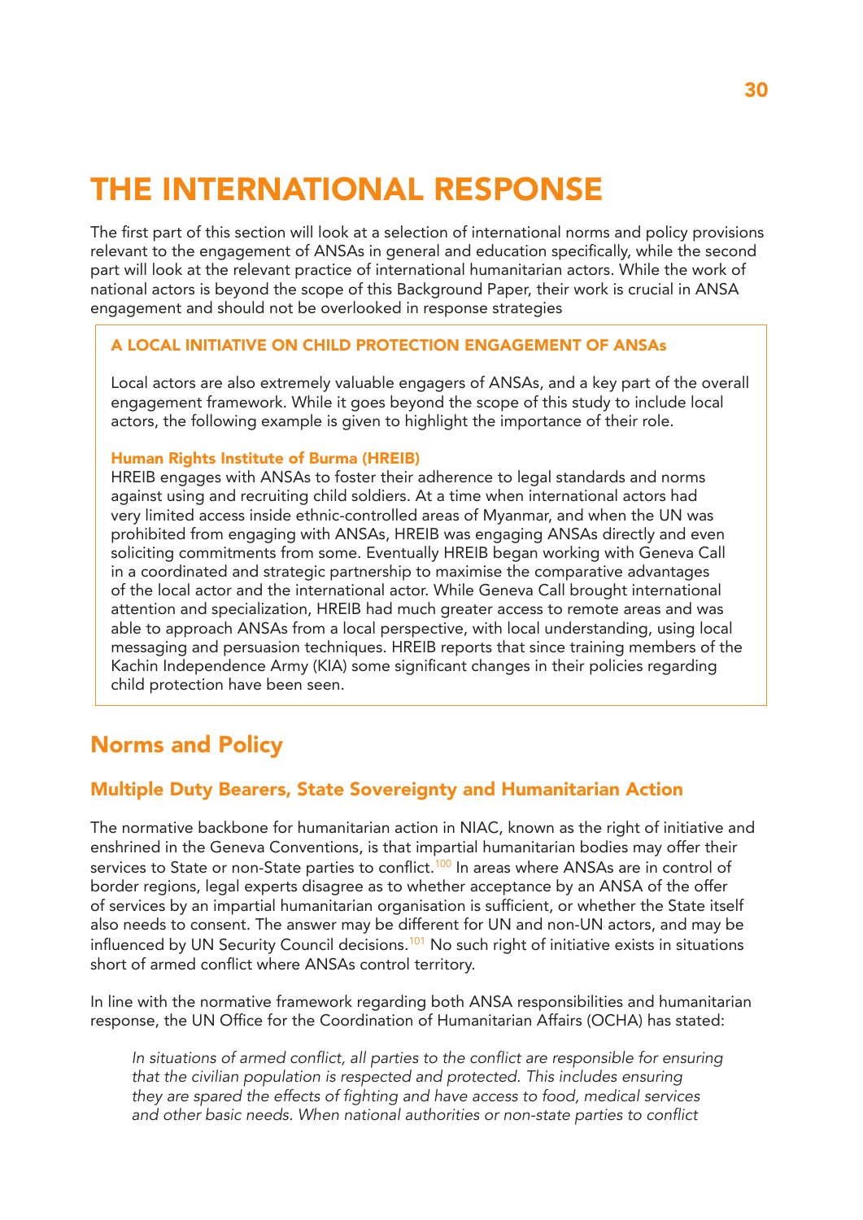# THE INTERNATIONAL RESPONSE

The first part of this section will look at a selection of international norms and policy provisions relevant to the engagement of ANSAs in general and education specifically, while the second part will look at the relevant practice of international humanitarian actors. While the work of national actors is beyond the scope of this Background Paper, their work is crucial in ANSA engagement and should not be overlooked in response strategies

> **A LOCAL INITIATIVE ON CHILD PROTECTION ENGAGEMENT OF ANSAs**
>
> Local actors are also extremely valuable engagers of ANSAs, and a key part of the overall engagement framework. While it goes beyond the scope of this study to include local actors, the following example is given to highlight the importance of their role.
>
> **Human Rights Institute of Burma (HREIB)**
> HREIB engages with ANSAs to foster their adherence to legal standards and norms against using and recruiting child soldiers. At a time when international actors had very limited access inside ethnic-controlled areas of Myanmar, and when the UN was prohibited from engaging with ANSAs, HREIB was engaging ANSAs directly and even soliciting commitments from some. Eventually HREIB began working with Geneva Call in a coordinated and strategic partnership to maximise the comparative advantages of the local actor and the international actor. While Geneva Call brought international attention and specialization, HREIB had much greater access to remote areas and was able to approach ANSAs from a local perspective, with local understanding, using local messaging and persuasion techniques. HREIB reports that since training members of the Kachin Independence Army (KIA) some significant changes in their policies regarding child protection have been seen.

## Norms and Policy

### Multiple Duty Bearers, State Sovereignty and Humanitarian Action

The normative backbone for humanitarian action in NIAC, known as the right of initiative and enshrined in the Geneva Conventions, is that impartial humanitarian bodies may offer their services to State or non-State parties to conflict.[100] In areas where ANSAs are in control of border regions, legal experts disagree as to whether acceptance by an ANSA of the offer of services by an impartial humanitarian organisation is sufficient, or whether the State itself also needs to consent. The answer may be different for UN and non-UN actors, and may be influenced by UN Security Council decisions.[101] No such right of initiative exists in situations short of armed conflict where ANSAs control territory.

In line with the normative framework regarding both ANSA responsibilities and humanitarian response, the UN Office for the Coordination of Humanitarian Affairs (OCHA) has stated:

> *In situations of armed conflict, all parties to the conflict are responsible for ensuring that the civilian population is respected and protected. This includes ensuring they are spared the effects of fighting and have access to food, medical services and other basic needs. When national authorities or non-state parties to conflict*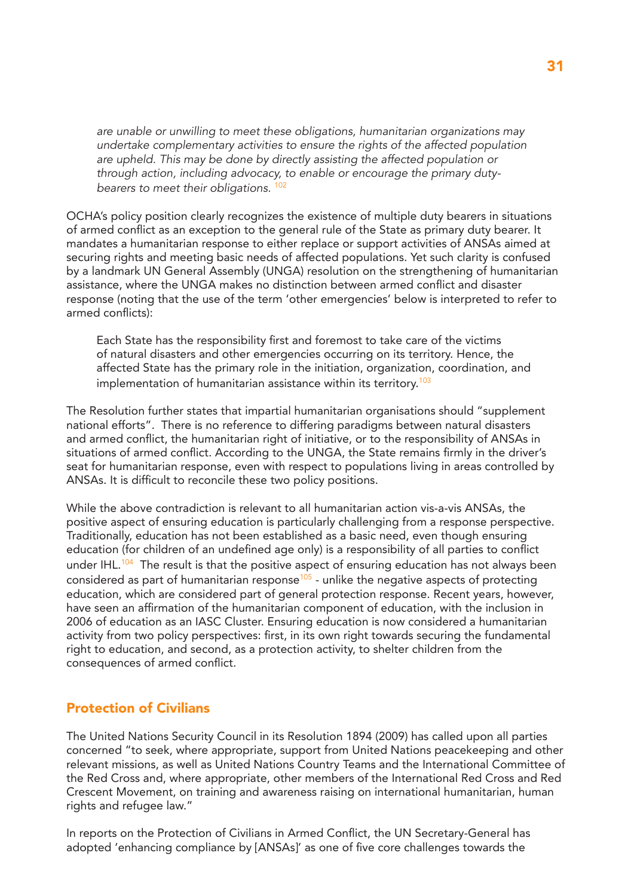*are unable or unwilling to meet these obligations, humanitarian organizations may undertake complementary activities to ensure the rights of the affected population are upheld. This may be done by directly assisting the affected population or through action, including advocacy, to enable or encourage the primary duty-bearers to meet their obligations.* [102]

OCHA's policy position clearly recognizes the existence of multiple duty bearers in situations of armed conflict as an exception to the general rule of the State as primary duty bearer. It mandates a humanitarian response to either replace or support activities of ANSAs aimed at securing rights and meeting basic needs of affected populations. Yet such clarity is confused by a landmark UN General Assembly (UNGA) resolution on the strengthening of humanitarian assistance, where the UNGA makes no distinction between armed conflict and disaster response (noting that the use of the term 'other emergencies' below is interpreted to refer to armed conflicts):

> Each State has the responsibility first and foremost to take care of the victims of natural disasters and other emergencies occurring on its territory. Hence, the affected State has the primary role in the initiation, organization, coordination, and implementation of humanitarian assistance within its territory.[103]

The Resolution further states that impartial humanitarian organisations should "supplement national efforts". There is no reference to differing paradigms between natural disasters and armed conflict, the humanitarian right of initiative, or to the responsibility of ANSAs in situations of armed conflict. According to the UNGA, the State remains firmly in the driver's seat for humanitarian response, even with respect to populations living in areas controlled by ANSAs. It is difficult to reconcile these two policy positions.

While the above contradiction is relevant to all humanitarian action vis-a-vis ANSAs, the positive aspect of ensuring education is particularly challenging from a response perspective. Traditionally, education has not been established as a basic need, even though ensuring education (for children of an undefined age only) is a responsibility of all parties to conflict under IHL.[104] The result is that the positive aspect of ensuring education has not always been considered as part of humanitarian response[105] - unlike the negative aspects of protecting education, which are considered part of general protection response. Recent years, however, have seen an affirmation of the humanitarian component of education, with the inclusion in 2006 of education as an IASC Cluster. Ensuring education is now considered a humanitarian activity from two policy perspectives: first, in its own right towards securing the fundamental right to education, and second, as a protection activity, to shelter children from the consequences of armed conflict.

## Protection of Civilians

The United Nations Security Council in its Resolution 1894 (2009) has called upon all parties concerned "to seek, where appropriate, support from United Nations peacekeeping and other relevant missions, as well as United Nations Country Teams and the International Committee of the Red Cross and, where appropriate, other members of the International Red Cross and Red Crescent Movement, on training and awareness raising on international humanitarian, human rights and refugee law."

In reports on the Protection of Civilians in Armed Conflict, the UN Secretary-General has adopted 'enhancing compliance by [ANSAs]' as one of five core challenges towards the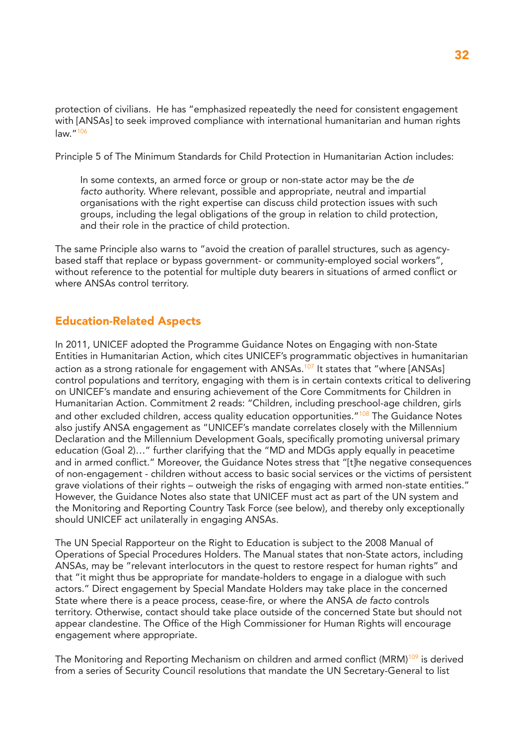protection of civilians. He has "emphasized repeatedly the need for consistent engagement with [ANSAs] to seek improved compliance with international humanitarian and human rights law."[106]

Principle 5 of The Minimum Standards for Child Protection in Humanitarian Action includes:

> In some contexts, an armed force or group or non-state actor may be the *de facto* authority. Where relevant, possible and appropriate, neutral and impartial organisations with the right expertise can discuss child protection issues with such groups, including the legal obligations of the group in relation to child protection, and their role in the practice of child protection.

The same Principle also warns to "avoid the creation of parallel structures, such as agency-based staff that replace or bypass government- or community-employed social workers", without reference to the potential for multiple duty bearers in situations of armed conflict or where ANSAs control territory.

## Education-Related Aspects

In 2011, UNICEF adopted the Programme Guidance Notes on Engaging with non-State Entities in Humanitarian Action, which cites UNICEF's programmatic objectives in humanitarian action as a strong rationale for engagement with ANSAs.[107] It states that "where [ANSAs] control populations and territory, engaging with them is in certain contexts critical to delivering on UNICEF's mandate and ensuring achievement of the Core Commitments for Children in Humanitarian Action. Commitment 2 reads: "Children, including preschool-age children, girls and other excluded children, access quality education opportunities."[108] The Guidance Notes also justify ANSA engagement as "UNICEF's mandate correlates closely with the Millennium Declaration and the Millennium Development Goals, specifically promoting universal primary education (Goal 2)…" further clarifying that the "MD and MDGs apply equally in peacetime and in armed conflict." Moreover, the Guidance Notes stress that "[t]he negative consequences of non-engagement - children without access to basic social services or the victims of persistent grave violations of their rights – outweigh the risks of engaging with armed non-state entities." However, the Guidance Notes also state that UNICEF must act as part of the UN system and the Monitoring and Reporting Country Task Force (see below), and thereby only exceptionally should UNICEF act unilaterally in engaging ANSAs.

The UN Special Rapporteur on the Right to Education is subject to the 2008 Manual of Operations of Special Procedures Holders. The Manual states that non-State actors, including ANSAs, may be "relevant interlocutors in the quest to restore respect for human rights" and that "it might thus be appropriate for mandate-holders to engage in a dialogue with such actors." Direct engagement by Special Mandate Holders may take place in the concerned State where there is a peace process, cease-fire, or where the ANSA *de facto* controls territory. Otherwise, contact should take place outside of the concerned State but should not appear clandestine. The Office of the High Commissioner for Human Rights will encourage engagement where appropriate.

The Monitoring and Reporting Mechanism on children and armed conflict (MRM)[109] is derived from a series of Security Council resolutions that mandate the UN Secretary-General to list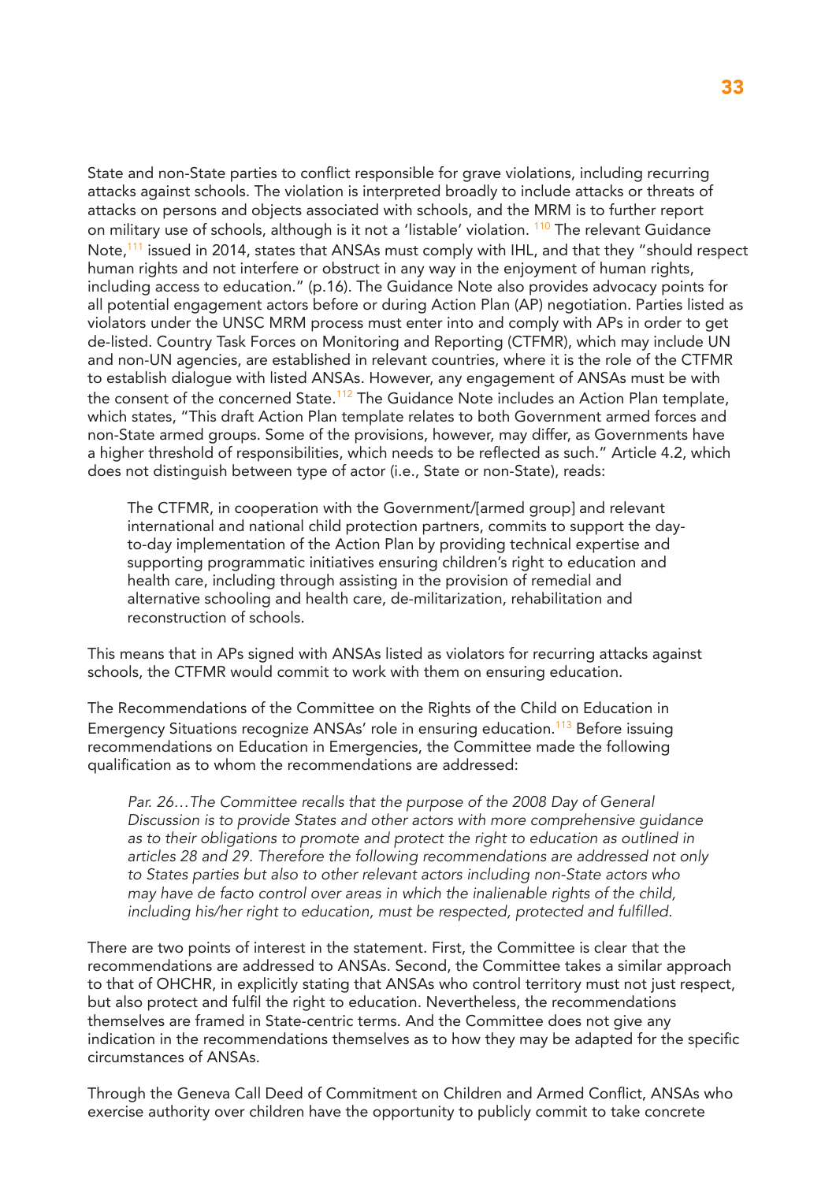State and non-State parties to conflict responsible for grave violations, including recurring attacks against schools. The violation is interpreted broadly to include attacks or threats of attacks on persons and objects associated with schools, and the MRM is to further report on military use of schools, although is it not a 'listable' violation. [110] The relevant Guidance Note,[111] issued in 2014, states that ANSAs must comply with IHL, and that they "should respect human rights and not interfere or obstruct in any way in the enjoyment of human rights, including access to education." (p.16). The Guidance Note also provides advocacy points for all potential engagement actors before or during Action Plan (AP) negotiation. Parties listed as violators under the UNSC MRM process must enter into and comply with APs in order to get de-listed. Country Task Forces on Monitoring and Reporting (CTFMR), which may include UN and non-UN agencies, are established in relevant countries, where it is the role of the CTFMR to establish dialogue with listed ANSAs. However, any engagement of ANSAs must be with the consent of the concerned State.[112] The Guidance Note includes an Action Plan template, which states, "This draft Action Plan template relates to both Government armed forces and non-State armed groups. Some of the provisions, however, may differ, as Governments have a higher threshold of responsibilities, which needs to be reflected as such." Article 4.2, which does not distinguish between type of actor (i.e., State or non-State), reads:

> The CTFMR, in cooperation with the Government/[armed group] and relevant international and national child protection partners, commits to support the day-to-day implementation of the Action Plan by providing technical expertise and supporting programmatic initiatives ensuring children's right to education and health care, including through assisting in the provision of remedial and alternative schooling and health care, de-militarization, rehabilitation and reconstruction of schools.

This means that in APs signed with ANSAs listed as violators for recurring attacks against schools, the CTFMR would commit to work with them on ensuring education.

The Recommendations of the Committee on the Rights of the Child on Education in Emergency Situations recognize ANSAs' role in ensuring education.[113] Before issuing recommendations on Education in Emergencies, the Committee made the following qualification as to whom the recommendations are addressed:

> *Par. 26…The Committee recalls that the purpose of the 2008 Day of General Discussion is to provide States and other actors with more comprehensive guidance as to their obligations to promote and protect the right to education as outlined in articles 28 and 29. Therefore the following recommendations are addressed not only to States parties but also to other relevant actors including non-State actors who may have de facto control over areas in which the inalienable rights of the child, including his/her right to education, must be respected, protected and fulfilled.*

There are two points of interest in the statement. First, the Committee is clear that the recommendations are addressed to ANSAs. Second, the Committee takes a similar approach to that of OHCHR, in explicitly stating that ANSAs who control territory must not just respect, but also protect and fulfil the right to education. Nevertheless, the recommendations themselves are framed in State-centric terms. And the Committee does not give any indication in the recommendations themselves as to how they may be adapted for the specific circumstances of ANSAs.

Through the Geneva Call Deed of Commitment on Children and Armed Conflict, ANSAs who exercise authority over children have the opportunity to publicly commit to take concrete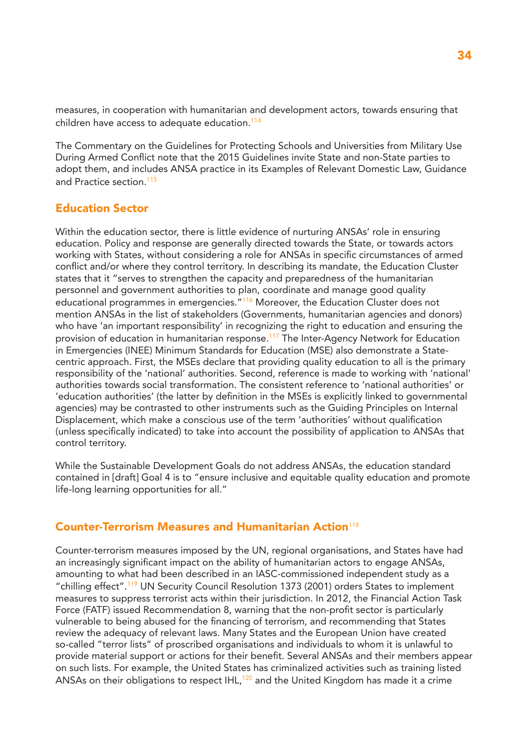measures, in cooperation with humanitarian and development actors, towards ensuring that children have access to adequate education.[114]

The Commentary on the Guidelines for Protecting Schools and Universities from Military Use During Armed Conflict note that the 2015 Guidelines invite State and non-State parties to adopt them, and includes ANSA practice in its Examples of Relevant Domestic Law, Guidance and Practice section.[115]

## Education Sector

Within the education sector, there is little evidence of nurturing ANSAs' role in ensuring education. Policy and response are generally directed towards the State, or towards actors working with States, without considering a role for ANSAs in specific circumstances of armed conflict and/or where they control territory. In describing its mandate, the Education Cluster states that it "serves to strengthen the capacity and preparedness of the humanitarian personnel and government authorities to plan, coordinate and manage good quality educational programmes in emergencies."[116] Moreover, the Education Cluster does not mention ANSAs in the list of stakeholders (Governments, humanitarian agencies and donors) who have 'an important responsibility' in recognizing the right to education and ensuring the provision of education in humanitarian response.[117] The Inter-Agency Network for Education in Emergencies (INEE) Minimum Standards for Education (MSE) also demonstrate a State-centric approach. First, the MSEs declare that providing quality education to all is the primary responsibility of the 'national' authorities. Second, reference is made to working with 'national' authorities towards social transformation. The consistent reference to 'national authorities' or 'education authorities' (the latter by definition in the MSEs is explicitly linked to governmental agencies) may be contrasted to other instruments such as the Guiding Principles on Internal Displacement, which make a conscious use of the term 'authorities' without qualification (unless specifically indicated) to take into account the possibility of application to ANSAs that control territory.

While the Sustainable Development Goals do not address ANSAs, the education standard contained in [draft] Goal 4 is to "ensure inclusive and equitable quality education and promote life-long learning opportunities for all."

## Counter-Terrorism Measures and Humanitarian Action[118]

Counter-terrorism measures imposed by the UN, regional organisations, and States have had an increasingly significant impact on the ability of humanitarian actors to engage ANSAs, amounting to what had been described in an IASC-commissioned independent study as a "chilling effect".[119] UN Security Council Resolution 1373 (2001) orders States to implement measures to suppress terrorist acts within their jurisdiction. In 2012, the Financial Action Task Force (FATF) issued Recommendation 8, warning that the non-profit sector is particularly vulnerable to being abused for the financing of terrorism, and recommending that States review the adequacy of relevant laws. Many States and the European Union have created so-called "terror lists" of proscribed organisations and individuals to whom it is unlawful to provide material support or actions for their benefit. Several ANSAs and their members appear on such lists. For example, the United States has criminalized activities such as training listed ANSAs on their obligations to respect IHL,[120] and the United Kingdom has made it a crime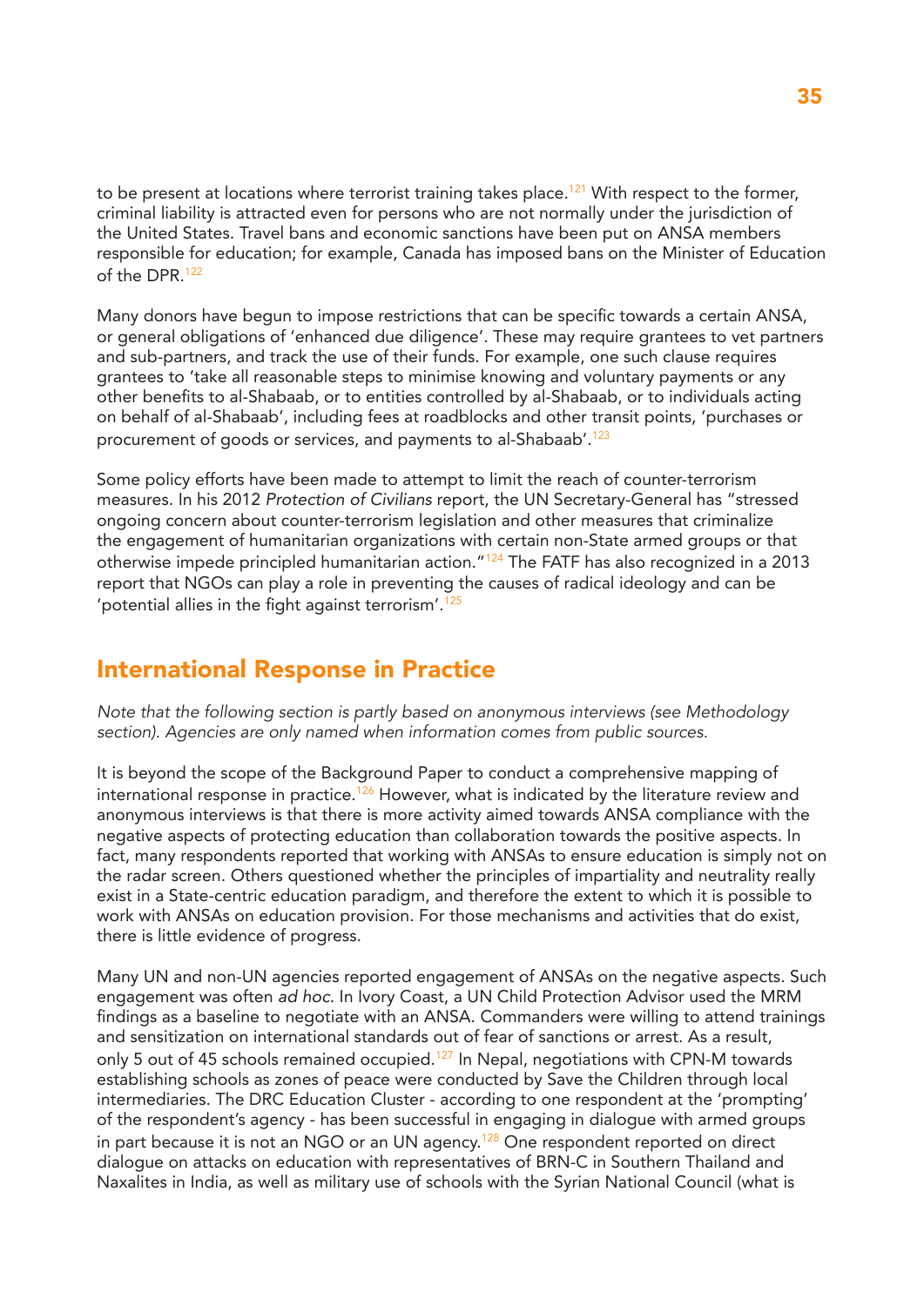to be present at locations where terrorist training takes place.[121] With respect to the former, criminal liability is attracted even for persons who are not normally under the jurisdiction of the United States. Travel bans and economic sanctions have been put on ANSA members responsible for education; for example, Canada has imposed bans on the Minister of Education of the DPR.[122]

Many donors have begun to impose restrictions that can be specific towards a certain ANSA, or general obligations of 'enhanced due diligence'. These may require grantees to vet partners and sub-partners, and track the use of their funds. For example, one such clause requires grantees to 'take all reasonable steps to minimise knowing and voluntary payments or any other benefits to al-Shabaab, or to entities controlled by al-Shabaab, or to individuals acting on behalf of al-Shabaab', including fees at roadblocks and other transit points, 'purchases or procurement of goods or services, and payments to al-Shabaab'.[123]

Some policy efforts have been made to attempt to limit the reach of counter-terrorism measures. In his 2012 *Protection of Civilians* report, the UN Secretary-General has "stressed ongoing concern about counter-terrorism legislation and other measures that criminalize the engagement of humanitarian organizations with certain non-State armed groups or that otherwise impede principled humanitarian action."[124] The FATF has also recognized in a 2013 report that NGOs can play a role in preventing the causes of radical ideology and can be 'potential allies in the fight against terrorism'.[125]

## International Response in Practice

*Note that the following section is partly based on anonymous interviews (see Methodology section). Agencies are only named when information comes from public sources.*

It is beyond the scope of the Background Paper to conduct a comprehensive mapping of international response in practice.[126] However, what is indicated by the literature review and anonymous interviews is that there is more activity aimed towards ANSA compliance with the negative aspects of protecting education than collaboration towards the positive aspects. In fact, many respondents reported that working with ANSAs to ensure education is simply not on the radar screen. Others questioned whether the principles of impartiality and neutrality really exist in a State-centric education paradigm, and therefore the extent to which it is possible to work with ANSAs on education provision. For those mechanisms and activities that do exist, there is little evidence of progress.

Many UN and non-UN agencies reported engagement of ANSAs on the negative aspects. Such engagement was often *ad hoc*. In Ivory Coast, a UN Child Protection Advisor used the MRM findings as a baseline to negotiate with an ANSA. Commanders were willing to attend trainings and sensitization on international standards out of fear of sanctions or arrest. As a result, only 5 out of 45 schools remained occupied.[127] In Nepal, negotiations with CPN-M towards establishing schools as zones of peace were conducted by Save the Children through local intermediaries. The DRC Education Cluster - according to one respondent at the 'prompting' of the respondent's agency - has been successful in engaging in dialogue with armed groups in part because it is not an NGO or an UN agency.[128] One respondent reported on direct dialogue on attacks on education with representatives of BRN-C in Southern Thailand and Naxalites in India, as well as military use of schools with the Syrian National Council (what is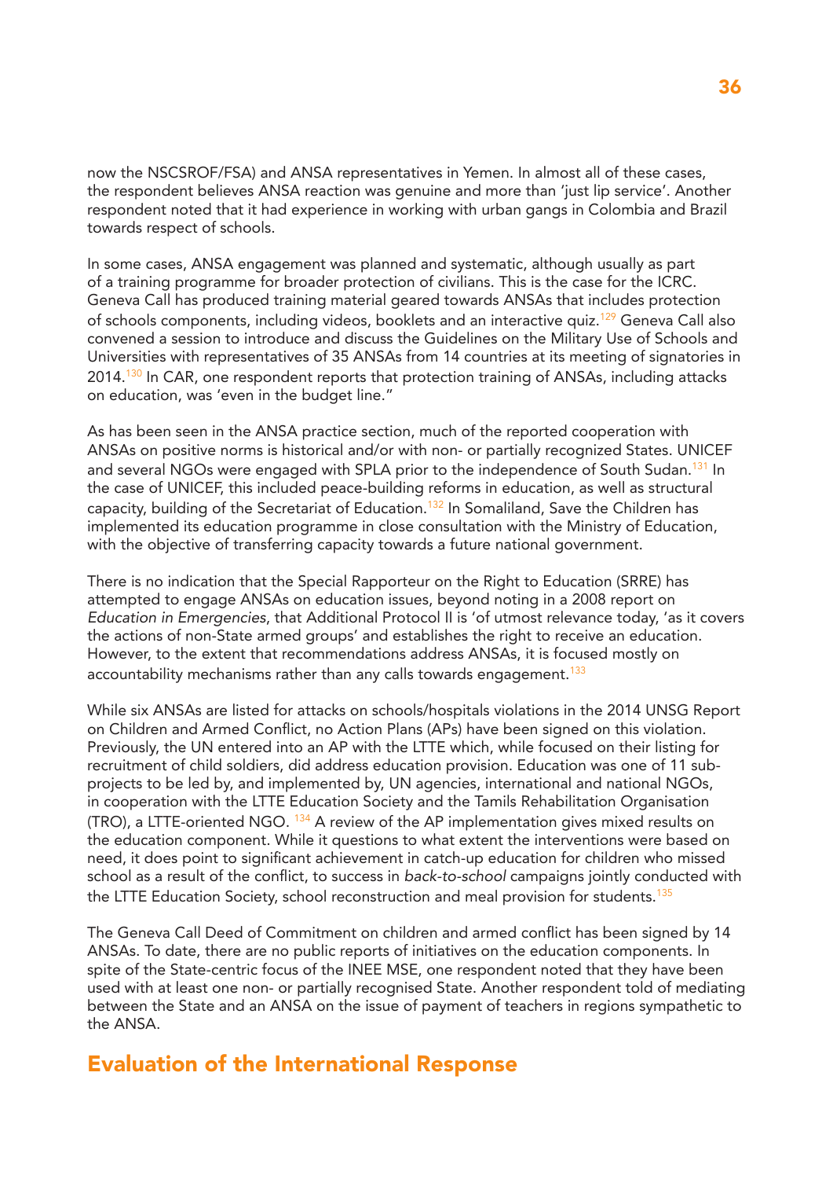now the NSCSROF/FSA) and ANSA representatives in Yemen. In almost all of these cases, the respondent believes ANSA reaction was genuine and more than 'just lip service'. Another respondent noted that it had experience in working with urban gangs in Colombia and Brazil towards respect of schools.

In some cases, ANSA engagement was planned and systematic, although usually as part of a training programme for broader protection of civilians. This is the case for the ICRC. Geneva Call has produced training material geared towards ANSAs that includes protection of schools components, including videos, booklets and an interactive quiz.[129] Geneva Call also convened a session to introduce and discuss the Guidelines on the Military Use of Schools and Universities with representatives of 35 ANSAs from 14 countries at its meeting of signatories in 2014.[130] In CAR, one respondent reports that protection training of ANSAs, including attacks on education, was 'even in the budget line."

As has been seen in the ANSA practice section, much of the reported cooperation with ANSAs on positive norms is historical and/or with non- or partially recognized States. UNICEF and several NGOs were engaged with SPLA prior to the independence of South Sudan.[131] In the case of UNICEF, this included peace-building reforms in education, as well as structural capacity, building of the Secretariat of Education.[132] In Somaliland, Save the Children has implemented its education programme in close consultation with the Ministry of Education, with the objective of transferring capacity towards a future national government.

There is no indication that the Special Rapporteur on the Right to Education (SRRE) has attempted to engage ANSAs on education issues, beyond noting in a 2008 report on *Education in Emergencies*, that Additional Protocol II is 'of utmost relevance today, 'as it covers the actions of non-State armed groups' and establishes the right to receive an education. However, to the extent that recommendations address ANSAs, it is focused mostly on accountability mechanisms rather than any calls towards engagement.[133]

While six ANSAs are listed for attacks on schools/hospitals violations in the 2014 UNSG Report on Children and Armed Conflict, no Action Plans (APs) have been signed on this violation. Previously, the UN entered into an AP with the LTTE which, while focused on their listing for recruitment of child soldiers, did address education provision. Education was one of 11 sub-projects to be led by, and implemented by, UN agencies, international and national NGOs, in cooperation with the LTTE Education Society and the Tamils Rehabilitation Organisation (TRO), a LTTE-oriented NGO. [134] A review of the AP implementation gives mixed results on the education component. While it questions to what extent the interventions were based on need, it does point to significant achievement in catch-up education for children who missed school as a result of the conflict, to success in *back-to-school* campaigns jointly conducted with the LTTE Education Society, school reconstruction and meal provision for students.[135]

The Geneva Call Deed of Commitment on children and armed conflict has been signed by 14 ANSAs. To date, there are no public reports of initiatives on the education components. In spite of the State-centric focus of the INEE MSE, one respondent noted that they have been used with at least one non- or partially recognised State. Another respondent told of mediating between the State and an ANSA on the issue of payment of teachers in regions sympathetic to the ANSA.

## Evaluation of the International Response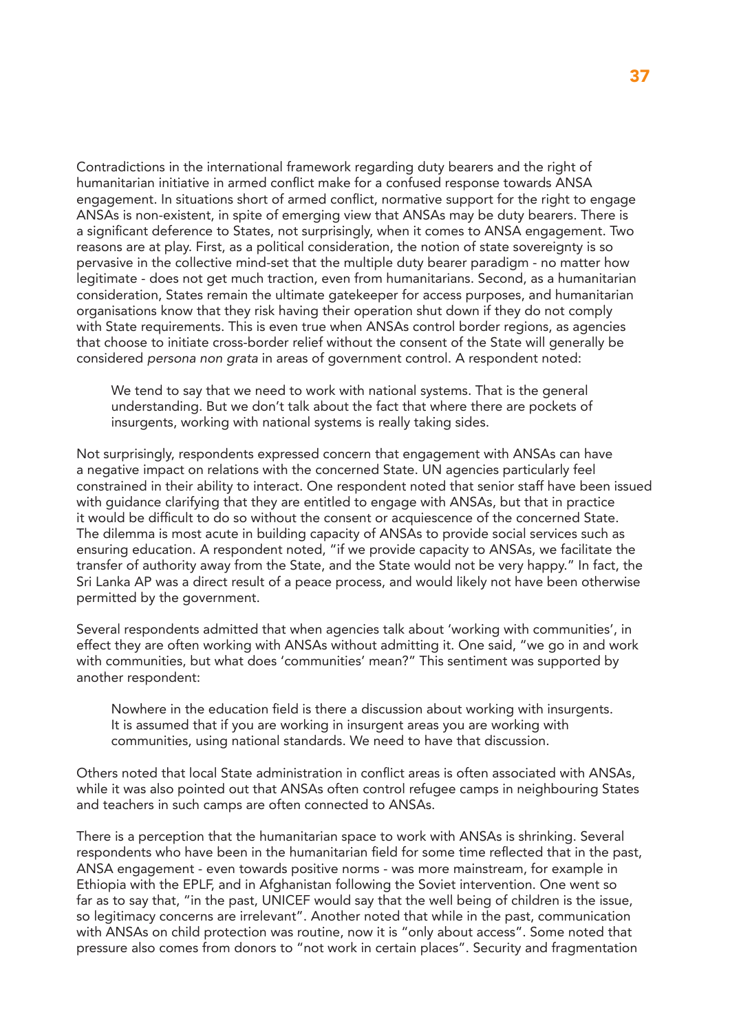Contradictions in the international framework regarding duty bearers and the right of humanitarian initiative in armed conflict make for a confused response towards ANSA engagement. In situations short of armed conflict, normative support for the right to engage ANSAs is non-existent, in spite of emerging view that ANSAs may be duty bearers. There is a significant deference to States, not surprisingly, when it comes to ANSA engagement. Two reasons are at play. First, as a political consideration, the notion of state sovereignty is so pervasive in the collective mind-set that the multiple duty bearer paradigm - no matter how legitimate - does not get much traction, even from humanitarians. Second, as a humanitarian consideration, States remain the ultimate gatekeeper for access purposes, and humanitarian organisations know that they risk having their operation shut down if they do not comply with State requirements. This is even true when ANSAs control border regions, as agencies that choose to initiate cross-border relief without the consent of the State will generally be considered *persona non grata* in areas of government control. A respondent noted:

> We tend to say that we need to work with national systems. That is the general understanding. But we don't talk about the fact that where there are pockets of insurgents, working with national systems is really taking sides.

Not surprisingly, respondents expressed concern that engagement with ANSAs can have a negative impact on relations with the concerned State. UN agencies particularly feel constrained in their ability to interact. One respondent noted that senior staff have been issued with guidance clarifying that they are entitled to engage with ANSAs, but that in practice it would be difficult to do so without the consent or acquiescence of the concerned State. The dilemma is most acute in building capacity of ANSAs to provide social services such as ensuring education. A respondent noted, "if we provide capacity to ANSAs, we facilitate the transfer of authority away from the State, and the State would not be very happy." In fact, the Sri Lanka AP was a direct result of a peace process, and would likely not have been otherwise permitted by the government.

Several respondents admitted that when agencies talk about 'working with communities', in effect they are often working with ANSAs without admitting it. One said, "we go in and work with communities, but what does 'communities' mean?" This sentiment was supported by another respondent:

> Nowhere in the education field is there a discussion about working with insurgents. It is assumed that if you are working in insurgent areas you are working with communities, using national standards. We need to have that discussion.

Others noted that local State administration in conflict areas is often associated with ANSAs, while it was also pointed out that ANSAs often control refugee camps in neighbouring States and teachers in such camps are often connected to ANSAs.

There is a perception that the humanitarian space to work with ANSAs is shrinking. Several respondents who have been in the humanitarian field for some time reflected that in the past, ANSA engagement - even towards positive norms - was more mainstream, for example in Ethiopia with the EPLF, and in Afghanistan following the Soviet intervention. One went so far as to say that, "in the past, UNICEF would say that the well being of children is the issue, so legitimacy concerns are irrelevant". Another noted that while in the past, communication with ANSAs on child protection was routine, now it is "only about access". Some noted that pressure also comes from donors to "not work in certain places". Security and fragmentation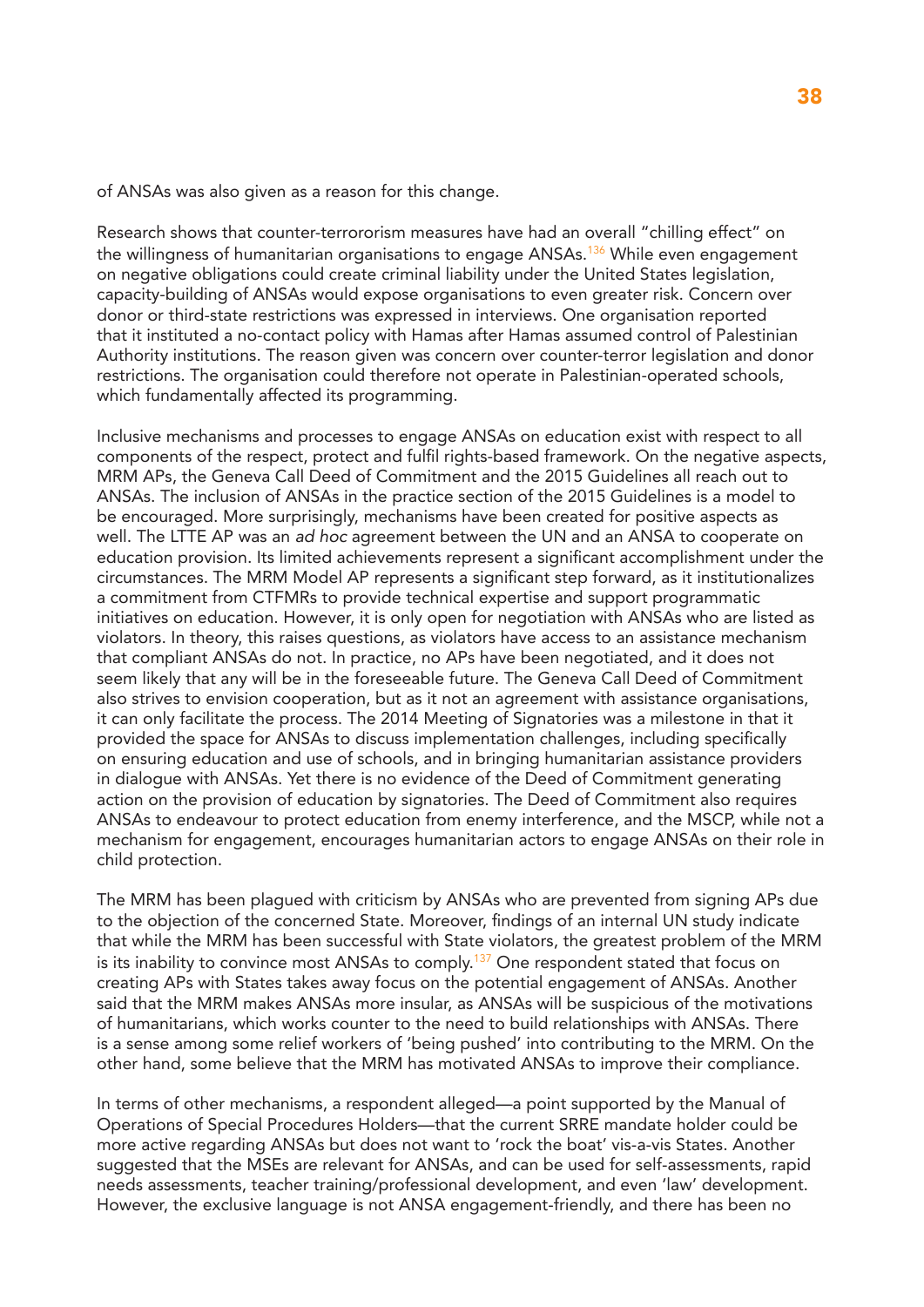of ANSAs was also given as a reason for this change.

Research shows that counter-terrorrorism measures have had an overall "chilling effect" on the willingness of humanitarian organisations to engage ANSAs.[136] While even engagement on negative obligations could create criminal liability under the United States legislation, capacity-building of ANSAs would expose organisations to even greater risk. Concern over donor or third-state restrictions was expressed in interviews. One organisation reported that it instituted a no-contact policy with Hamas after Hamas assumed control of Palestinian Authority institutions. The reason given was concern over counter-terror legislation and donor restrictions. The organisation could therefore not operate in Palestinian-operated schools, which fundamentally affected its programming.

Inclusive mechanisms and processes to engage ANSAs on education exist with respect to all components of the respect, protect and fulfil rights-based framework. On the negative aspects, MRM APs, the Geneva Call Deed of Commitment and the 2015 Guidelines all reach out to ANSAs. The inclusion of ANSAs in the practice section of the 2015 Guidelines is a model to be encouraged. More surprisingly, mechanisms have been created for positive aspects as well. The LTTE AP was an *ad hoc* agreement between the UN and an ANSA to cooperate on education provision. Its limited achievements represent a significant accomplishment under the circumstances. The MRM Model AP represents a significant step forward, as it institutionalizes a commitment from CTFMRs to provide technical expertise and support programmatic initiatives on education. However, it is only open for negotiation with ANSAs who are listed as violators. In theory, this raises questions, as violators have access to an assistance mechanism that compliant ANSAs do not. In practice, no APs have been negotiated, and it does not seem likely that any will be in the foreseeable future. The Geneva Call Deed of Commitment also strives to envision cooperation, but as it not an agreement with assistance organisations, it can only facilitate the process. The 2014 Meeting of Signatories was a milestone in that it provided the space for ANSAs to discuss implementation challenges, including specifically on ensuring education and use of schools, and in bringing humanitarian assistance providers in dialogue with ANSAs. Yet there is no evidence of the Deed of Commitment generating action on the provision of education by signatories. The Deed of Commitment also requires ANSAs to endeavour to protect education from enemy interference, and the MSCP, while not a mechanism for engagement, encourages humanitarian actors to engage ANSAs on their role in child protection.

The MRM has been plagued with criticism by ANSAs who are prevented from signing APs due to the objection of the concerned State. Moreover, findings of an internal UN study indicate that while the MRM has been successful with State violators, the greatest problem of the MRM is its inability to convince most ANSAs to comply.[137] One respondent stated that focus on creating APs with States takes away focus on the potential engagement of ANSAs. Another said that the MRM makes ANSAs more insular, as ANSAs will be suspicious of the motivations of humanitarians, which works counter to the need to build relationships with ANSAs. There is a sense among some relief workers of 'being pushed' into contributing to the MRM. On the other hand, some believe that the MRM has motivated ANSAs to improve their compliance.

In terms of other mechanisms, a respondent alleged—a point supported by the Manual of Operations of Special Procedures Holders—that the current SRRE mandate holder could be more active regarding ANSAs but does not want to 'rock the boat' vis-a-vis States. Another suggested that the MSEs are relevant for ANSAs, and can be used for self-assessments, rapid needs assessments, teacher training/professional development, and even 'law' development. However, the exclusive language is not ANSA engagement-friendly, and there has been no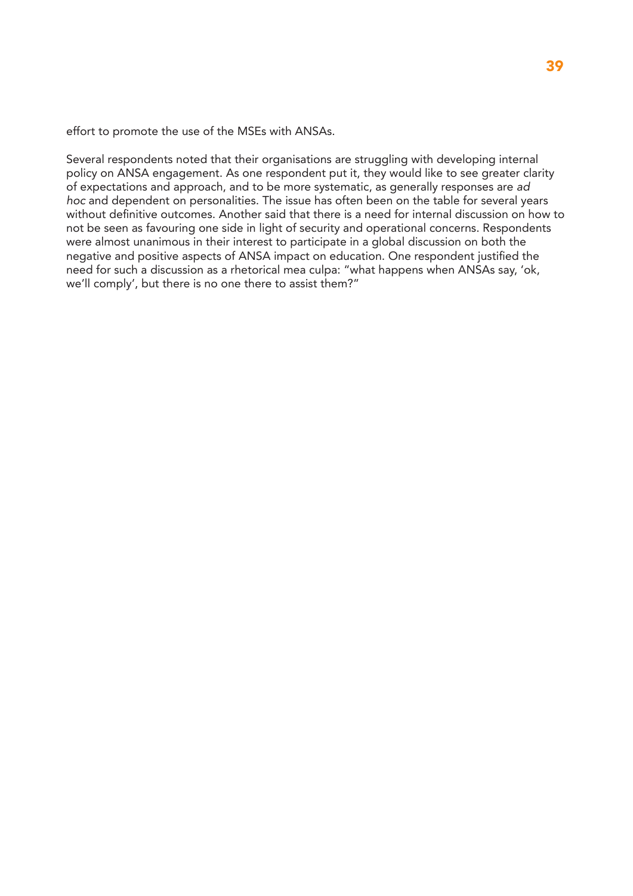effort to promote the use of the MSEs with ANSAs.

Several respondents noted that their organisations are struggling with developing internal policy on ANSA engagement. As one respondent put it, they would like to see greater clarity of expectations and approach, and to be more systematic, as generally responses are *ad hoc* and dependent on personalities. The issue has often been on the table for several years without definitive outcomes. Another said that there is a need for internal discussion on how to not be seen as favouring one side in light of security and operational concerns. Respondents were almost unanimous in their interest to participate in a global discussion on both the negative and positive aspects of ANSA impact on education. One respondent justified the need for such a discussion as a rhetorical mea culpa: "what happens when ANSAs say, 'ok, we'll comply', but there is no one there to assist them?"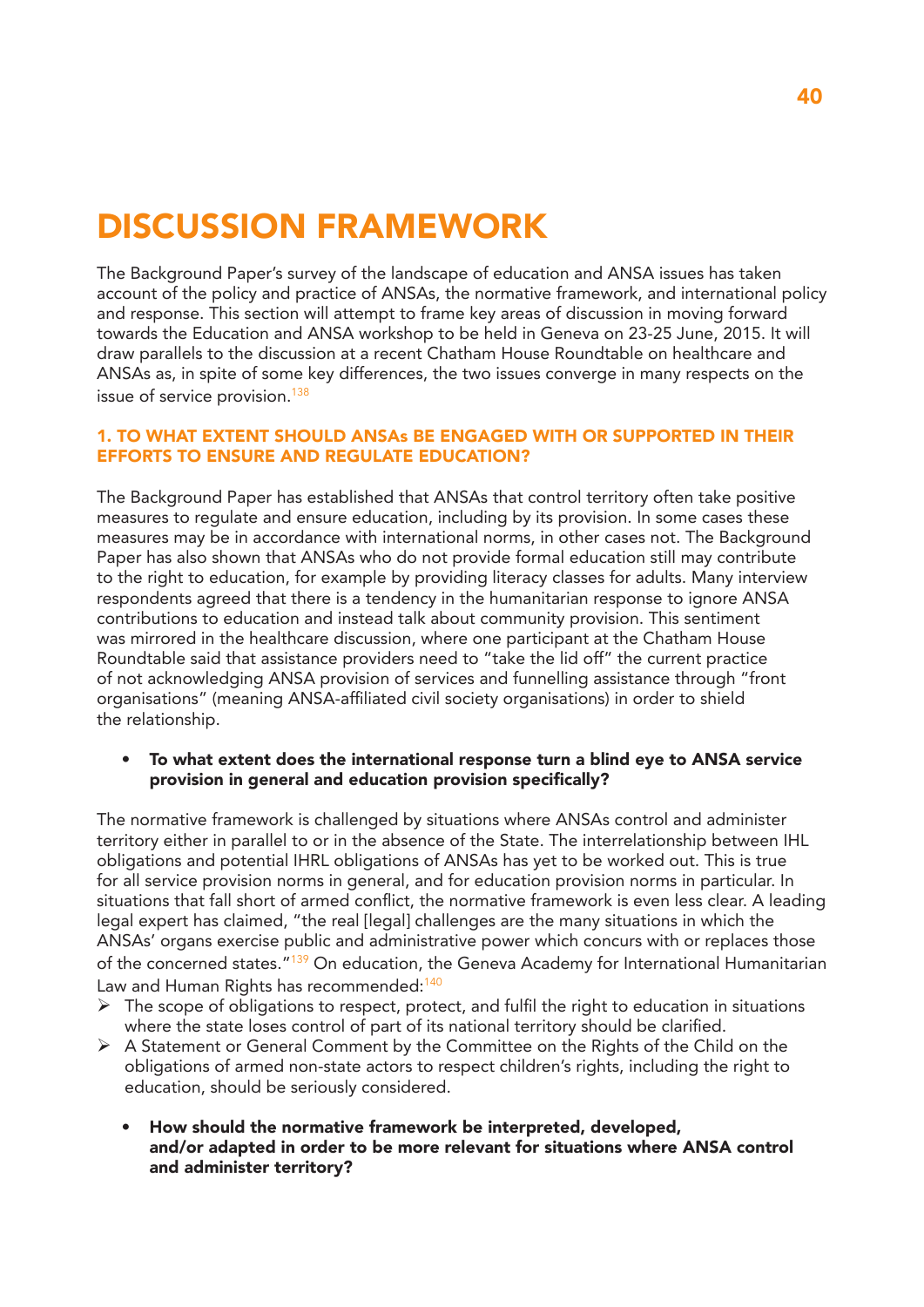# DISCUSSION FRAMEWORK

The Background Paper's survey of the landscape of education and ANSA issues has taken account of the policy and practice of ANSAs, the normative framework, and international policy and response. This section will attempt to frame key areas of discussion in moving forward towards the Education and ANSA workshop to be held in Geneva on 23-25 June, 2015. It will draw parallels to the discussion at a recent Chatham House Roundtable on healthcare and ANSAs as, in spite of some key differences, the two issues converge in many respects on the issue of service provision.[138]

## 1. TO WHAT EXTENT SHOULD ANSAs BE ENGAGED WITH OR SUPPORTED IN THEIR EFFORTS TO ENSURE AND REGULATE EDUCATION?

The Background Paper has established that ANSAs that control territory often take positive measures to regulate and ensure education, including by its provision. In some cases these measures may be in accordance with international norms, in other cases not. The Background Paper has also shown that ANSAs who do not provide formal education still may contribute to the right to education, for example by providing literacy classes for adults. Many interview respondents agreed that there is a tendency in the humanitarian response to ignore ANSA contributions to education and instead talk about community provision. This sentiment was mirrored in the healthcare discussion, where one participant at the Chatham House Roundtable said that assistance providers need to "take the lid off" the current practice of not acknowledging ANSA provision of services and funnelling assistance through "front organisations" (meaning ANSA-affiliated civil society organisations) in order to shield the relationship.

- **To what extent does the international response turn a blind eye to ANSA service provision in general and education provision specifically?**

The normative framework is challenged by situations where ANSAs control and administer territory either in parallel to or in the absence of the State. The interrelationship between IHL obligations and potential IHRL obligations of ANSAs has yet to be worked out. This is true for all service provision norms in general, and for education provision norms in particular. In situations that fall short of armed conflict, the normative framework is even less clear. A leading legal expert has claimed, "the real [legal] challenges are the many situations in which the ANSAs' organs exercise public and administrative power which concurs with or replaces those of the concerned states."[139] On education, the Geneva Academy for International Humanitarian Law and Human Rights has recommended:[140]

- The scope of obligations to respect, protect, and fulfil the right to education in situations where the state loses control of part of its national territory should be clarified.
- A Statement or General Comment by the Committee on the Rights of the Child on the obligations of armed non-state actors to respect children's rights, including the right to education, should be seriously considered.

- **How should the normative framework be interpreted, developed, and/or adapted in order to be more relevant for situations where ANSA control and administer territory?**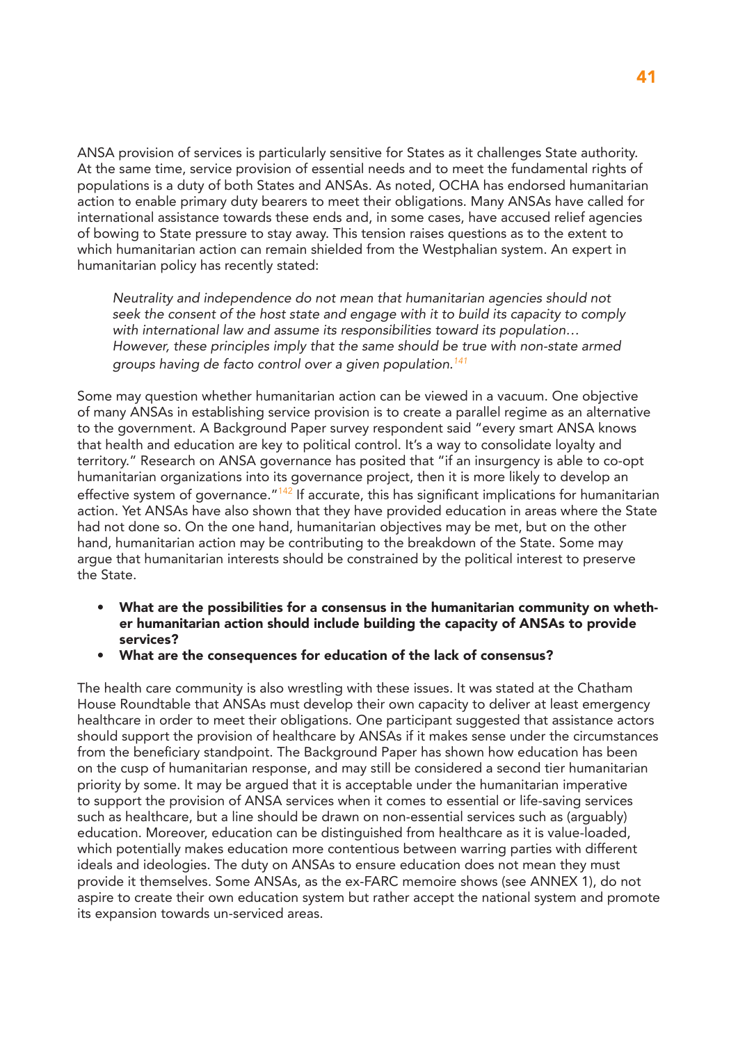ANSA provision of services is particularly sensitive for States as it challenges State authority. At the same time, service provision of essential needs and to meet the fundamental rights of populations is a duty of both States and ANSAs. As noted, OCHA has endorsed humanitarian action to enable primary duty bearers to meet their obligations. Many ANSAs have called for international assistance towards these ends and, in some cases, have accused relief agencies of bowing to State pressure to stay away. This tension raises questions as to the extent to which humanitarian action can remain shielded from the Westphalian system. An expert in humanitarian policy has recently stated:

> *Neutrality and independence do not mean that humanitarian agencies should not seek the consent of the host state and engage with it to build its capacity to comply with international law and assume its responsibilities toward its population… However, these principles imply that the same should be true with non-state armed groups having de facto control over a given population.*[141]

Some may question whether humanitarian action can be viewed in a vacuum. One objective of many ANSAs in establishing service provision is to create a parallel regime as an alternative to the government. A Background Paper survey respondent said "every smart ANSA knows that health and education are key to political control. It's a way to consolidate loyalty and territory." Research on ANSA governance has posited that "if an insurgency is able to co-opt humanitarian organizations into its governance project, then it is more likely to develop an effective system of governance."[142] If accurate, this has significant implications for humanitarian action. Yet ANSAs have also shown that they have provided education in areas where the State had not done so. On the one hand, humanitarian objectives may be met, but on the other hand, humanitarian action may be contributing to the breakdown of the State. Some may argue that humanitarian interests should be constrained by the political interest to preserve the State.

- **What are the possibilities for a consensus in the humanitarian community on whether humanitarian action should include building the capacity of ANSAs to provide services?**
- **What are the consequences for education of the lack of consensus?**

The health care community is also wrestling with these issues. It was stated at the Chatham House Roundtable that ANSAs must develop their own capacity to deliver at least emergency healthcare in order to meet their obligations. One participant suggested that assistance actors should support the provision of healthcare by ANSAs if it makes sense under the circumstances from the beneficiary standpoint. The Background Paper has shown how education has been on the cusp of humanitarian response, and may still be considered a second tier humanitarian priority by some. It may be argued that it is acceptable under the humanitarian imperative to support the provision of ANSA services when it comes to essential or life-saving services such as healthcare, but a line should be drawn on non-essential services such as (arguably) education. Moreover, education can be distinguished from healthcare as it is value-loaded, which potentially makes education more contentious between warring parties with different ideals and ideologies. The duty on ANSAs to ensure education does not mean they must provide it themselves. Some ANSAs, as the ex-FARC memoire shows (see ANNEX 1), do not aspire to create their own education system but rather accept the national system and promote its expansion towards un-serviced areas.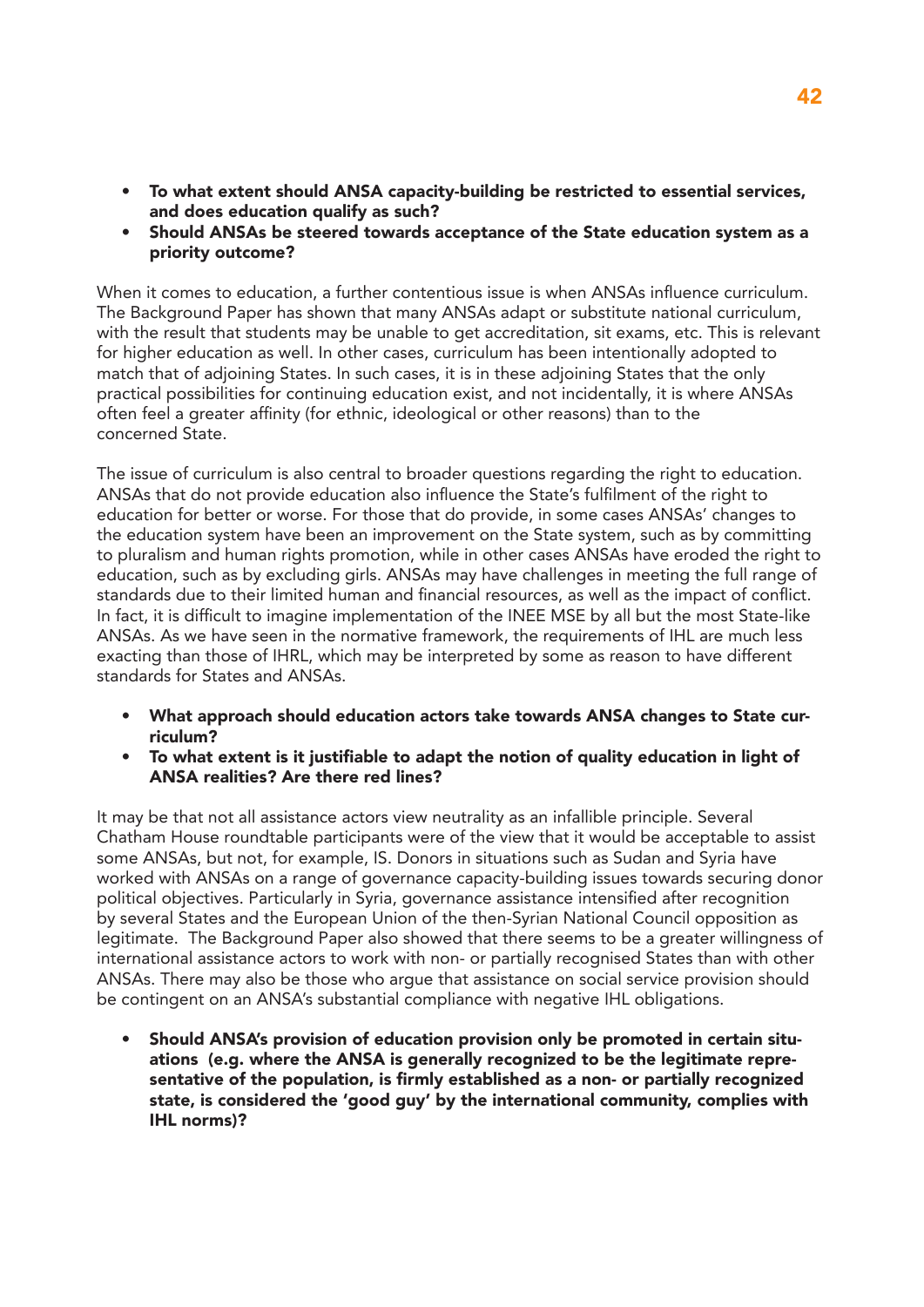- **To what extent should ANSA capacity-building be restricted to essential services, and does education qualify as such?**
- **Should ANSAs be steered towards acceptance of the State education system as a priority outcome?**

When it comes to education, a further contentious issue is when ANSAs influence curriculum. The Background Paper has shown that many ANSAs adapt or substitute national curriculum, with the result that students may be unable to get accreditation, sit exams, etc. This is relevant for higher education as well. In other cases, curriculum has been intentionally adopted to match that of adjoining States. In such cases, it is in these adjoining States that the only practical possibilities for continuing education exist, and not incidentally, it is where ANSAs often feel a greater affinity (for ethnic, ideological or other reasons) than to the concerned State.

The issue of curriculum is also central to broader questions regarding the right to education. ANSAs that do not provide education also influence the State's fulfilment of the right to education for better or worse. For those that do provide, in some cases ANSAs' changes to the education system have been an improvement on the State system, such as by committing to pluralism and human rights promotion, while in other cases ANSAs have eroded the right to education, such as by excluding girls. ANSAs may have challenges in meeting the full range of standards due to their limited human and financial resources, as well as the impact of conflict. In fact, it is difficult to imagine implementation of the INEE MSE by all but the most State-like ANSAs. As we have seen in the normative framework, the requirements of IHL are much less exacting than those of IHRL, which may be interpreted by some as reason to have different standards for States and ANSAs.

- **What approach should education actors take towards ANSA changes to State curriculum?**
- **To what extent is it justifiable to adapt the notion of quality education in light of ANSA realities? Are there red lines?**

It may be that not all assistance actors view neutrality as an infallible principle. Several Chatham House roundtable participants were of the view that it would be acceptable to assist some ANSAs, but not, for example, IS. Donors in situations such as Sudan and Syria have worked with ANSAs on a range of governance capacity-building issues towards securing donor political objectives. Particularly in Syria, governance assistance intensified after recognition by several States and the European Union of the then-Syrian National Council opposition as legitimate. The Background Paper also showed that there seems to be a greater willingness of international assistance actors to work with non- or partially recognised States than with other ANSAs. There may also be those who argue that assistance on social service provision should be contingent on an ANSA's substantial compliance with negative IHL obligations.

- **Should ANSA's provision of education provision only be promoted in certain situations (e.g. where the ANSA is generally recognized to be the legitimate representative of the population, is firmly established as a non- or partially recognized state, is considered the 'good guy' by the international community, complies with IHL norms)?**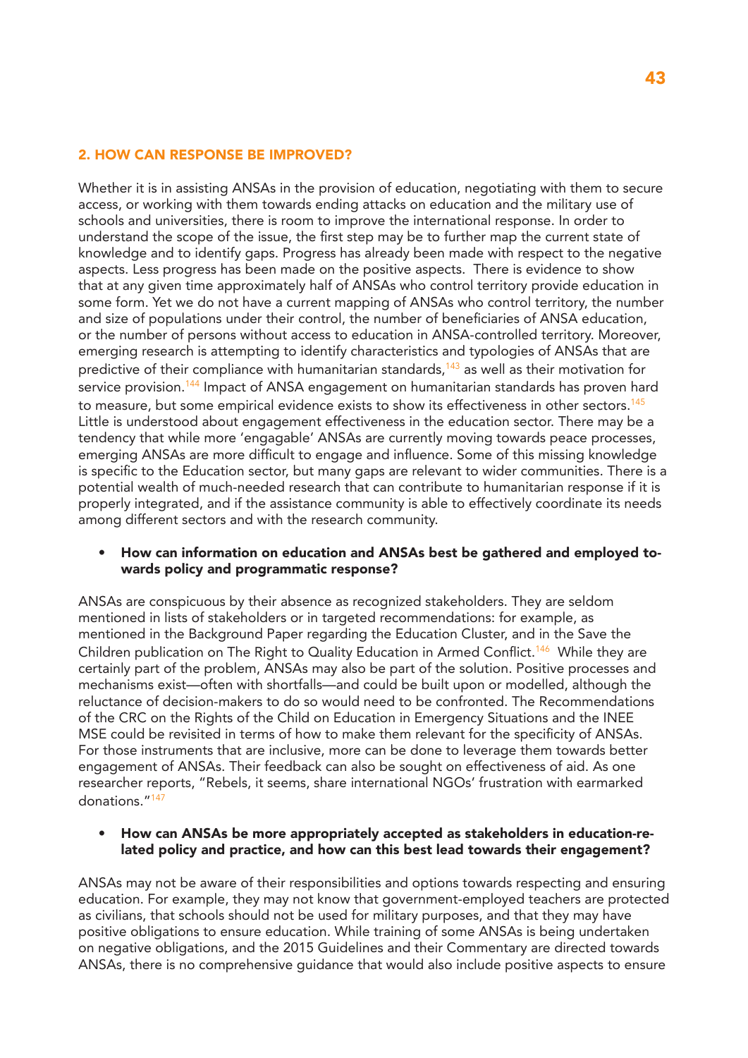## 2. HOW CAN RESPONSE BE IMPROVED?

Whether it is in assisting ANSAs in the provision of education, negotiating with them to secure access, or working with them towards ending attacks on education and the military use of schools and universities, there is room to improve the international response. In order to understand the scope of the issue, the first step may be to further map the current state of knowledge and to identify gaps. Progress has already been made with respect to the negative aspects. Less progress has been made on the positive aspects. There is evidence to show that at any given time approximately half of ANSAs who control territory provide education in some form. Yet we do not have a current mapping of ANSAs who control territory, the number and size of populations under their control, the number of beneficiaries of ANSA education, or the number of persons without access to education in ANSA-controlled territory. Moreover, emerging research is attempting to identify characteristics and typologies of ANSAs that are predictive of their compliance with humanitarian standards,[143] as well as their motivation for service provision.[144] Impact of ANSA engagement on humanitarian standards has proven hard to measure, but some empirical evidence exists to show its effectiveness in other sectors.[145] Little is understood about engagement effectiveness in the education sector. There may be a tendency that while more 'engagable' ANSAs are currently moving towards peace processes, emerging ANSAs are more difficult to engage and influence. Some of this missing knowledge is specific to the Education sector, but many gaps are relevant to wider communities. There is a potential wealth of much-needed research that can contribute to humanitarian response if it is properly integrated, and if the assistance community is able to effectively coordinate its needs among different sectors and with the research community.

- **How can information on education and ANSAs best be gathered and employed towards policy and programmatic response?**

ANSAs are conspicuous by their absence as recognized stakeholders. They are seldom mentioned in lists of stakeholders or in targeted recommendations: for example, as mentioned in the Background Paper regarding the Education Cluster, and in the Save the Children publication on The Right to Quality Education in Armed Conflict.[146] While they are certainly part of the problem, ANSAs may also be part of the solution. Positive processes and mechanisms exist—often with shortfalls—and could be built upon or modelled, although the reluctance of decision-makers to do so would need to be confronted. The Recommendations of the CRC on the Rights of the Child on Education in Emergency Situations and the INEE MSE could be revisited in terms of how to make them relevant for the specificity of ANSAs. For those instruments that are inclusive, more can be done to leverage them towards better engagement of ANSAs. Their feedback can also be sought on effectiveness of aid. As one researcher reports, "Rebels, it seems, share international NGOs' frustration with earmarked donations."[147]

- **How can ANSAs be more appropriately accepted as stakeholders in education-related policy and practice, and how can this best lead towards their engagement?**

ANSAs may not be aware of their responsibilities and options towards respecting and ensuring education. For example, they may not know that government-employed teachers are protected as civilians, that schools should not be used for military purposes, and that they may have positive obligations to ensure education. While training of some ANSAs is being undertaken on negative obligations, and the 2015 Guidelines and their Commentary are directed towards ANSAs, there is no comprehensive guidance that would also include positive aspects to ensure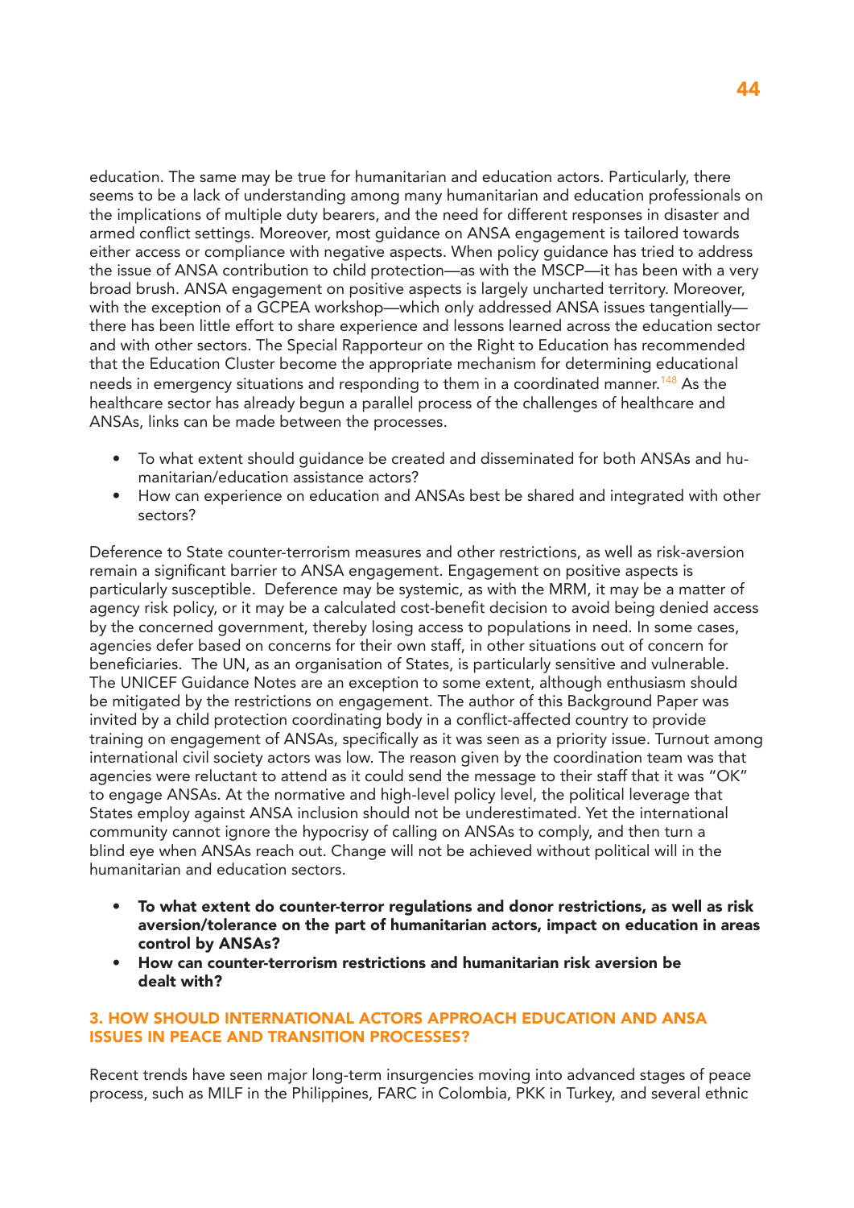education. The same may be true for humanitarian and education actors. Particularly, there seems to be a lack of understanding among many humanitarian and education professionals on the implications of multiple duty bearers, and the need for different responses in disaster and armed conflict settings. Moreover, most guidance on ANSA engagement is tailored towards either access or compliance with negative aspects. When policy guidance has tried to address the issue of ANSA contribution to child protection—as with the MSCP—it has been with a very broad brush. ANSA engagement on positive aspects is largely uncharted territory. Moreover, with the exception of a GCPEA workshop—which only addressed ANSA issues tangentially—there has been little effort to share experience and lessons learned across the education sector and with other sectors. The Special Rapporteur on the Right to Education has recommended that the Education Cluster become the appropriate mechanism for determining educational needs in emergency situations and responding to them in a coordinated manner.[148] As the healthcare sector has already begun a parallel process of the challenges of healthcare and ANSAs, links can be made between the processes.

- To what extent should guidance be created and disseminated for both ANSAs and humanitarian/education assistance actors?
- How can experience on education and ANSAs best be shared and integrated with other sectors?

Deference to State counter-terrorism measures and other restrictions, as well as risk-aversion remain a significant barrier to ANSA engagement. Engagement on positive aspects is particularly susceptible. Deference may be systemic, as with the MRM, it may be a matter of agency risk policy, or it may be a calculated cost-benefit decision to avoid being denied access by the concerned government, thereby losing access to populations in need. In some cases, agencies defer based on concerns for their own staff, in other situations out of concern for beneficiaries. The UN, as an organisation of States, is particularly sensitive and vulnerable. The UNICEF Guidance Notes are an exception to some extent, although enthusiasm should be mitigated by the restrictions on engagement. The author of this Background Paper was invited by a child protection coordinating body in a conflict-affected country to provide training on engagement of ANSAs, specifically as it was seen as a priority issue. Turnout among international civil society actors was low. The reason given by the coordination team was that agencies were reluctant to attend as it could send the message to their staff that it was "OK" to engage ANSAs. At the normative and high-level policy level, the political leverage that States employ against ANSA inclusion should not be underestimated. Yet the international community cannot ignore the hypocrisy of calling on ANSAs to comply, and then turn a blind eye when ANSAs reach out. Change will not be achieved without political will in the humanitarian and education sectors.

- **To what extent do counter-terror regulations and donor restrictions, as well as risk aversion/tolerance on the part of humanitarian actors, impact on education in areas control by ANSAs?**
- **How can counter-terrorism restrictions and humanitarian risk aversion be dealt with?**

## 3. HOW SHOULD INTERNATIONAL ACTORS APPROACH EDUCATION AND ANSA ISSUES IN PEACE AND TRANSITION PROCESSES?

Recent trends have seen major long-term insurgencies moving into advanced stages of peace process, such as MILF in the Philippines, FARC in Colombia, PKK in Turkey, and several ethnic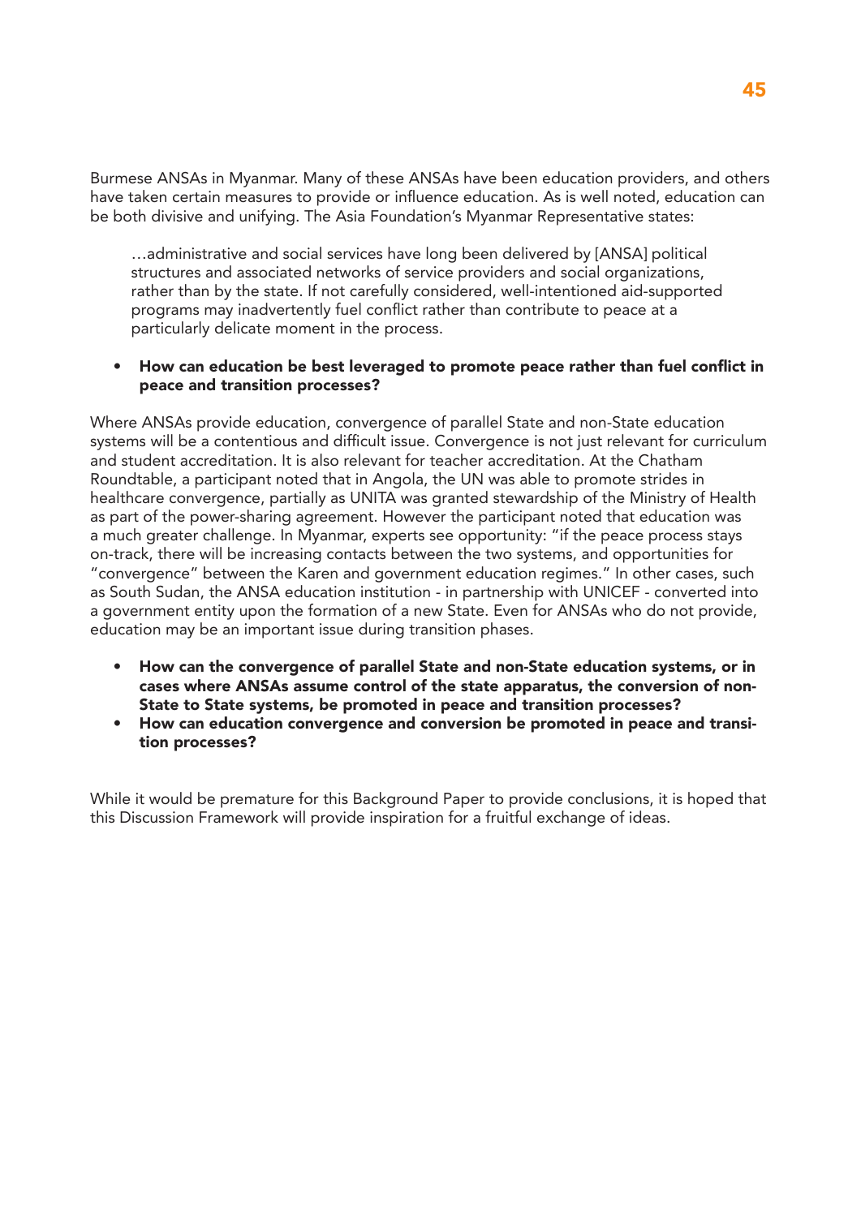Burmese ANSAs in Myanmar. Many of these ANSAs have been education providers, and others have taken certain measures to provide or influence education. As is well noted, education can be both divisive and unifying. The Asia Foundation's Myanmar Representative states:

> …administrative and social services have long been delivered by [ANSA] political structures and associated networks of service providers and social organizations, rather than by the state. If not carefully considered, well-intentioned aid-supported programs may inadvertently fuel conflict rather than contribute to peace at a particularly delicate moment in the process.

- **How can education be best leveraged to promote peace rather than fuel conflict in peace and transition processes?**

Where ANSAs provide education, convergence of parallel State and non-State education systems will be a contentious and difficult issue. Convergence is not just relevant for curriculum and student accreditation. It is also relevant for teacher accreditation. At the Chatham Roundtable, a participant noted that in Angola, the UN was able to promote strides in healthcare convergence, partially as UNITA was granted stewardship of the Ministry of Health as part of the power-sharing agreement. However the participant noted that education was a much greater challenge. In Myanmar, experts see opportunity: "if the peace process stays on-track, there will be increasing contacts between the two systems, and opportunities for "convergence" between the Karen and government education regimes." In other cases, such as South Sudan, the ANSA education institution - in partnership with UNICEF - converted into a government entity upon the formation of a new State. Even for ANSAs who do not provide, education may be an important issue during transition phases.

- **How can the convergence of parallel State and non-State education systems, or in cases where ANSAs assume control of the state apparatus, the conversion of non-State to State systems, be promoted in peace and transition processes?**
- **How can education convergence and conversion be promoted in peace and transition processes?**

While it would be premature for this Background Paper to provide conclusions, it is hoped that this Discussion Framework will provide inspiration for a fruitful exchange of ideas.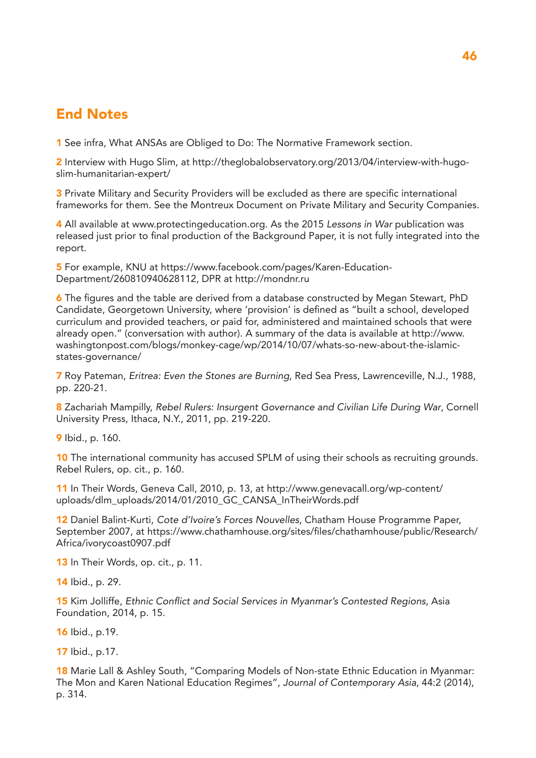## End Notes

**1** See infra, What ANSAs are Obliged to Do: The Normative Framework section.

**2** Interview with Hugo Slim, at http://theglobalobservatory.org/2013/04/interview-with-hugo-slim-humanitarian-expert/

**3** Private Military and Security Providers will be excluded as there are specific international frameworks for them. See the Montreux Document on Private Military and Security Companies.

**4** All available at www.protectingeducation.org. As the 2015 *Lessons in War* publication was released just prior to final production of the Background Paper, it is not fully integrated into the report.

**5** For example, KNU at https://www.facebook.com/pages/Karen-Education-Department/260810940628112, DPR at http://mondnr.ru

**6** The figures and the table are derived from a database constructed by Megan Stewart, PhD Candidate, Georgetown University, where 'provision' is defined as "built a school, developed curriculum and provided teachers, or paid for, administered and maintained schools that were already open." (conversation with author). A summary of the data is available at http://www.washingtonpost.com/blogs/monkey-cage/wp/2014/10/07/whats-so-new-about-the-islamic-states-governance/

**7** Roy Pateman, *Eritrea: Even the Stones are Burning*, Red Sea Press, Lawrenceville, N.J., 1988, pp. 220-21.

**8** Zachariah Mampilly, *Rebel Rulers: Insurgent Governance and Civilian Life During War*, Cornell University Press, Ithaca, N.Y., 2011, pp. 219-220.

**9** Ibid., p. 160.

**10** The international community has accused SPLM of using their schools as recruiting grounds. Rebel Rulers, op. cit., p. 160.

**11** In Their Words, Geneva Call, 2010, p. 13, at http://www.genevacall.org/wp-content/uploads/dlm_uploads/2014/01/2010_GC_CANSA_InTheirWords.pdf

**12** Daniel Balint-Kurti, *Cote d'Ivoire's Forces Nouvelles*, Chatham House Programme Paper, September 2007, at https://www.chathamhouse.org/sites/files/chathamhouse/public/Research/Africa/ivorycoast0907.pdf

**13** In Their Words, op. cit., p. 11.

**14** Ibid., p. 29.

**15** Kim Jolliffe, *Ethnic Conflict and Social Services in Myanmar's Contested Regions*, Asia Foundation, 2014, p. 15.

**16** Ibid., p.19.

**17** Ibid., p.17.

**18** Marie Lall & Ashley South, "Comparing Models of Non-state Ethnic Education in Myanmar: The Mon and Karen National Education Regimes", *Journal of Contemporary Asia*, 44:2 (2014), p. 314.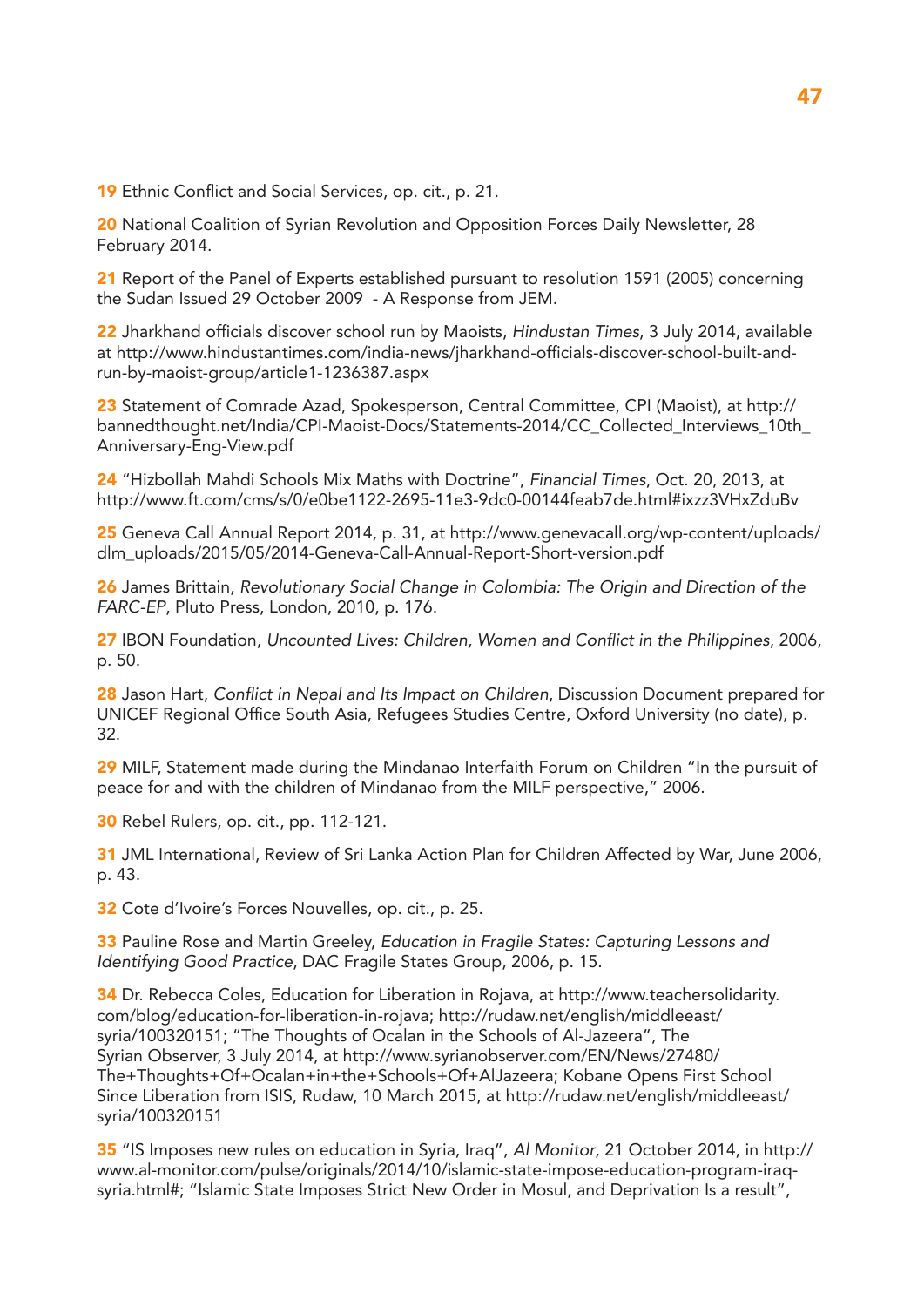19 Ethnic Conflict and Social Services, op. cit., p. 21.

20 National Coalition of Syrian Revolution and Opposition Forces Daily Newsletter, 28 February 2014.

21 Report of the Panel of Experts established pursuant to resolution 1591 (2005) concerning the Sudan Issued 29 October 2009 - A Response from JEM.

22 Jharkhand officials discover school run by Maoists, *Hindustan Times*, 3 July 2014, available at http://www.hindustantimes.com/india-news/jharkhand-officials-discover-school-built-and-run-by-maoist-group/article1-1236387.aspx

23 Statement of Comrade Azad, Spokesperson, Central Committee, CPI (Maoist), at http://bannedthought.net/India/CPI-Maoist-Docs/Statements-2014/CC_Collected_Interviews_10th_Anniversary-Eng-View.pdf

24 "Hizbollah Mahdi Schools Mix Maths with Doctrine", *Financial Times*, Oct. 20, 2013, at http://www.ft.com/cms/s/0/e0be1122-2695-11e3-9dc0-00144feab7de.html#ixzz3VHxZduBv

25 Geneva Call Annual Report 2014, p. 31, at http://www.genevacall.org/wp-content/uploads/dlm_uploads/2015/05/2014-Geneva-Call-Annual-Report-Short-version.pdf

26 James Brittain, *Revolutionary Social Change in Colombia: The Origin and Direction of the FARC-EP*, Pluto Press, London, 2010, p. 176.

27 IBON Foundation, *Uncounted Lives: Children, Women and Conflict in the Philippines*, 2006, p. 50.

28 Jason Hart, *Conflict in Nepal and Its Impact on Children*, Discussion Document prepared for UNICEF Regional Office South Asia, Refugees Studies Centre, Oxford University (no date), p. 32.

29 MILF, Statement made during the Mindanao Interfaith Forum on Children "In the pursuit of peace for and with the children of Mindanao from the MILF perspective," 2006.

30 Rebel Rulers, op. cit., pp. 112-121.

31 JML International, Review of Sri Lanka Action Plan for Children Affected by War, June 2006, p. 43.

32 Cote d'Ivoire's Forces Nouvelles, op. cit., p. 25.

33 Pauline Rose and Martin Greeley, *Education in Fragile States: Capturing Lessons and Identifying Good Practice*, DAC Fragile States Group, 2006, p. 15.

34 Dr. Rebecca Coles, Education for Liberation in Rojava, at http://www.teachersolidarity.com/blog/education-for-liberation-in-rojava; http://rudaw.net/english/middleeast/syria/100320151; "The Thoughts of Ocalan in the Schools of Al-Jazeera", The Syrian Observer, 3 July 2014, at http://www.syrianobserver.com/EN/News/27480/The+Thoughts+Of+Ocalan+in+the+Schools+Of+AlJazeera; Kobane Opens First School Since Liberation from ISIS, Rudaw, 10 March 2015, at http://rudaw.net/english/middleeast/syria/100320151

35 "IS Imposes new rules on education in Syria, Iraq", *Al Monitor*, 21 October 2014, in http://www.al-monitor.com/pulse/originals/2014/10/islamic-state-impose-education-program-iraq-syria.html#; "Islamic State Imposes Strict New Order in Mosul, and Deprivation Is a result",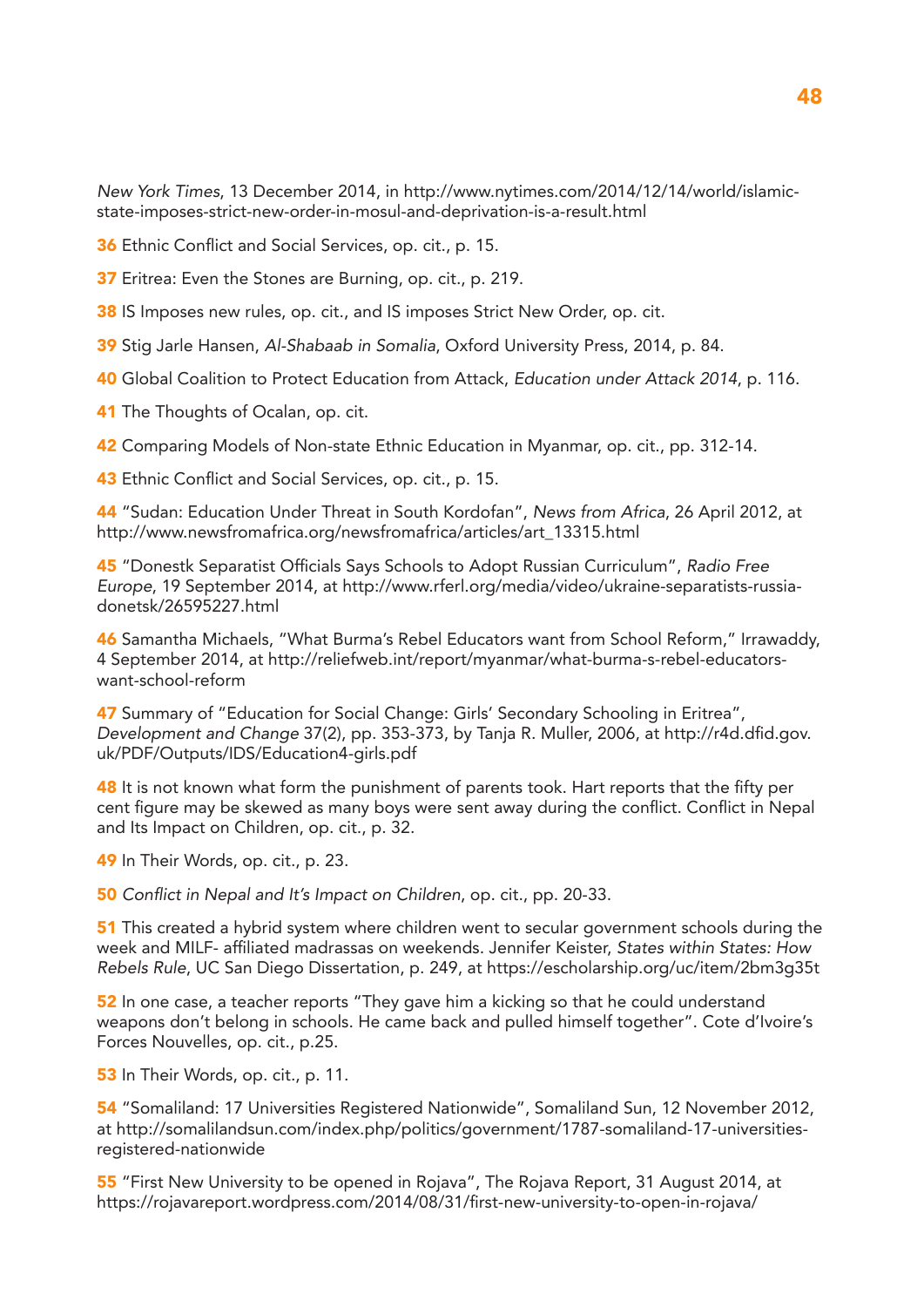*New York Times*, 13 December 2014, in http://www.nytimes.com/2014/12/14/world/islamic-state-imposes-strict-new-order-in-mosul-and-deprivation-is-a-result.html

**36** Ethnic Conflict and Social Services, op. cit., p. 15.

**37** Eritrea: Even the Stones are Burning, op. cit., p. 219.

**38** IS Imposes new rules, op. cit., and IS imposes Strict New Order, op. cit.

**39** Stig Jarle Hansen, *Al-Shabaab in Somalia*, Oxford University Press, 2014, p. 84.

**40** Global Coalition to Protect Education from Attack, *Education under Attack 2014*, p. 116.

**41** The Thoughts of Ocalan, op. cit.

**42** Comparing Models of Non-state Ethnic Education in Myanmar, op. cit., pp. 312-14.

**43** Ethnic Conflict and Social Services, op. cit., p. 15.

**44** "Sudan: Education Under Threat in South Kordofan", *News from Africa*, 26 April 2012, at http://www.newsfromafrica.org/newsfromafrica/articles/art_13315.html

**45** "Donestk Separatist Officials Says Schools to Adopt Russian Curriculum", *Radio Free Europe*, 19 September 2014, at http://www.rferl.org/media/video/ukraine-separatists-russia-donetsk/26595227.html

**46** Samantha Michaels, "What Burma's Rebel Educators want from School Reform," Irrawaddy, 4 September 2014, at http://reliefweb.int/report/myanmar/what-burma-s-rebel-educators-want-school-reform

**47** Summary of "Education for Social Change: Girls' Secondary Schooling in Eritrea", *Development and Change* 37(2), pp. 353-373, by Tanja R. Muller, 2006, at http://r4d.dfid.gov.uk/PDF/Outputs/IDS/Education4-girls.pdf

**48** It is not known what form the punishment of parents took. Hart reports that the fifty per cent figure may be skewed as many boys were sent away during the conflict. Conflict in Nepal and Its Impact on Children, op. cit., p. 32.

**49** In Their Words, op. cit., p. 23.

**50** *Conflict in Nepal and It's Impact on Children*, op. cit., pp. 20-33.

**51** This created a hybrid system where children went to secular government schools during the week and MILF- affiliated madrassas on weekends. Jennifer Keister, *States within States: How Rebels Rule*, UC San Diego Dissertation, p. 249, at https://escholarship.org/uc/item/2bm3g35t

**52** In one case, a teacher reports "They gave him a kicking so that he could understand weapons don't belong in schools. He came back and pulled himself together". Cote d'Ivoire's Forces Nouvelles, op. cit., p.25.

**53** In Their Words, op. cit., p. 11.

**54** "Somaliland: 17 Universities Registered Nationwide", Somaliland Sun, 12 November 2012, at http://somalilandsun.com/index.php/politics/government/1787-somaliland-17-universities-registered-nationwide

**55** "First New University to be opened in Rojava", The Rojava Report, 31 August 2014, at https://rojavareport.wordpress.com/2014/08/31/first-new-university-to-open-in-rojava/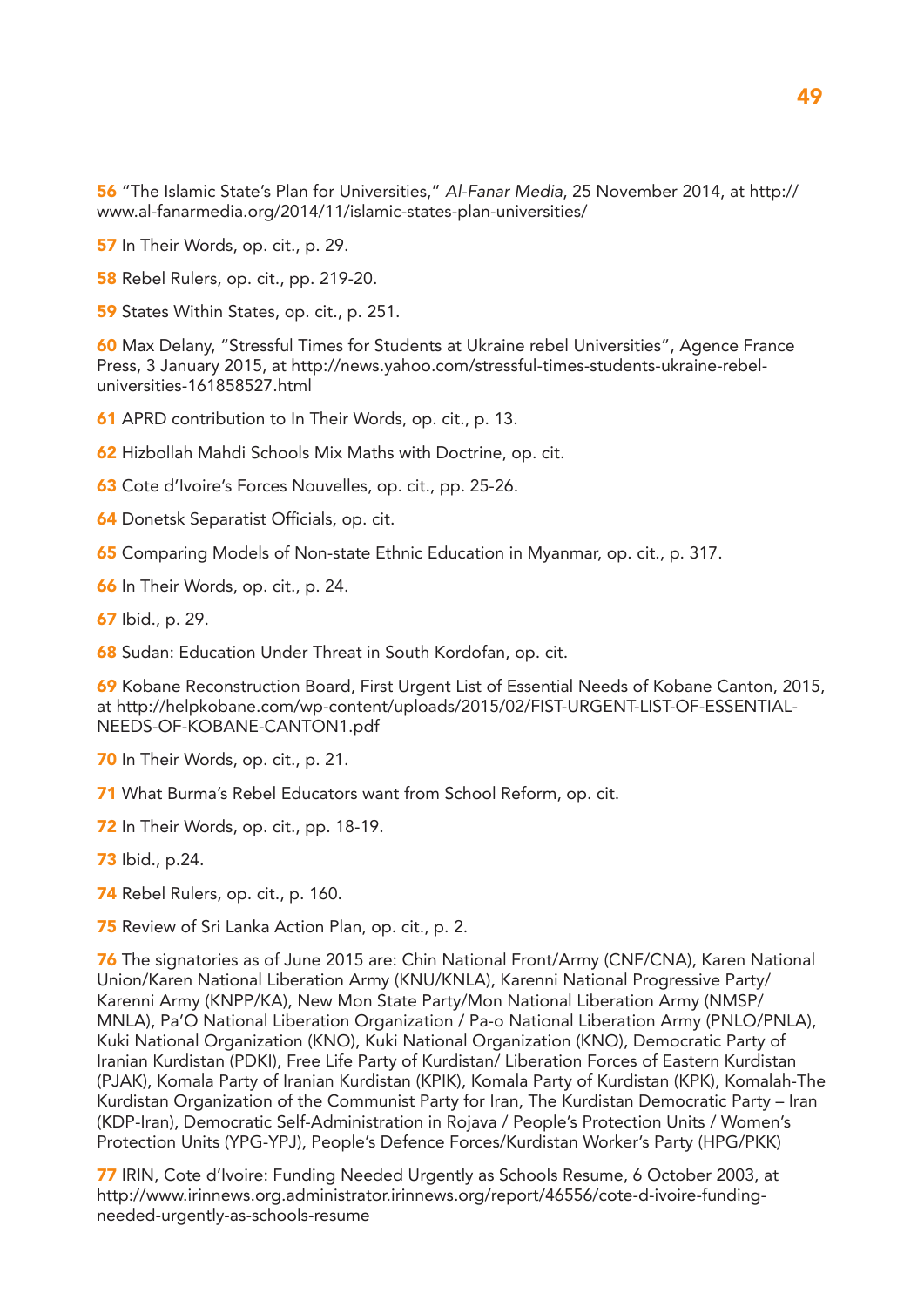56 "The Islamic State's Plan for Universities," *Al-Fanar Media*, 25 November 2014, at http://www.al-fanarmedia.org/2014/11/islamic-states-plan-universities/

57 In Their Words, op. cit., p. 29.

58 Rebel Rulers, op. cit., pp. 219-20.

59 States Within States, op. cit., p. 251.

60 Max Delany, "Stressful Times for Students at Ukraine rebel Universities", Agence France Press, 3 January 2015, at http://news.yahoo.com/stressful-times-students-ukraine-rebel-universities-161858527.html

61 APRD contribution to In Their Words, op. cit., p. 13.

62 Hizbollah Mahdi Schools Mix Maths with Doctrine, op. cit.

63 Cote d'Ivoire's Forces Nouvelles, op. cit., pp. 25-26.

64 Donetsk Separatist Officials, op. cit.

65 Comparing Models of Non-state Ethnic Education in Myanmar, op. cit., p. 317.

66 In Their Words, op. cit., p. 24.

67 Ibid., p. 29.

68 Sudan: Education Under Threat in South Kordofan, op. cit.

69 Kobane Reconstruction Board, First Urgent List of Essential Needs of Kobane Canton, 2015, at http://helpkobane.com/wp-content/uploads/2015/02/FIST-URGENT-LIST-OF-ESSENTIAL-NEEDS-OF-KOBANE-CANTON1.pdf

70 In Their Words, op. cit., p. 21.

71 What Burma's Rebel Educators want from School Reform, op. cit.

72 In Their Words, op. cit., pp. 18-19.

73 Ibid., p.24.

74 Rebel Rulers, op. cit., p. 160.

75 Review of Sri Lanka Action Plan, op. cit., p. 2.

76 The signatories as of June 2015 are: Chin National Front/Army (CNF/CNA), Karen National Union/Karen National Liberation Army (KNU/KNLA), Karenni National Progressive Party/Karenni Army (KNPP/KA), New Mon State Party/Mon National Liberation Army (NMSP/MNLA), Pa'O National Liberation Organization / Pa-o National Liberation Army (PNLO/PNLA), Kuki National Organization (KNO), Kuki National Organization (KNO), Democratic Party of Iranian Kurdistan (PDKI), Free Life Party of Kurdistan/ Liberation Forces of Eastern Kurdistan (PJAK), Komala Party of Iranian Kurdistan (KPIK), Komala Party of Kurdistan (KPK), Komalah-The Kurdistan Organization of the Communist Party for Iran, The Kurdistan Democratic Party – Iran (KDP-Iran), Democratic Self-Administration in Rojava / People's Protection Units / Women's Protection Units (YPG-YPJ), People's Defence Forces/Kurdistan Worker's Party (HPG/PKK)

77 IRIN, Cote d'Ivoire: Funding Needed Urgently as Schools Resume, 6 October 2003, at http://www.irinnews.org.administrator.irinnews.org/report/46556/cote-d-ivoire-funding-needed-urgently-as-schools-resume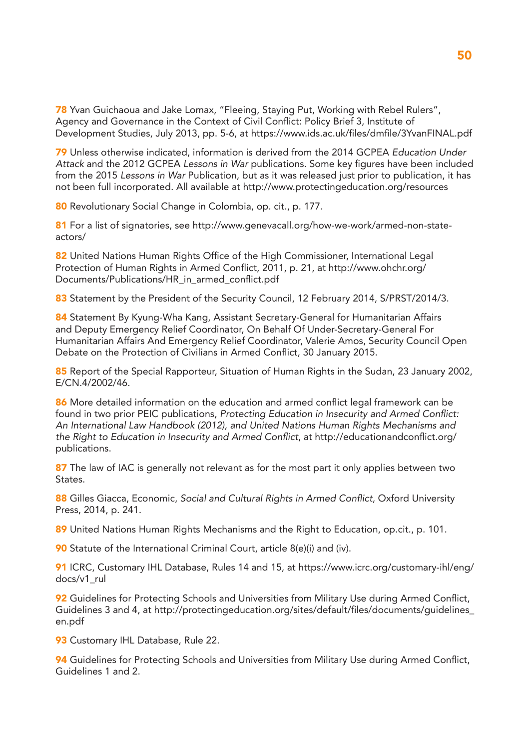**78** Yvan Guichaoua and Jake Lomax, "Fleeing, Staying Put, Working with Rebel Rulers", Agency and Governance in the Context of Civil Conflict: Policy Brief 3, Institute of Development Studies, July 2013, pp. 5-6, at https://www.ids.ac.uk/files/dmfile/3YvanFINAL.pdf

**79** Unless otherwise indicated, information is derived from the 2014 GCPEA *Education Under Attack* and the 2012 GCPEA *Lessons in War* publications. Some key figures have been included from the 2015 *Lessons in War* Publication, but as it was released just prior to publication, it has not been full incorporated. All available at http://www.protectingeducation.org/resources

**80** Revolutionary Social Change in Colombia, op. cit., p. 177.

**81** For a list of signatories, see http://www.genevacall.org/how-we-work/armed-non-state-actors/

**82** United Nations Human Rights Office of the High Commissioner, International Legal Protection of Human Rights in Armed Conflict, 2011, p. 21, at http://www.ohchr.org/Documents/Publications/HR_in_armed_conflict.pdf

**83** Statement by the President of the Security Council, 12 February 2014, S/PRST/2014/3.

**84** Statement By Kyung-Wha Kang, Assistant Secretary-General for Humanitarian Affairs and Deputy Emergency Relief Coordinator, On Behalf Of Under-Secretary-General For Humanitarian Affairs And Emergency Relief Coordinator, Valerie Amos, Security Council Open Debate on the Protection of Civilians in Armed Conflict, 30 January 2015.

**85** Report of the Special Rapporteur, Situation of Human Rights in the Sudan, 23 January 2002, E/CN.4/2002/46.

**86** More detailed information on the education and armed conflict legal framework can be found in two prior PEIC publications, *Protecting Education in Insecurity and Armed Conflict: An International Law Handbook (2012), and United Nations Human Rights Mechanisms and the Right to Education in Insecurity and Armed Conflict*, at http://educationandconflict.org/publications.

**87** The law of IAC is generally not relevant as for the most part it only applies between two States.

**88** Gilles Giacca, Economic, *Social and Cultural Rights in Armed Conflict*, Oxford University Press, 2014, p. 241.

**89** United Nations Human Rights Mechanisms and the Right to Education, op.cit., p. 101.

**90** Statute of the International Criminal Court, article 8(e)(i) and (iv).

**91** ICRC, Customary IHL Database, Rules 14 and 15, at https://www.icrc.org/customary-ihl/eng/docs/v1_rul

**92** Guidelines for Protecting Schools and Universities from Military Use during Armed Conflict, Guidelines 3 and 4, at http://protectingeducation.org/sites/default/files/documents/guidelines_en.pdf

**93** Customary IHL Database, Rule 22.

**94** Guidelines for Protecting Schools and Universities from Military Use during Armed Conflict, Guidelines 1 and 2.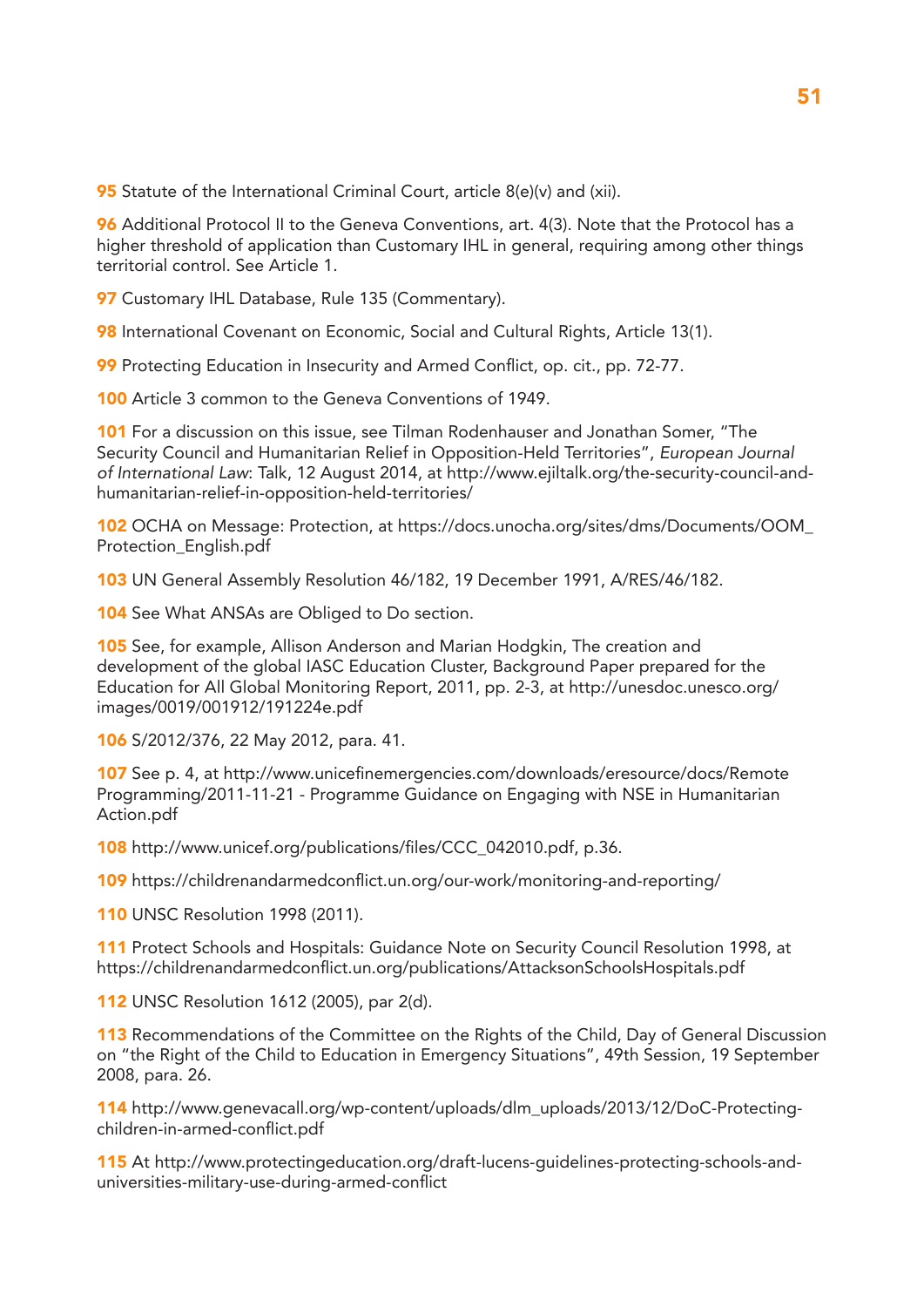**95** Statute of the International Criminal Court, article 8(e)(v) and (xii).

**96** Additional Protocol II to the Geneva Conventions, art. 4(3). Note that the Protocol has a higher threshold of application than Customary IHL in general, requiring among other things territorial control. See Article 1.

**97** Customary IHL Database, Rule 135 (Commentary).

**98** International Covenant on Economic, Social and Cultural Rights, Article 13(1).

**99** Protecting Education in Insecurity and Armed Conflict, op. cit., pp. 72-77.

**100** Article 3 common to the Geneva Conventions of 1949.

**101** For a discussion on this issue, see Tilman Rodenhauser and Jonathan Somer, "The Security Council and Humanitarian Relief in Opposition-Held Territories", *European Journal of International Law*: Talk, 12 August 2014, at http://www.ejiltalk.org/the-security-council-and-humanitarian-relief-in-opposition-held-territories/

**102** OCHA on Message: Protection, at https://docs.unocha.org/sites/dms/Documents/OOM_Protection_English.pdf

**103** UN General Assembly Resolution 46/182, 19 December 1991, A/RES/46/182.

**104** See What ANSAs are Obliged to Do section.

**105** See, for example, Allison Anderson and Marian Hodgkin, The creation and development of the global IASC Education Cluster, Background Paper prepared for the Education for All Global Monitoring Report, 2011, pp. 2-3, at http://unesdoc.unesco.org/images/0019/001912/191224e.pdf

**106** S/2012/376, 22 May 2012, para. 41.

**107** See p. 4, at http://www.unicefinemergencies.com/downloads/eresource/docs/Remote Programming/2011-11-21 - Programme Guidance on Engaging with NSE in Humanitarian Action.pdf

**108** http://www.unicef.org/publications/files/CCC_042010.pdf, p.36.

**109** https://childrenandarmedconflict.un.org/our-work/monitoring-and-reporting/

**110** UNSC Resolution 1998 (2011).

**111** Protect Schools and Hospitals: Guidance Note on Security Council Resolution 1998, at https://childrenandarmedconflict.un.org/publications/AttacksonSchoolsHospitals.pdf

**112** UNSC Resolution 1612 (2005), par 2(d).

**113** Recommendations of the Committee on the Rights of the Child, Day of General Discussion on "the Right of the Child to Education in Emergency Situations", 49th Session, 19 September 2008, para. 26.

**114** http://www.genevacall.org/wp-content/uploads/dlm_uploads/2013/12/DoC-Protecting-children-in-armed-conflict.pdf

**115** At http://www.protectingeducation.org/draft-lucens-guidelines-protecting-schools-and-universities-military-use-during-armed-conflict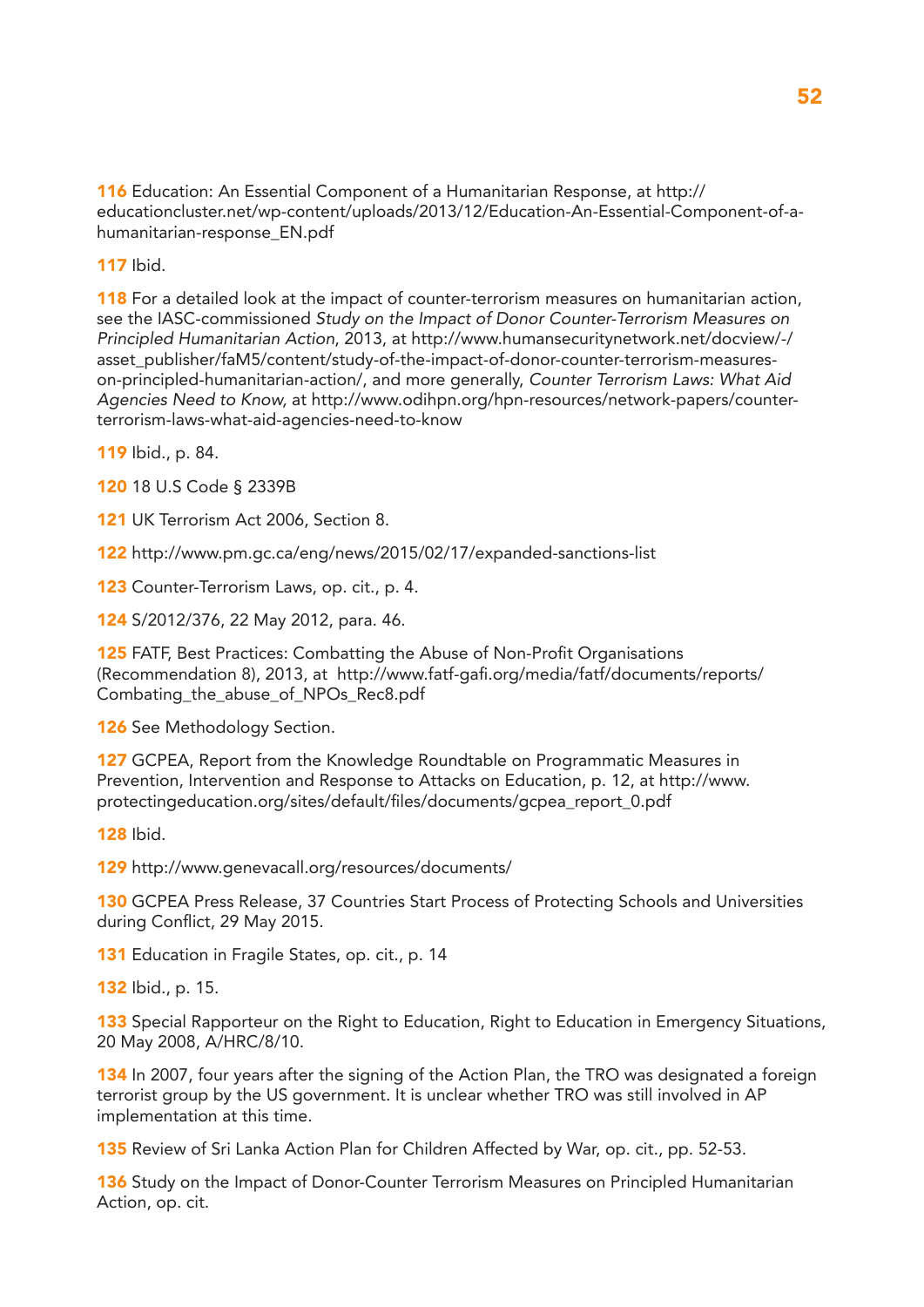**116** Education: An Essential Component of a Humanitarian Response, at http://educationcluster.net/wp-content/uploads/2013/12/Education-An-Essential-Component-of-a-humanitarian-response_EN.pdf

**117** Ibid.

**118** For a detailed look at the impact of counter-terrorism measures on humanitarian action, see the IASC-commissioned *Study on the Impact of Donor Counter-Terrorism Measures on Principled Humanitarian Action*, 2013, at http://www.humansecuritynetwork.net/docview/-/asset_publisher/faM5/content/study-of-the-impact-of-donor-counter-terrorism-measures-on-principled-humanitarian-action/, and more generally, *Counter Terrorism Laws: What Aid Agencies Need to Know,* at http://www.odihpn.org/hpn-resources/network-papers/counter-terrorism-laws-what-aid-agencies-need-to-know

**119** Ibid., p. 84.

**120** 18 U.S Code § 2339B

**121** UK Terrorism Act 2006, Section 8.

**122** http://www.pm.gc.ca/eng/news/2015/02/17/expanded-sanctions-list

**123** Counter-Terrorism Laws, op. cit., p. 4.

**124** S/2012/376, 22 May 2012, para. 46.

**125** FATF, Best Practices: Combatting the Abuse of Non-Profit Organisations (Recommendation 8), 2013, at http://www.fatf-gafi.org/media/fatf/documents/reports/Combating_the_abuse_of_NPOs_Rec8.pdf

**126** See Methodology Section.

**127** GCPEA, Report from the Knowledge Roundtable on Programmatic Measures in Prevention, Intervention and Response to Attacks on Education, p. 12, at http://www.protectingeducation.org/sites/default/files/documents/gcpea_report_0.pdf

**128** Ibid.

**129** http://www.genevacall.org/resources/documents/

**130** GCPEA Press Release, 37 Countries Start Process of Protecting Schools and Universities during Conflict, 29 May 2015.

**131** Education in Fragile States, op. cit., p. 14

**132** Ibid., p. 15.

**133** Special Rapporteur on the Right to Education, Right to Education in Emergency Situations, 20 May 2008, A/HRC/8/10.

**134** In 2007, four years after the signing of the Action Plan, the TRO was designated a foreign terrorist group by the US government. It is unclear whether TRO was still involved in AP implementation at this time.

**135** Review of Sri Lanka Action Plan for Children Affected by War, op. cit., pp. 52-53.

**136** Study on the Impact of Donor-Counter Terrorism Measures on Principled Humanitarian Action, op. cit.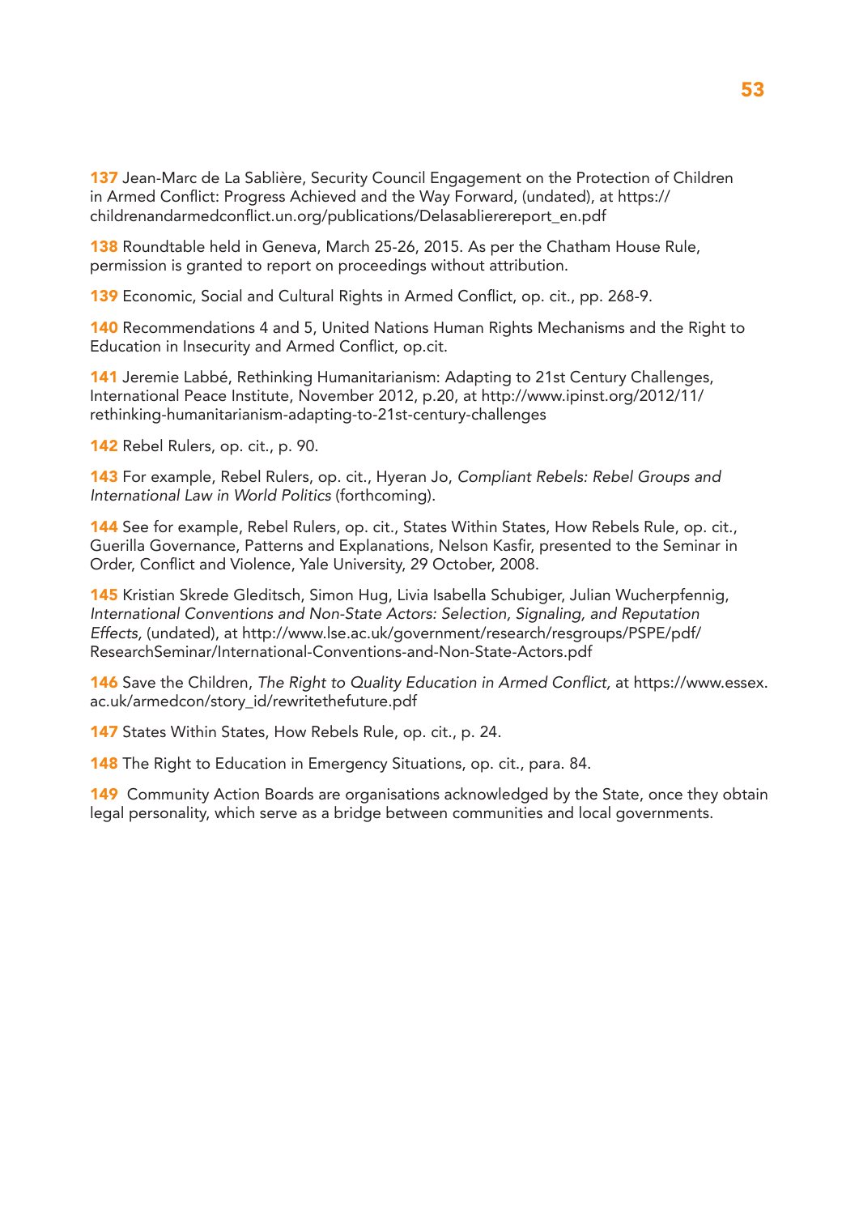**137** Jean-Marc de La Sablière, Security Council Engagement on the Protection of Children in Armed Conflict: Progress Achieved and the Way Forward, (undated), at https://childrenandarmedconflict.un.org/publications/Delasabliererereport_en.pdf

**138** Roundtable held in Geneva, March 25-26, 2015. As per the Chatham House Rule, permission is granted to report on proceedings without attribution.

**139** Economic, Social and Cultural Rights in Armed Conflict, op. cit., pp. 268-9.

**140** Recommendations 4 and 5, United Nations Human Rights Mechanisms and the Right to Education in Insecurity and Armed Conflict, op.cit.

**141** Jeremie Labbé, Rethinking Humanitarianism: Adapting to 21st Century Challenges, International Peace Institute, November 2012, p.20, at http://www.ipinst.org/2012/11/rethinking-humanitarianism-adapting-to-21st-century-challenges

**142** Rebel Rulers, op. cit., p. 90.

**143** For example, Rebel Rulers, op. cit., Hyeran Jo, *Compliant Rebels: Rebel Groups and International Law in World Politics* (forthcoming).

**144** See for example, Rebel Rulers, op. cit., States Within States, How Rebels Rule, op. cit., Guerilla Governance, Patterns and Explanations, Nelson Kasfir, presented to the Seminar in Order, Conflict and Violence, Yale University, 29 October, 2008.

**145** Kristian Skrede Gleditsch, Simon Hug, Livia Isabella Schubiger, Julian Wucherpfennig, *International Conventions and Non-State Actors: Selection, Signaling, and Reputation Effects,* (undated), at http://www.lse.ac.uk/government/research/resgroups/PSPE/pdf/ResearchSeminar/International-Conventions-and-Non-State-Actors.pdf

**146** Save the Children, *The Right to Quality Education in Armed Conflict,* at https://www.essex.ac.uk/armedcon/story_id/rewritethefuture.pdf

**147** States Within States, How Rebels Rule, op. cit., p. 24.

**148** The Right to Education in Emergency Situations, op. cit., para. 84.

**149** Community Action Boards are organisations acknowledged by the State, once they obtain legal personality, which serve as a bridge between communities and local governments.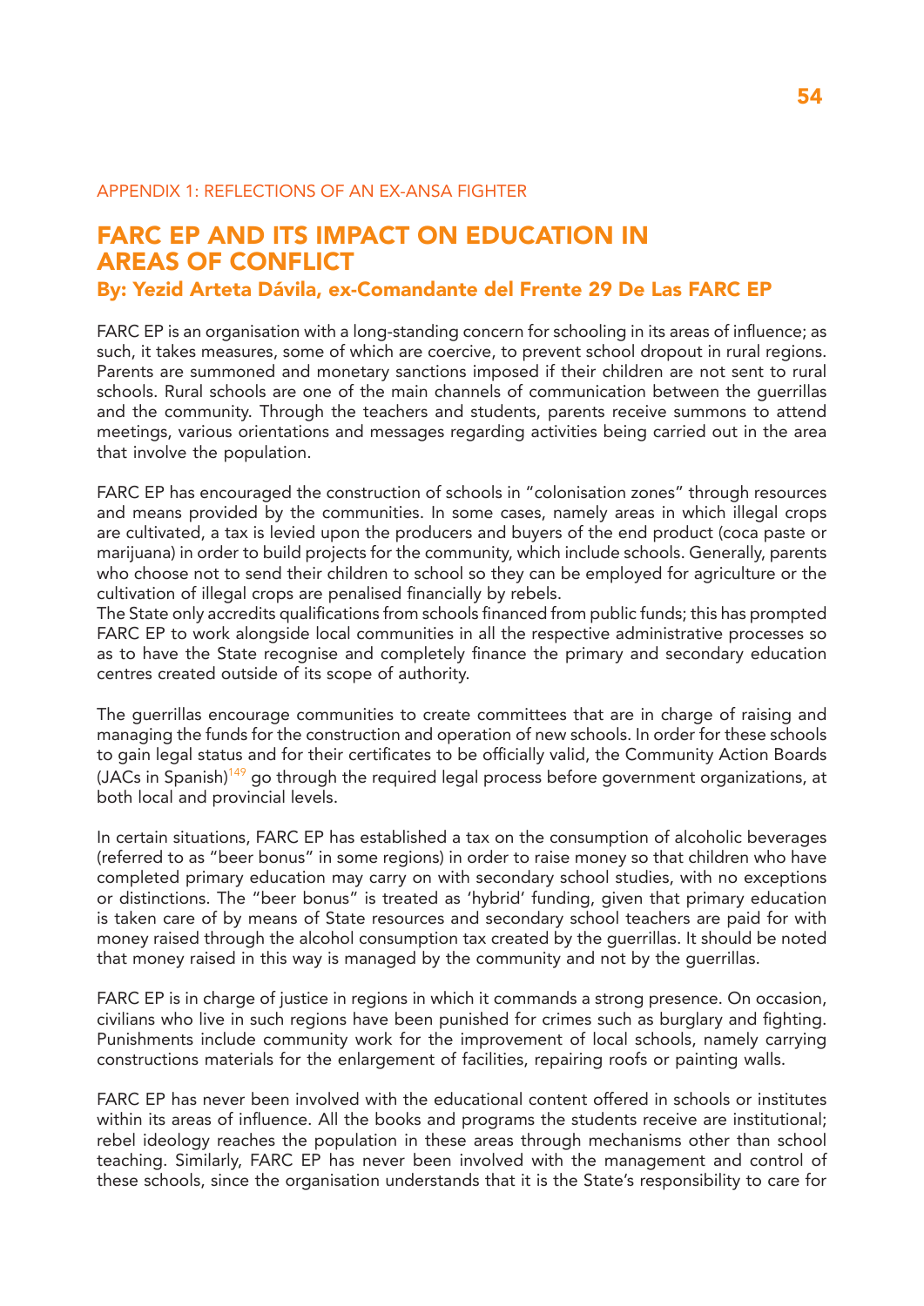APPENDIX 1: REFLECTIONS OF AN EX-ANSA FIGHTER

# FARC EP AND ITS IMPACT ON EDUCATION IN AREAS OF CONFLICT

### By: Yezid Arteta Dávila, ex-Comandante del Frente 29 De Las FARC EP

FARC EP is an organisation with a long-standing concern for schooling in its areas of influence; as such, it takes measures, some of which are coercive, to prevent school dropout in rural regions. Parents are summoned and monetary sanctions imposed if their children are not sent to rural schools. Rural schools are one of the main channels of communication between the guerrillas and the community. Through the teachers and students, parents receive summons to attend meetings, various orientations and messages regarding activities being carried out in the area that involve the population.

FARC EP has encouraged the construction of schools in "colonisation zones" through resources and means provided by the communities. In some cases, namely areas in which illegal crops are cultivated, a tax is levied upon the producers and buyers of the end product (coca paste or marijuana) in order to build projects for the community, which include schools. Generally, parents who choose not to send their children to school so they can be employed for agriculture or the cultivation of illegal crops are penalised financially by rebels.
The State only accredits qualifications from schools financed from public funds; this has prompted FARC EP to work alongside local communities in all the respective administrative processes so as to have the State recognise and completely finance the primary and secondary education centres created outside of its scope of authority.

The guerrillas encourage communities to create committees that are in charge of raising and managing the funds for the construction and operation of new schools. In order for these schools to gain legal status and for their certificates to be officially valid, the Community Action Boards (JACs in Spanish)[149] go through the required legal process before government organizations, at both local and provincial levels.

In certain situations, FARC EP has established a tax on the consumption of alcoholic beverages (referred to as "beer bonus" in some regions) in order to raise money so that children who have completed primary education may carry on with secondary school studies, with no exceptions or distinctions. The "beer bonus" is treated as 'hybrid' funding, given that primary education is taken care of by means of State resources and secondary school teachers are paid for with money raised through the alcohol consumption tax created by the guerrillas. It should be noted that money raised in this way is managed by the community and not by the guerrillas.

FARC EP is in charge of justice in regions in which it commands a strong presence. On occasion, civilians who live in such regions have been punished for crimes such as burglary and fighting. Punishments include community work for the improvement of local schools, namely carrying constructions materials for the enlargement of facilities, repairing roofs or painting walls.

FARC EP has never been involved with the educational content offered in schools or institutes within its areas of influence. All the books and programs the students receive are institutional; rebel ideology reaches the population in these areas through mechanisms other than school teaching. Similarly, FARC EP has never been involved with the management and control of these schools, since the organisation understands that it is the State's responsibility to care for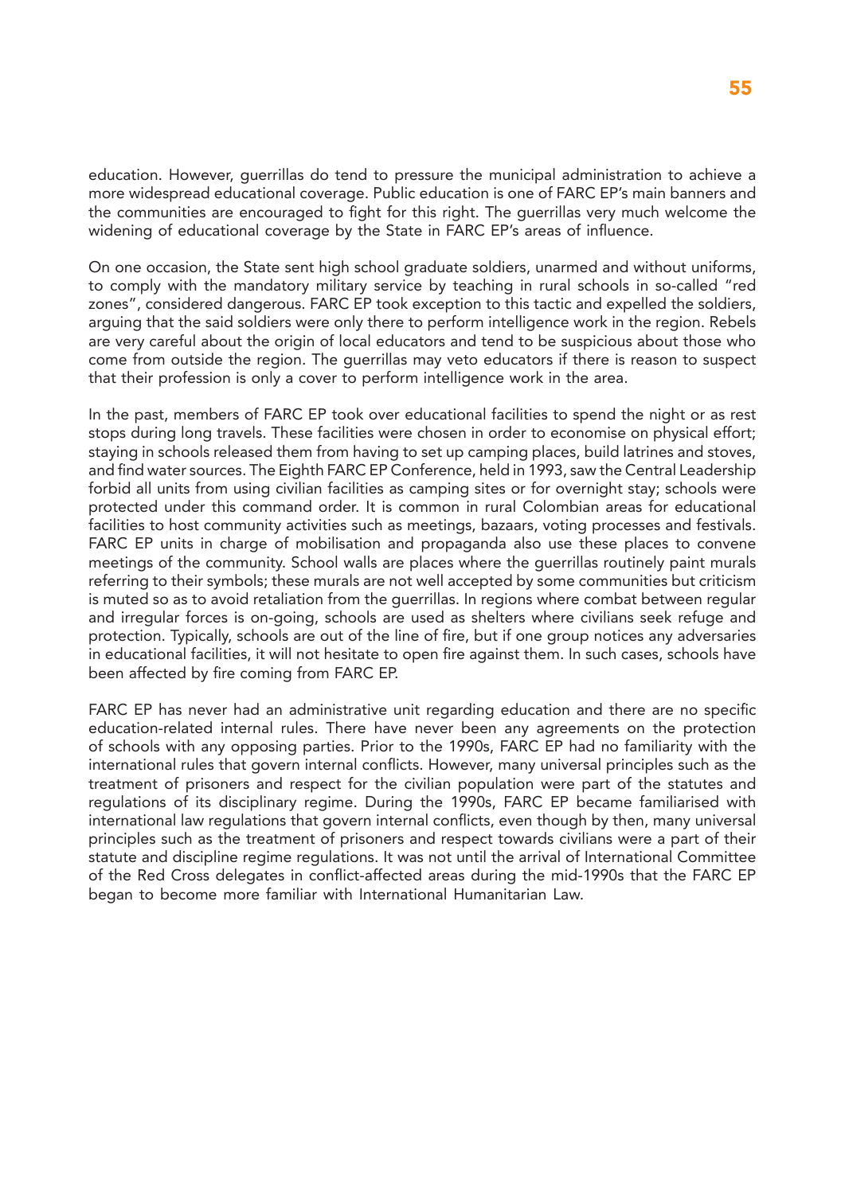education. However, guerrillas do tend to pressure the municipal administration to achieve a more widespread educational coverage. Public education is one of FARC EP's main banners and the communities are encouraged to fight for this right. The guerrillas very much welcome the widening of educational coverage by the State in FARC EP's areas of influence.

On one occasion, the State sent high school graduate soldiers, unarmed and without uniforms, to comply with the mandatory military service by teaching in rural schools in so-called "red zones", considered dangerous. FARC EP took exception to this tactic and expelled the soldiers, arguing that the said soldiers were only there to perform intelligence work in the region. Rebels are very careful about the origin of local educators and tend to be suspicious about those who come from outside the region. The guerrillas may veto educators if there is reason to suspect that their profession is only a cover to perform intelligence work in the area.

In the past, members of FARC EP took over educational facilities to spend the night or as rest stops during long travels. These facilities were chosen in order to economise on physical effort; staying in schools released them from having to set up camping places, build latrines and stoves, and find water sources. The Eighth FARC EP Conference, held in 1993, saw the Central Leadership forbid all units from using civilian facilities as camping sites or for overnight stay; schools were protected under this command order. It is common in rural Colombian areas for educational facilities to host community activities such as meetings, bazaars, voting processes and festivals. FARC EP units in charge of mobilisation and propaganda also use these places to convene meetings of the community. School walls are places where the guerrillas routinely paint murals referring to their symbols; these murals are not well accepted by some communities but criticism is muted so as to avoid retaliation from the guerrillas. In regions where combat between regular and irregular forces is on-going, schools are used as shelters where civilians seek refuge and protection. Typically, schools are out of the line of fire, but if one group notices any adversaries in educational facilities, it will not hesitate to open fire against them. In such cases, schools have been affected by fire coming from FARC EP.

FARC EP has never had an administrative unit regarding education and there are no specific education-related internal rules. There have never been any agreements on the protection of schools with any opposing parties. Prior to the 1990s, FARC EP had no familiarity with the international rules that govern internal conflicts. However, many universal principles such as the treatment of prisoners and respect for the civilian population were part of the statutes and regulations of its disciplinary regime. During the 1990s, FARC EP became familiarised with international law regulations that govern internal conflicts, even though by then, many universal principles such as the treatment of prisoners and respect towards civilians were a part of their statute and discipline regime regulations. It was not until the arrival of International Committee of the Red Cross delegates in conflict-affected areas during the mid-1990s that the FARC EP began to become more familiar with International Humanitarian Law.